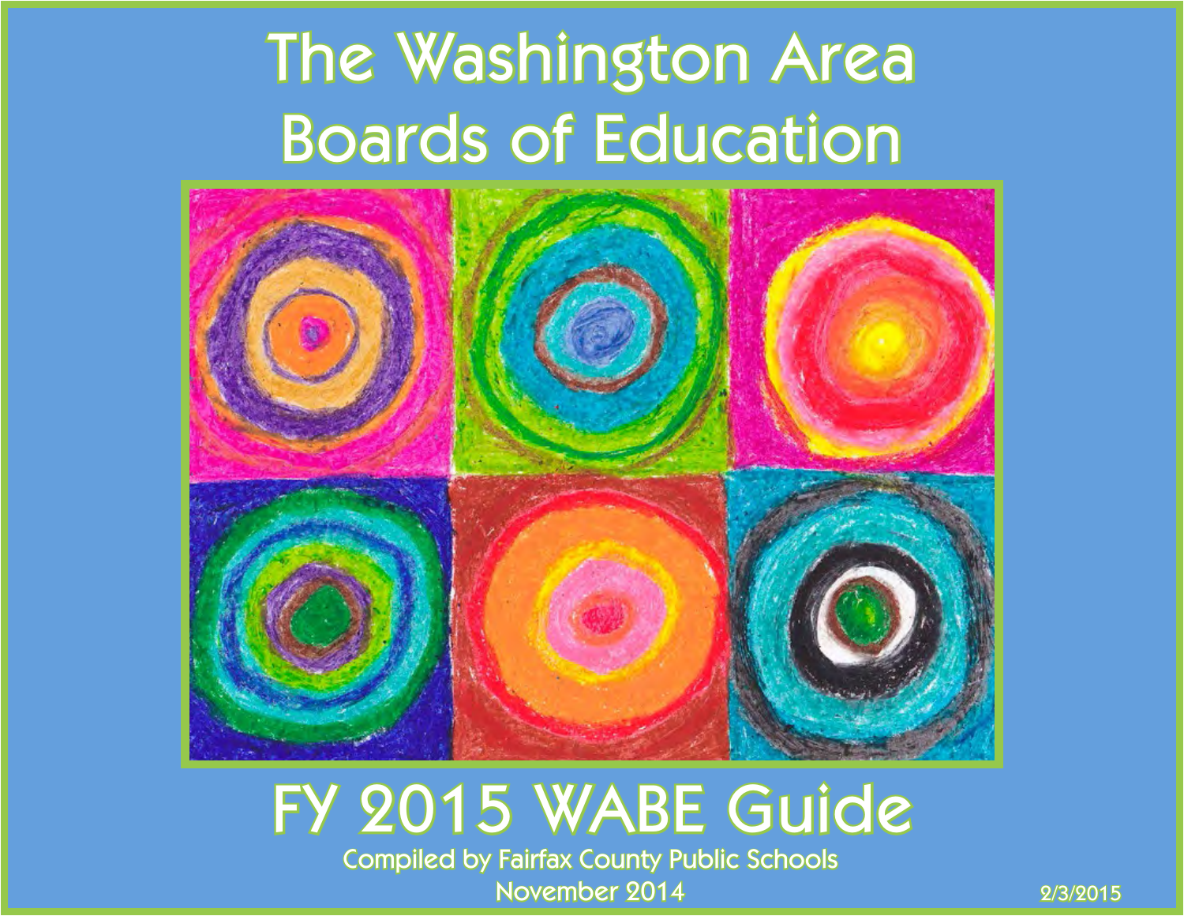# The Washington Area Boards of Education

# FY 2015 WABE Guide

Compiled by Fairfax County Public Schools

November 2014

2/3/2015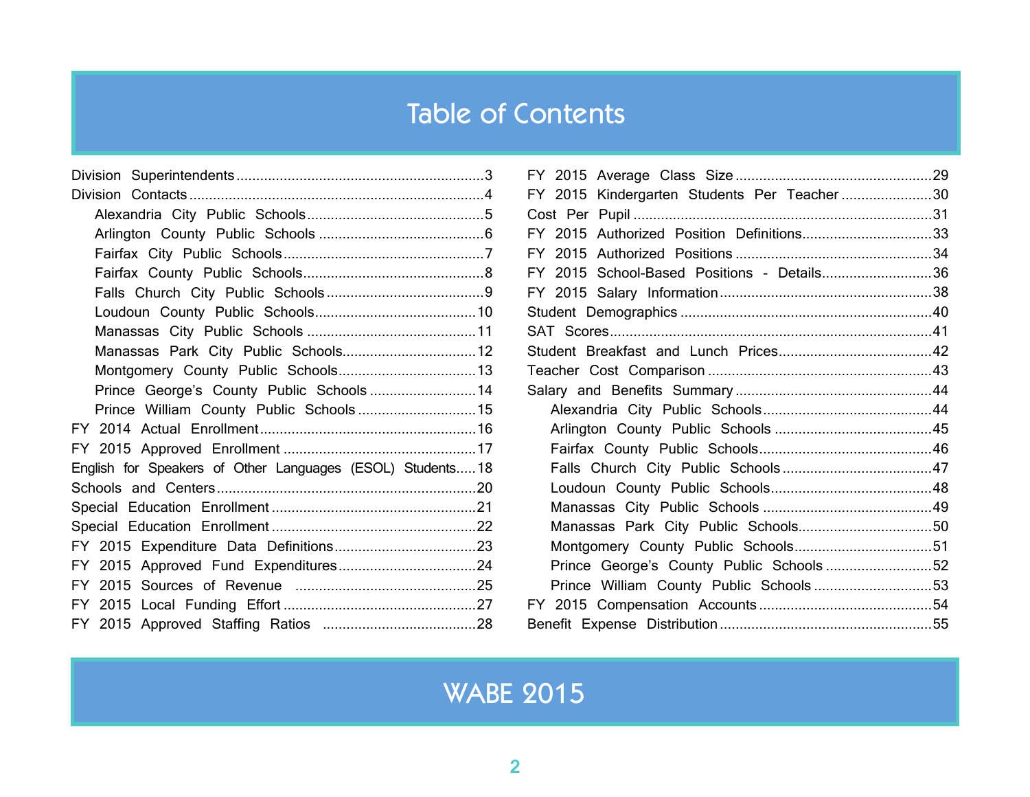# Table of Contents

- Division Superintendents ... 3
- Division Contacts ... 4
  - Alexandria City Public Schools ... 5
  - Arlington County Public Schools ... 6
  - Fairfax City Public Schools ... 7
  - Fairfax County Public Schools ... 8
  - Falls Church City Public Schools ... 9
  - Loudoun County Public Schools ... 10
  - Manassas City Public Schools ... 11
  - Manassas Park City Public Schools ... 12
  - Montgomery County Public Schools ... 13
  - Prince George's County Public Schools ... 14
  - Prince William County Public Schools ... 15
- FY 2014 Actual Enrollment ... 16
- FY 2015 Approved Enrollment ... 17
- English for Speakers of Other Languages (ESOL) Students ... 18
- Schools and Centers ... 20
- Special Education Enrollment ... 21
- Special Education Enrollment ... 22
- FY 2015 Expenditure Data Definitions ... 23
- FY 2015 Approved Fund Expenditures ... 24
- FY 2015 Sources of Revenue ... 25
- FY 2015 Local Funding Effort ... 27
- FY 2015 Approved Staffing Ratios ... 28
- FY 2015 Average Class Size ... 29
- FY 2015 Kindergarten Students Per Teacher ... 30
- Cost Per Pupil ... 31
- FY 2015 Authorized Position Definitions ... 33
- FY 2015 Authorized Positions ... 34
- FY 2015 School-Based Positions - Details ... 36
- FY 2015 Salary Information ... 38
- Student Demographics ... 40
- SAT Scores ... 41
- Student Breakfast and Lunch Prices ... 42
- Teacher Cost Comparison ... 43
- Salary and Benefits Summary ... 44
  - Alexandria City Public Schools ... 44
  - Arlington County Public Schools ... 45
  - Fairfax County Public Schools ... 46
  - Falls Church City Public Schools ... 47
  - Loudoun County Public Schools ... 48
  - Manassas City Public Schools ... 49
  - Manassas Park City Public Schools ... 50
  - Montgomery County Public Schools ... 51
  - Prince George's County Public Schools ... 52
  - Prince William County Public Schools ... 53
- FY 2015 Compensation Accounts ... 54
- Benefit Expense Distribution ... 55

WABE 2015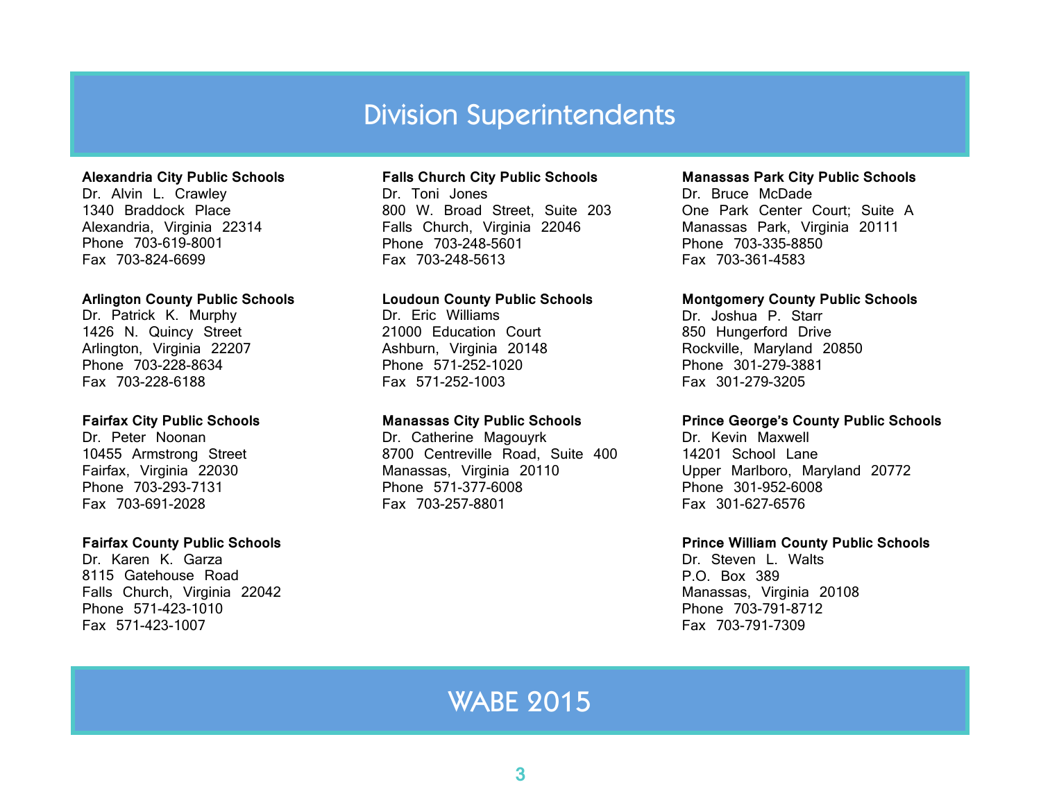# Division Superintendents

**Alexandria City Public Schools**
Dr. Alvin L. Crawley
1340 Braddock Place
Alexandria, Virginia 22314
Phone 703-619-8001
Fax 703-824-6699

**Arlington County Public Schools**
Dr. Patrick K. Murphy
1426 N. Quincy Street
Arlington, Virginia 22207
Phone 703-228-8634
Fax 703-228-6188

**Fairfax City Public Schools**
Dr. Peter Noonan
10455 Armstrong Street
Fairfax, Virginia 22030
Phone 703-293-7131
Fax 703-691-2028

**Fairfax County Public Schools**
Dr. Karen K. Garza
8115 Gatehouse Road
Falls Church, Virginia 22042
Phone 571-423-1010
Fax 571-423-1007

**Falls Church City Public Schools**
Dr. Toni Jones
800 W. Broad Street, Suite 203
Falls Church, Virginia 22046
Phone 703-248-5601
Fax 703-248-5613

**Loudoun County Public Schools**
Dr. Eric Williams
21000 Education Court
Ashburn, Virginia 20148
Phone 571-252-1020
Fax 571-252-1003

**Manassas City Public Schools**
Dr. Catherine Magouyrk
8700 Centreville Road, Suite 400
Manassas, Virginia 20110
Phone 571-377-6008
Fax 703-257-8801

**Manassas Park City Public Schools**
Dr. Bruce McDade
One Park Center Court; Suite A
Manassas Park, Virginia 20111
Phone 703-335-8850
Fax 703-361-4583

**Montgomery County Public Schools**
Dr. Joshua P. Starr
850 Hungerford Drive
Rockville, Maryland 20850
Phone 301-279-3881
Fax 301-279-3205

**Prince George's County Public Schools**
Dr. Kevin Maxwell
14201 School Lane
Upper Marlboro, Maryland 20772
Phone 301-952-6008
Fax 301-627-6576

**Prince William County Public Schools**
Dr. Steven L. Walts
P.O. Box 389
Manassas, Virginia 20108
Phone 703-791-8712
Fax 703-791-7309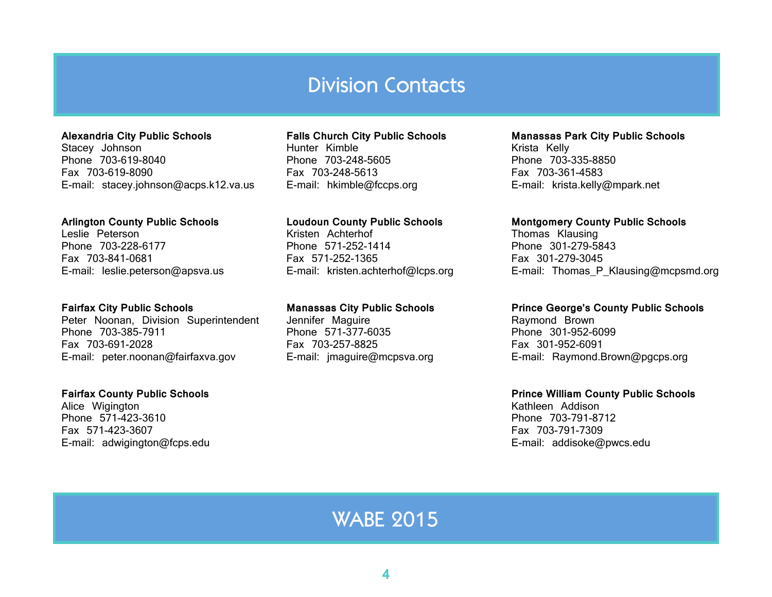# Division Contacts

**Alexandria City Public Schools**
Stacey Johnson
Phone 703-619-8040
Fax 703-619-8090
E-mail: stacey.johnson@acps.k12.va.us

**Arlington County Public Schools**
Leslie Peterson
Phone 703-228-6177
Fax 703-841-0681
E-mail: leslie.peterson@apsva.us

**Fairfax City Public Schools**
Peter Noonan, Division Superintendent
Phone 703-385-7911
Fax 703-691-2028
E-mail: peter.noonan@fairfaxva.gov

**Fairfax County Public Schools**
Alice Wigington
Phone 571-423-3610
Fax 571-423-3607
E-mail: adwigington@fcps.edu

**Falls Church City Public Schools**
Hunter Kimble
Phone 703-248-5605
Fax 703-248-5613
E-mail: hkimble@fccps.org

**Loudoun County Public Schools**
Kristen Achterhof
Phone 571-252-1414
Fax 571-252-1365
E-mail: kristen.achterhof@lcps.org

**Manassas City Public Schools**
Jennifer Maguire
Phone 571-377-6035
Fax 703-257-8825
E-mail: jmaguire@mcpsva.org

**Manassas Park City Public Schools**
Krista Kelly
Phone 703-335-8850
Fax 703-361-4583
E-mail: krista.kelly@mpark.net

**Montgomery County Public Schools**
Thomas Klausing
Phone 301-279-5843
Fax 301-279-3045
E-mail: Thomas_P_Klausing@mcpsmd.org

**Prince George's County Public Schools**
Raymond Brown
Phone 301-952-6099
Fax 301-952-6091
E-mail: Raymond.Brown@pgcps.org

**Prince William County Public Schools**
Kathleen Addison
Phone 703-791-8712
Fax 703-791-7309
E-mail: addisoke@pwcs.edu

WABE 2015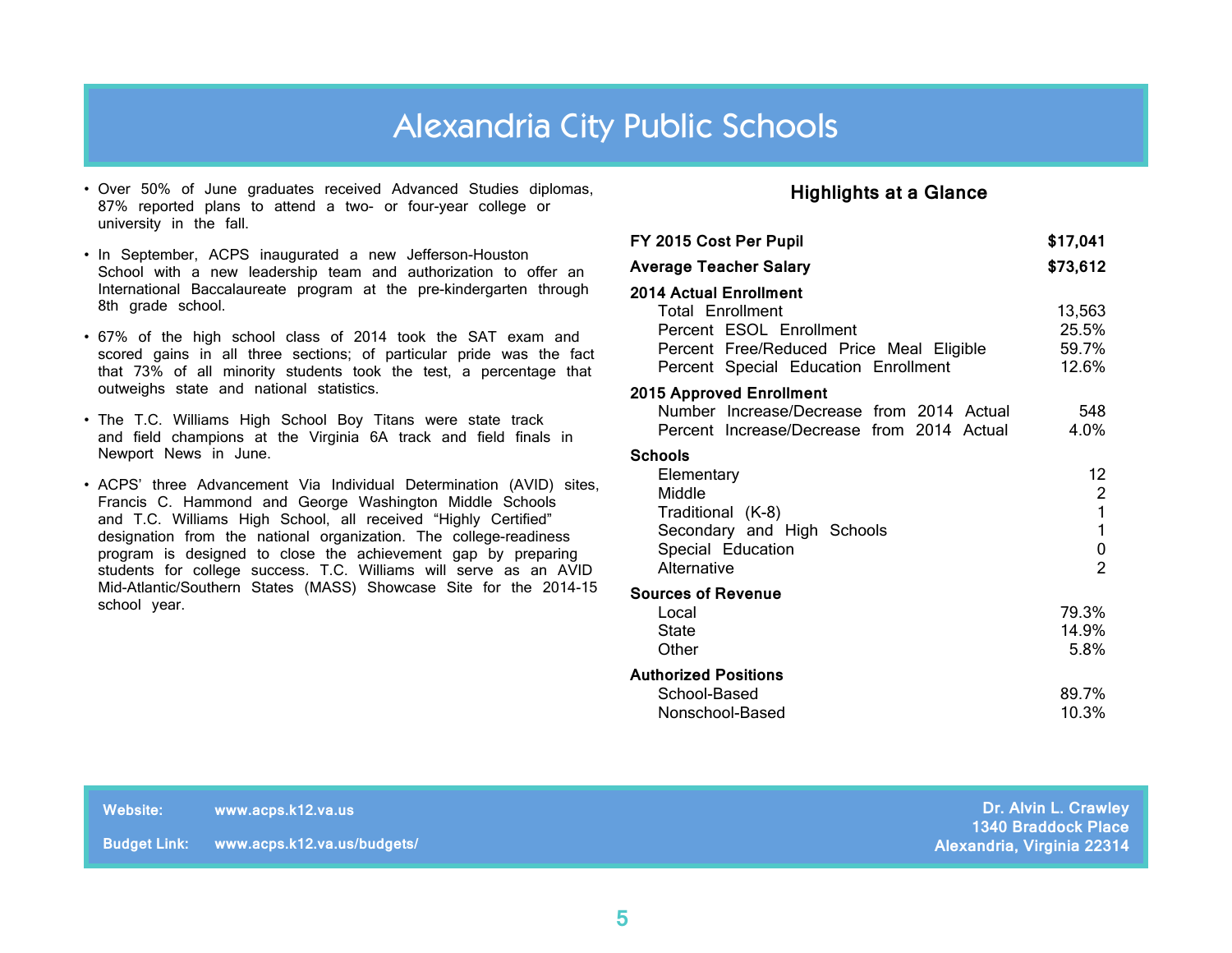# Alexandria City Public Schools

- Over 50% of June graduates received Advanced Studies diplomas, 87% reported plans to attend a two- or four-year college or university in the fall.
- In September, ACPS inaugurated a new Jefferson-Houston School with a new leadership team and authorization to offer an International Baccalaureate program at the pre-kindergarten through 8th grade school.
- 67% of the high school class of 2014 took the SAT exam and scored gains in all three sections; of particular pride was the fact that 73% of all minority students took the test, a percentage that outweighs state and national statistics.
- The T.C. Williams High School Boy Titans were state track and field champions at the Virginia 6A track and field finals in Newport News in June.
- ACPS' three Advancement Via Individual Determination (AVID) sites, Francis C. Hammond and George Washington Middle Schools and T.C. Williams High School, all received "Highly Certified" designation from the national organization. The college-readiness program is designed to close the achievement gap by preparing students for college success. T.C. Williams will serve as an AVID Mid-Atlantic/Southern States (MASS) Showcase Site for the 2014-15 school year.

## Highlights at a Glance

| | |
|---|---|
| **FY 2015 Cost Per Pupil** | **$17,041** |
| **Average Teacher Salary** | **$73,612** |
| **2014 Actual Enrollment** | |
| Total Enrollment | 13,563 |
| Percent ESOL Enrollment | 25.5% |
| Percent Free/Reduced Price Meal Eligible | 59.7% |
| Percent Special Education Enrollment | 12.6% |
| **2015 Approved Enrollment** | |
| Number Increase/Decrease from 2014 Actual | 548 |
| Percent Increase/Decrease from 2014 Actual | 4.0% |
| **Schools** | |
| Elementary | 12 |
| Middle | 2 |
| Traditional (K-8) | 1 |
| Secondary and High Schools | 1 |
| Special Education | 0 |
| Alternative | 2 |
| **Sources of Revenue** | |
| Local | 79.3% |
| State | 14.9% |
| Other | 5.8% |
| **Authorized Positions** | |
| School-Based | 89.7% |
| Nonschool-Based | 10.3% |

**Website:** www.acps.k12.va.us

**Budget Link:** www.acps.k12.va.us/budgets/

**Dr. Alvin L. Crawley**
**1340 Braddock Place**
**Alexandria, Virginia 22314**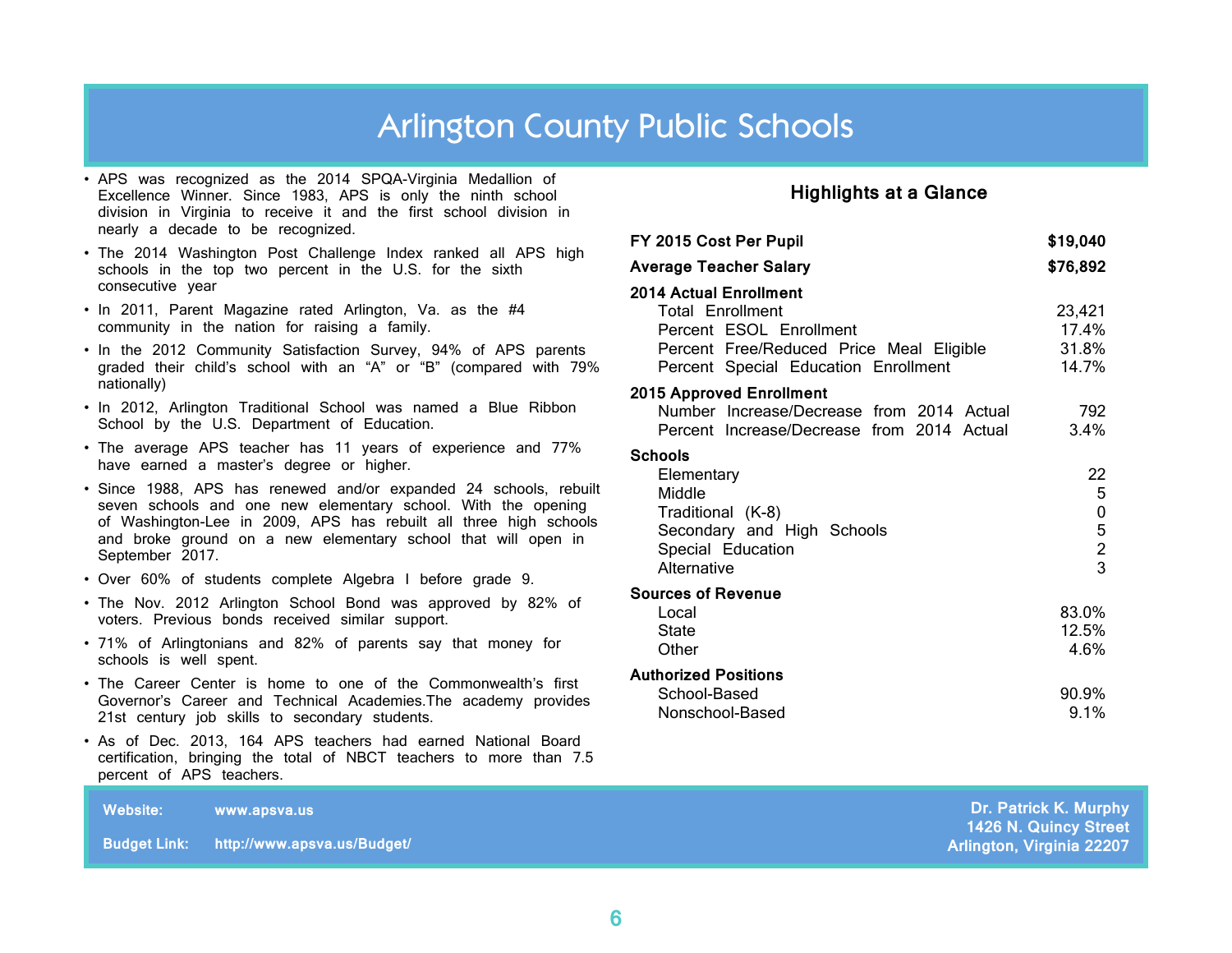# Arlington County Public Schools

- APS was recognized as the 2014 SPQA-Virginia Medallion of Excellence Winner. Since 1983, APS is only the ninth school division in Virginia to receive it and the first school division in nearly a decade to be recognized.
- The 2014 Washington Post Challenge Index ranked all APS high schools in the top two percent in the U.S. for the sixth consecutive year
- In 2011, Parent Magazine rated Arlington, Va. as the #4 community in the nation for raising a family.
- In the 2012 Community Satisfaction Survey, 94% of APS parents graded their child's school with an "A" or "B" (compared with 79% nationally)
- In 2012, Arlington Traditional School was named a Blue Ribbon School by the U.S. Department of Education.
- The average APS teacher has 11 years of experience and 77% have earned a master's degree or higher.
- Since 1988, APS has renewed and/or expanded 24 schools, rebuilt seven schools and one new elementary school. With the opening of Washington-Lee in 2009, APS has rebuilt all three high schools and broke ground on a new elementary school that will open in September 2017.
- Over 60% of students complete Algebra I before grade 9.
- The Nov. 2012 Arlington School Bond was approved by 82% of voters. Previous bonds received similar support.
- 71% of Arlingtonians and 82% of parents say that money for schools is well spent.
- The Career Center is home to one of the Commonwealth's first Governor's Career and Technical Academies.The academy provides 21st century job skills to secondary students.
- As of Dec. 2013, 164 APS teachers had earned National Board certification, bringing the total of NBCT teachers to more than 7.5 percent of APS teachers.

## Highlights at a Glance

| | |
|---|---|
| **FY 2015 Cost Per Pupil** | **$19,040** |
| **Average Teacher Salary** | **$76,892** |
| **2014 Actual Enrollment** | |
| Total Enrollment | 23,421 |
| Percent ESOL Enrollment | 17.4% |
| Percent Free/Reduced Price Meal Eligible | 31.8% |
| Percent Special Education Enrollment | 14.7% |
| **2015 Approved Enrollment** | |
| Number Increase/Decrease from 2014 Actual | 792 |
| Percent Increase/Decrease from 2014 Actual | 3.4% |
| **Schools** | |
| Elementary | 22 |
| Middle | 5 |
| Traditional (K-8) | 0 |
| Secondary and High Schools | 5 |
| Special Education | 2 |
| Alternative | 3 |
| **Sources of Revenue** | |
| Local | 83.0% |
| State | 12.5% |
| Other | 4.6% |
| **Authorized Positions** | |
| School-Based | 90.9% |
| Nonschool-Based | 9.1% |

**Website:** www.apsva.us

**Budget Link:** http://www.apsva.us/Budget/

**Dr. Patrick K. Murphy**
**1426 N. Quincy Street**
**Arlington, Virginia 22207**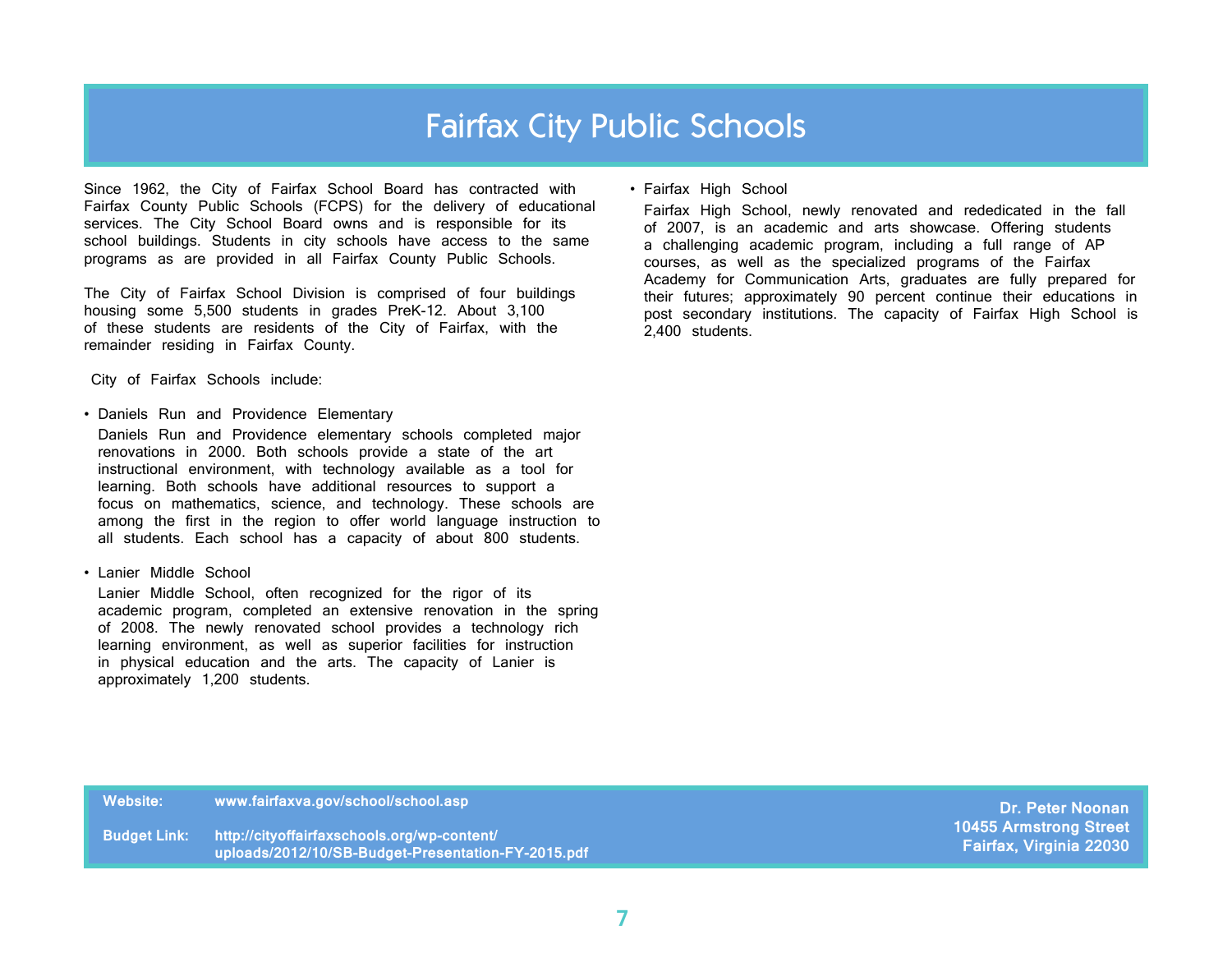# Fairfax City Public Schools

Since 1962, the City of Fairfax School Board has contracted with Fairfax County Public Schools (FCPS) for the delivery of educational services. The City School Board owns and is responsible for its school buildings. Students in city schools have access to the same programs as are provided in all Fairfax County Public Schools.

The City of Fairfax School Division is comprised of four buildings housing some 5,500 students in grades PreK-12. About 3,100 of these students are residents of the City of Fairfax, with the remainder residing in Fairfax County.

City of Fairfax Schools include:

- Daniels Run and Providence Elementary

  Daniels Run and Providence elementary schools completed major renovations in 2000. Both schools provide a state of the art instructional environment, with technology available as a tool for learning. Both schools have additional resources to support a focus on mathematics, science, and technology. These schools are among the first in the region to offer world language instruction to all students. Each school has a capacity of about 800 students.

- Lanier Middle School

  Lanier Middle School, often recognized for the rigor of its academic program, completed an extensive renovation in the spring of 2008. The newly renovated school provides a technology rich learning environment, as well as superior facilities for instruction in physical education and the arts. The capacity of Lanier is approximately 1,200 students.

- Fairfax High School

  Fairfax High School, newly renovated and rededicated in the fall of 2007, is an academic and arts showcase. Offering students a challenging academic program, including a full range of AP courses, as well as the specialized programs of the Fairfax Academy for Communication Arts, graduates are fully prepared for their futures; approximately 90 percent continue their educations in post secondary institutions. The capacity of Fairfax High School is 2,400 students.

**Website:** www.fairfaxva.gov/school/school.asp

**Budget Link:** http://cityoffairfaxschools.org/wp-content/uploads/2012/10/SB-Budget-Presentation-FY-2015.pdf

**Dr. Peter Noonan**
**10455 Armstrong Street**
**Fairfax, Virginia 22030**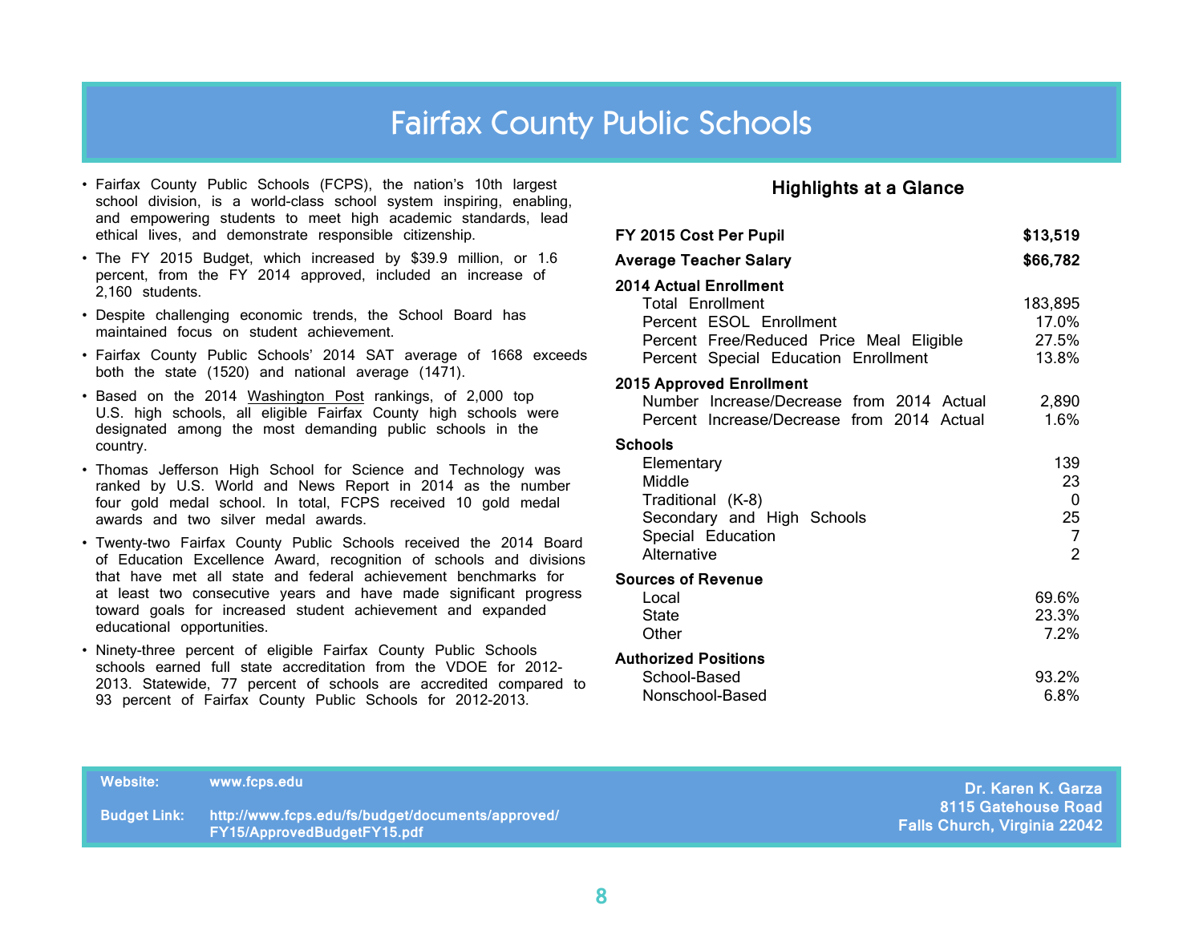# Fairfax County Public Schools

- Fairfax County Public Schools (FCPS), the nation's 10th largest school division, is a world-class school system inspiring, enabling, and empowering students to meet high academic standards, lead ethical lives, and demonstrate responsible citizenship.
- The FY 2015 Budget, which increased by $39.9 million, or 1.6 percent, from the FY 2014 approved, included an increase of 2,160 students.
- Despite challenging economic trends, the School Board has maintained focus on student achievement.
- Fairfax County Public Schools' 2014 SAT average of 1668 exceeds both the state (1520) and national average (1471).
- Based on the 2014 Washington Post rankings, of 2,000 top U.S. high schools, all eligible Fairfax County high schools were designated among the most demanding public schools in the country.
- Thomas Jefferson High School for Science and Technology was ranked by U.S. World and News Report in 2014 as the number four gold medal school. In total, FCPS received 10 gold medal awards and two silver medal awards.
- Twenty-two Fairfax County Public Schools received the 2014 Board of Education Excellence Award, recognition of schools and divisions that have met all state and federal achievement benchmarks for at least two consecutive years and have made significant progress toward goals for increased student achievement and expanded educational opportunities.
- Ninety-three percent of eligible Fairfax County Public Schools schools earned full state accreditation from the VDOE for 2012-2013. Statewide, 77 percent of schools are accredited compared to 93 percent of Fairfax County Public Schools for 2012-2013.

## Highlights at a Glance

| | |
|---|---|
| **FY 2015 Cost Per Pupil** | **$13,519** |
| **Average Teacher Salary** | **$66,782** |
| **2014 Actual Enrollment** | |
| Total Enrollment | 183,895 |
| Percent ESOL Enrollment | 17.0% |
| Percent Free/Reduced Price Meal Eligible | 27.5% |
| Percent Special Education Enrollment | 13.8% |
| **2015 Approved Enrollment** | |
| Number Increase/Decrease from 2014 Actual | 2,890 |
| Percent Increase/Decrease from 2014 Actual | 1.6% |
| **Schools** | |
| Elementary | 139 |
| Middle | 23 |
| Traditional (K-8) | 0 |
| Secondary and High Schools | 25 |
| Special Education | 7 |
| Alternative | 2 |
| **Sources of Revenue** | |
| Local | 69.6% |
| State | 23.3% |
| Other | 7.2% |
| **Authorized Positions** | |
| School-Based | 93.2% |
| Nonschool-Based | 6.8% |

**Website:** www.fcps.edu

**Budget Link:** http://www.fcps.edu/fs/budget/documents/approved/FY15/ApprovedBudgetFY15.pdf

**Dr. Karen K. Garza**
**8115 Gatehouse Road**
**Falls Church, Virginia 22042**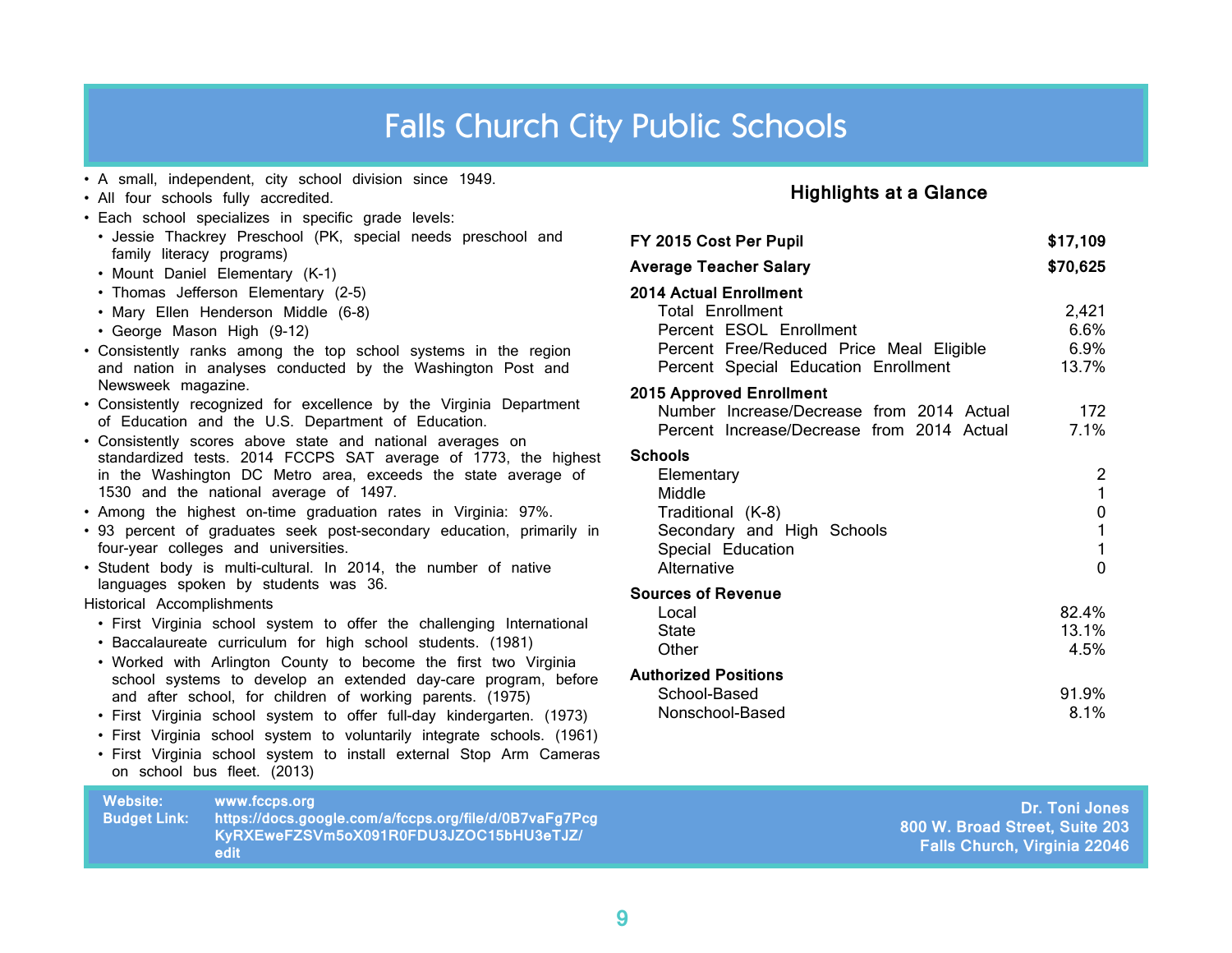# Falls Church City Public Schools

- A small, independent, city school division since 1949.
- All four schools fully accredited.
- Each school specializes in specific grade levels:
  - Jessie Thackrey Preschool (PK, special needs preschool and family literacy programs)
  - Mount Daniel Elementary (K-1)
  - Thomas Jefferson Elementary (2-5)
  - Mary Ellen Henderson Middle (6-8)
  - George Mason High (9-12)
- Consistently ranks among the top school systems in the region and nation in analyses conducted by the Washington Post and Newsweek magazine.
- Consistently recognized for excellence by the Virginia Department of Education and the U.S. Department of Education.
- Consistently scores above state and national averages on standardized tests. 2014 FCCPS SAT average of 1773, the highest in the Washington DC Metro area, exceeds the state average of 1530 and the national average of 1497.
- Among the highest on-time graduation rates in Virginia: 97%.
- 93 percent of graduates seek post-secondary education, primarily in four-year colleges and universities.
- Student body is multi-cultural. In 2014, the number of native languages spoken by students was 36.

Historical Accomplishments

- First Virginia school system to offer the challenging International
- Baccalaureate curriculum for high school students. (1981)
- Worked with Arlington County to become the first two Virginia school systems to develop an extended day-care program, before and after school, for children of working parents. (1975)
- First Virginia school system to offer full-day kindergarten. (1973)
- First Virginia school system to voluntarily integrate schools. (1961)
- First Virginia school system to install external Stop Arm Cameras on school bus fleet. (2013)

## Highlights at a Glance

| | |
|---|---|
| **FY 2015 Cost Per Pupil** | **$17,109** |
| **Average Teacher Salary** | **$70,625** |
| **2014 Actual Enrollment** | |
| Total Enrollment | 2,421 |
| Percent ESOL Enrollment | 6.6% |
| Percent Free/Reduced Price Meal Eligible | 6.9% |
| Percent Special Education Enrollment | 13.7% |
| **2015 Approved Enrollment** | |
| Number Increase/Decrease from 2014 Actual | 172 |
| Percent Increase/Decrease from 2014 Actual | 7.1% |
| **Schools** | |
| Elementary | 2 |
| Middle | 1 |
| Traditional (K-8) | 0 |
| Secondary and High Schools | 1 |
| Special Education | 1 |
| Alternative | 0 |
| **Sources of Revenue** | |
| Local | 82.4% |
| State | 13.1% |
| Other | 4.5% |
| **Authorized Positions** | |
| School-Based | 91.9% |
| Nonschool-Based | 8.1% |

**Website:** www.fccps.org
**Budget Link:** https://docs.google.com/a/fccps.org/file/d/0B7vaFg7PcgKyRXEweFZSVm5oX091R0FDU3JZOC15bHU3eTJZ/edit

**Dr. Toni Jones**
**800 W. Broad Street, Suite 203**
**Falls Church, Virginia 22046**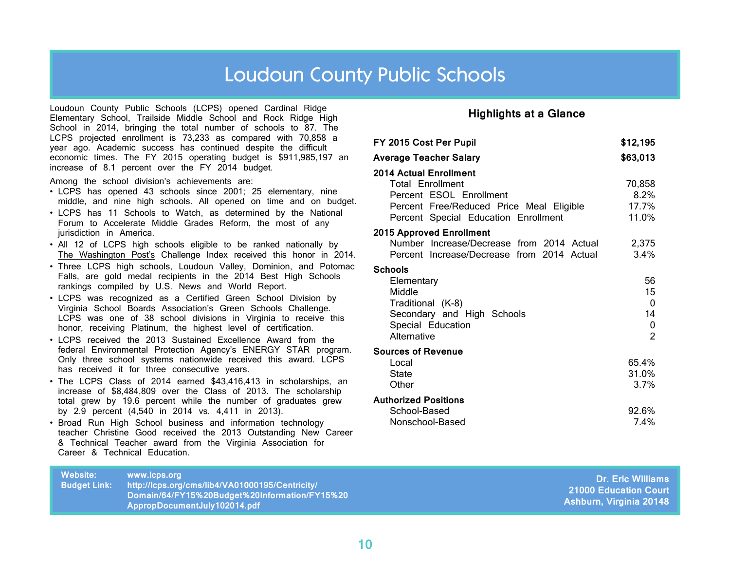# Loudoun County Public Schools

Loudoun County Public Schools (LCPS) opened Cardinal Ridge Elementary School, Trailside Middle School and Rock Ridge High School in 2014, bringing the total number of schools to 87. The LCPS projected enrollment is 73,233 as compared with 70,858 a year ago. Academic success has continued despite the difficult economic times. The FY 2015 operating budget is $911,985,197 an increase of 8.1 percent over the FY 2014 budget.

Among the school division's achievements are:

- LCPS has opened 43 schools since 2001; 25 elementary, nine middle, and nine high schools. All opened on time and on budget.
- LCPS has 11 Schools to Watch, as determined by the National Forum to Accelerate Middle Grades Reform, the most of any jurisdiction in America.
- All 12 of LCPS high schools eligible to be ranked nationally by The Washington Post's Challenge Index received this honor in 2014.
- Three LCPS high schools, Loudoun Valley, Dominion, and Potomac Falls, are gold medal recipients in the 2014 Best High Schools rankings compiled by U.S. News and World Report.
- LCPS was recognized as a Certified Green School Division by Virginia School Boards Association's Green Schools Challenge. LCPS was one of 38 school divisions in Virginia to receive this honor, receiving Platinum, the highest level of certification.
- LCPS received the 2013 Sustained Excellence Award from the federal Environmental Protection Agency's ENERGY STAR program. Only three school systems nationwide received this award. LCPS has received it for three consecutive years.
- The LCPS Class of 2014 earned $43,416,413 in scholarships, an increase of $8,484,809 over the Class of 2013. The scholarship total grew by 19.6 percent while the number of graduates grew by 2.9 percent (4,540 in 2014 vs. 4,411 in 2013).
- Broad Run High School business and information technology teacher Christine Good received the 2013 Outstanding New Career & Technical Teacher award from the Virginia Association for Career & Technical Education.

## Highlights at a Glance

| | |
|---|---|
| **FY 2015 Cost Per Pupil** | **$12,195** |
| **Average Teacher Salary** | **$63,013** |
| **2014 Actual Enrollment** | |
| Total Enrollment | 70,858 |
| Percent ESOL Enrollment | 8.2% |
| Percent Free/Reduced Price Meal Eligible | 17.7% |
| Percent Special Education Enrollment | 11.0% |
| **2015 Approved Enrollment** | |
| Number Increase/Decrease from 2014 Actual | 2,375 |
| Percent Increase/Decrease from 2014 Actual | 3.4% |
| **Schools** | |
| Elementary | 56 |
| Middle | 15 |
| Traditional (K-8) | 0 |
| Secondary and High Schools | 14 |
| Special Education | 0 |
| Alternative | 2 |
| **Sources of Revenue** | |
| Local | 65.4% |
| State | 31.0% |
| Other | 3.7% |
| **Authorized Positions** | |
| School-Based | 92.6% |
| Nonschool-Based | 7.4% |

**Website:** www.lcps.org
**Budget Link:** http://lcps.org/cms/lib4/VA01000195/Centricity/Domain/64/FY15%20Budget%20Information/FY15%20AppropDocumentJuly102014.pdf

**Dr. Eric Williams**
**21000 Education Court**
**Ashburn, Virginia 20148**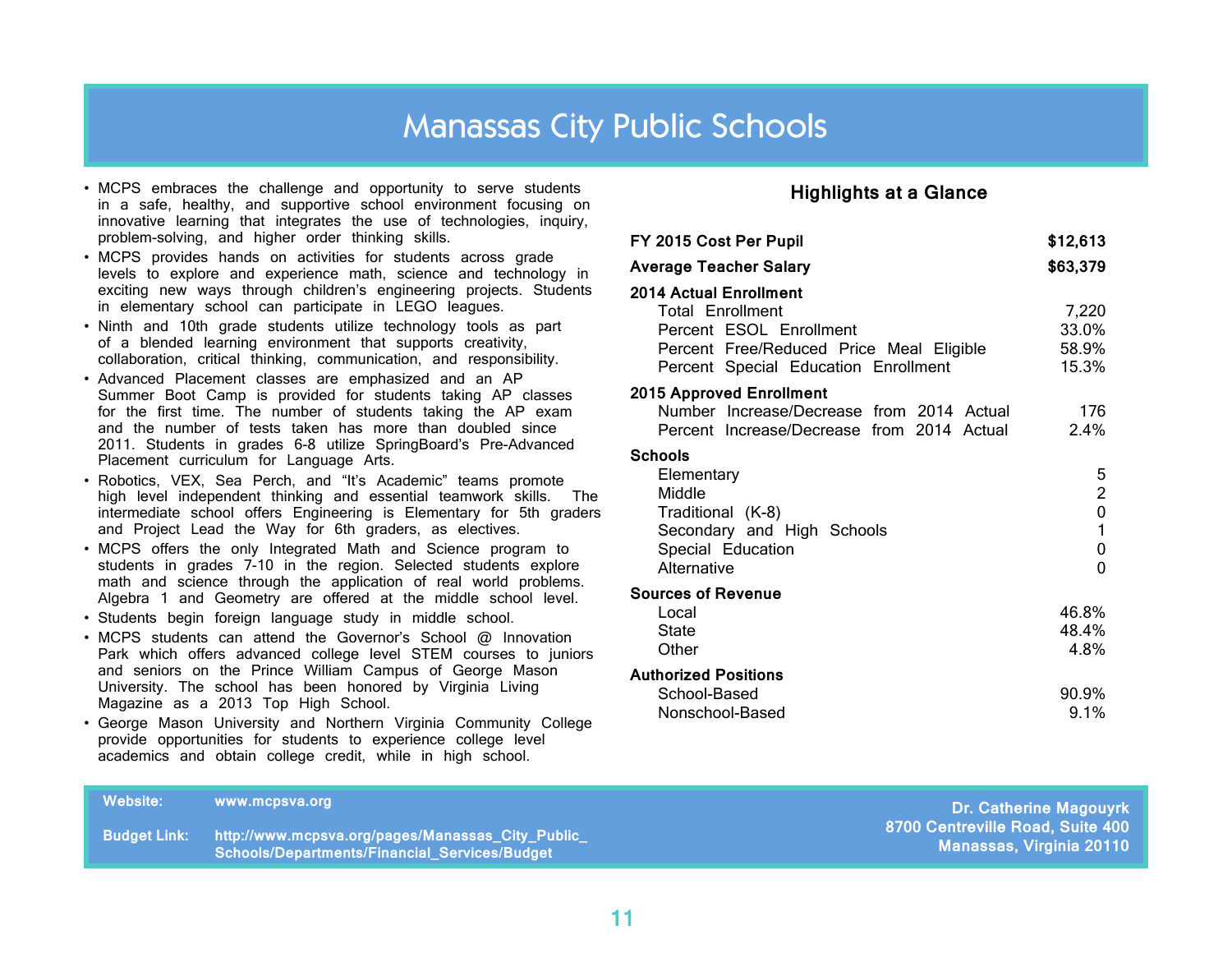# Manassas City Public Schools

- MCPS embraces the challenge and opportunity to serve students in a safe, healthy, and supportive school environment focusing on innovative learning that integrates the use of technologies, inquiry, problem-solving, and higher order thinking skills.
- MCPS provides hands on activities for students across grade levels to explore and experience math, science and technology in exciting new ways through children's engineering projects. Students in elementary school can participate in LEGO leagues.
- Ninth and 10th grade students utilize technology tools as part of a blended learning environment that supports creativity, collaboration, critical thinking, communication, and responsibility.
- Advanced Placement classes are emphasized and an AP Summer Boot Camp is provided for students taking AP classes for the first time. The number of students taking the AP exam and the number of tests taken has more than doubled since 2011. Students in grades 6-8 utilize SpringBoard's Pre-Advanced Placement curriculum for Language Arts.
- Robotics, VEX, Sea Perch, and "It's Academic" teams promote high level independent thinking and essential teamwork skills. The intermediate school offers Engineering is Elementary for 5th graders and Project Lead the Way for 6th graders, as electives.
- MCPS offers the only Integrated Math and Science program to students in grades 7-10 in the region. Selected students explore math and science through the application of real world problems. Algebra 1 and Geometry are offered at the middle school level.
- Students begin foreign language study in middle school.
- MCPS students can attend the Governor's School @ Innovation Park which offers advanced college level STEM courses to juniors and seniors on the Prince William Campus of George Mason University. The school has been honored by Virginia Living Magazine as a 2013 Top High School.
- George Mason University and Northern Virginia Community College provide opportunities for students to experience college level academics and obtain college credit, while in high school.

### Highlights at a Glance

| | |
|---|---|
| **FY 2015 Cost Per Pupil** | **$12,613** |
| **Average Teacher Salary** | **$63,379** |
| **2014 Actual Enrollment** | |
| Total Enrollment | 7,220 |
| Percent ESOL Enrollment | 33.0% |
| Percent Free/Reduced Price Meal Eligible | 58.9% |
| Percent Special Education Enrollment | 15.3% |
| **2015 Approved Enrollment** | |
| Number Increase/Decrease from 2014 Actual | 176 |
| Percent Increase/Decrease from 2014 Actual | 2.4% |
| **Schools** | |
| Elementary | 5 |
| Middle | 2 |
| Traditional (K-8) | 0 |
| Secondary and High Schools | 1 |
| Special Education | 0 |
| Alternative | 0 |
| **Sources of Revenue** | |
| Local | 46.8% |
| State | 48.4% |
| Other | 4.8% |
| **Authorized Positions** | |
| School-Based | 90.9% |
| Nonschool-Based | 9.1% |

**Website:** www.mcpsva.org

**Budget Link:** http://www.mcpsva.org/pages/Manassas_City_Public_Schools/Departments/Financial_Services/Budget

**Dr. Catherine Magouyrk**
**8700 Centreville Road, Suite 400**
**Manassas, Virginia 20110**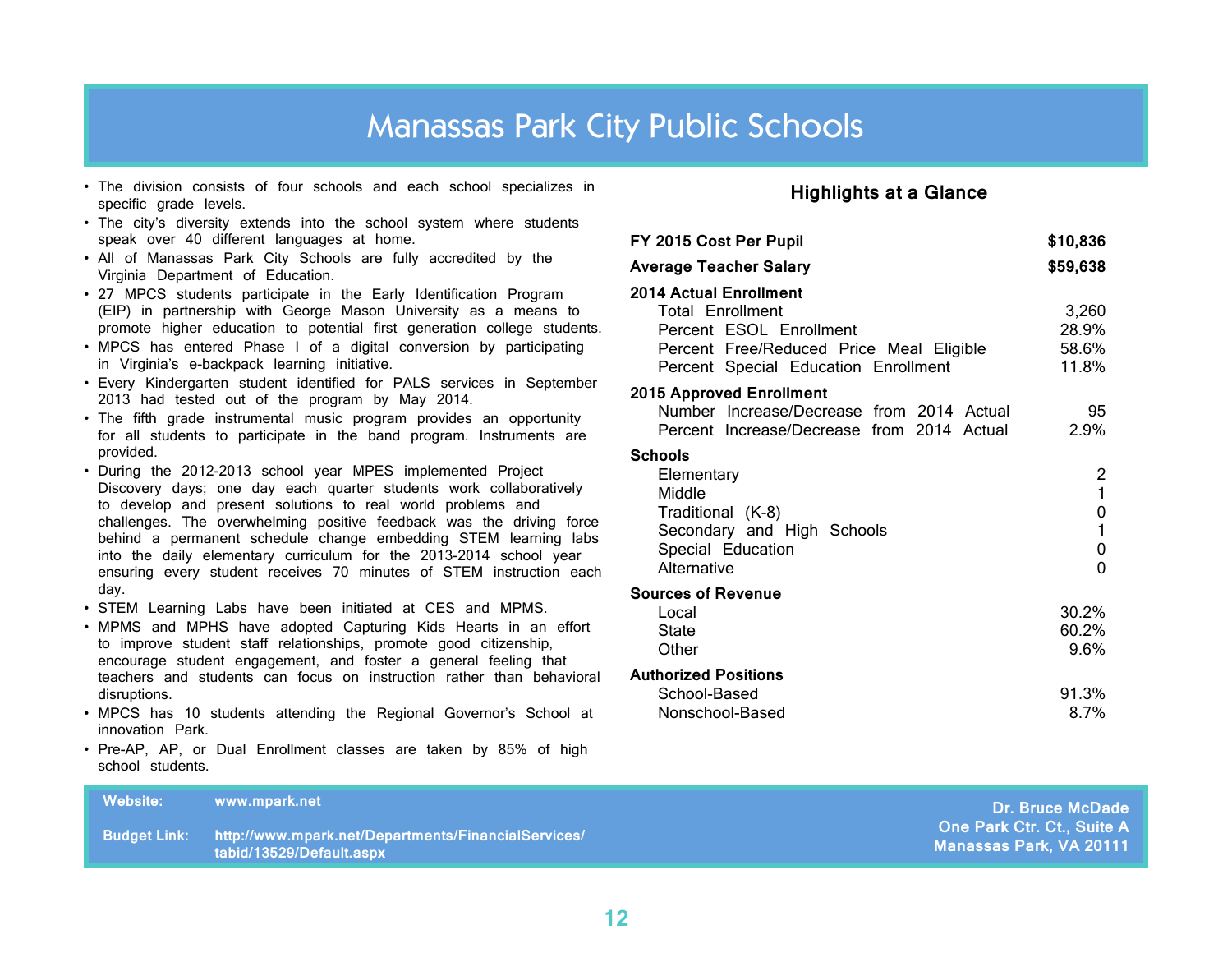# Manassas Park City Public Schools

- The division consists of four schools and each school specializes in specific grade levels.
- The city's diversity extends into the school system where students speak over 40 different languages at home.
- All of Manassas Park City Schools are fully accredited by the Virginia Department of Education.
- 27 MPCS students participate in the Early Identification Program (EIP) in partnership with George Mason University as a means to promote higher education to potential first generation college students.
- MPCS has entered Phase I of a digital conversion by participating in Virginia's e-backpack learning initiative.
- Every Kindergarten student identified for PALS services in September 2013 had tested out of the program by May 2014.
- The fifth grade instrumental music program provides an opportunity for all students to participate in the band program. Instruments are provided.
- During the 2012-2013 school year MPES implemented Project Discovery days; one day each quarter students work collaboratively to develop and present solutions to real world problems and challenges. The overwhelming positive feedback was the driving force behind a permanent schedule change embedding STEM learning labs into the daily elementary curriculum for the 2013-2014 school year ensuring every student receives 70 minutes of STEM instruction each day.
- STEM Learning Labs have been initiated at CES and MPMS.
- MPMS and MPHS have adopted Capturing Kids Hearts in an effort to improve student staff relationships, promote good citizenship, encourage student engagement, and foster a general feeling that teachers and students can focus on instruction rather than behavioral disruptions.
- MPCS has 10 students attending the Regional Governor's School at innovation Park.
- Pre-AP, AP, or Dual Enrollment classes are taken by 85% of high school students.

## Highlights at a Glance

| | |
|---|---|
| **FY 2015 Cost Per Pupil** | **$10,836** |
| **Average Teacher Salary** | **$59,638** |
| **2014 Actual Enrollment** | |
| Total Enrollment | 3,260 |
| Percent ESOL Enrollment | 28.9% |
| Percent Free/Reduced Price Meal Eligible | 58.6% |
| Percent Special Education Enrollment | 11.8% |
| **2015 Approved Enrollment** | |
| Number Increase/Decrease from 2014 Actual | 95 |
| Percent Increase/Decrease from 2014 Actual | 2.9% |
| **Schools** | |
| Elementary | 2 |
| Middle | 1 |
| Traditional (K-8) | 0 |
| Secondary and High Schools | 1 |
| Special Education | 0 |
| Alternative | 0 |
| **Sources of Revenue** | |
| Local | 30.2% |
| State | 60.2% |
| Other | 9.6% |
| **Authorized Positions** | |
| School-Based | 91.3% |
| Nonschool-Based | 8.7% |

**Website:** www.mpark.net

**Budget Link:** http://www.mpark.net/Departments/FinancialServices/tabid/13529/Default.aspx

**Dr. Bruce McDade**
**One Park Ctr. Ct., Suite A**
**Manassas Park, VA 20111**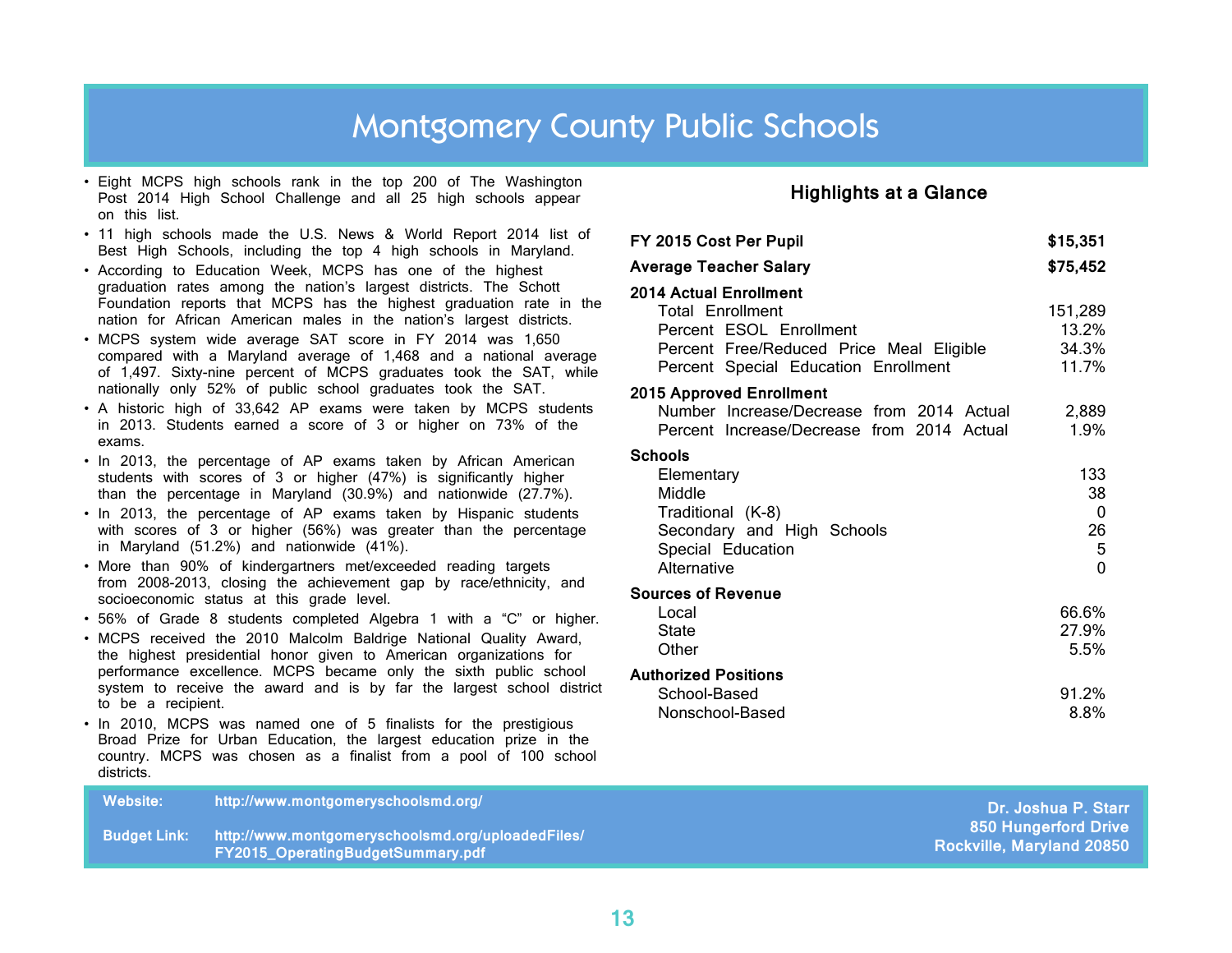# Montgomery County Public Schools

- Eight MCPS high schools rank in the top 200 of The Washington Post 2014 High School Challenge and all 25 high schools appear on this list.
- 11 high schools made the U.S. News & World Report 2014 list of Best High Schools, including the top 4 high schools in Maryland.
- According to Education Week, MCPS has one of the highest graduation rates among the nation's largest districts. The Schott Foundation reports that MCPS has the highest graduation rate in the nation for African American males in the nation's largest districts.
- MCPS system wide average SAT score in FY 2014 was 1,650 compared with a Maryland average of 1,468 and a national average of 1,497. Sixty-nine percent of MCPS graduates took the SAT, while nationally only 52% of public school graduates took the SAT.
- A historic high of 33,642 AP exams were taken by MCPS students in 2013. Students earned a score of 3 or higher on 73% of the exams.
- In 2013, the percentage of AP exams taken by African American students with scores of 3 or higher (47%) is significantly higher than the percentage in Maryland (30.9%) and nationwide (27.7%).
- In 2013, the percentage of AP exams taken by Hispanic students with scores of 3 or higher (56%) was greater than the percentage in Maryland (51.2%) and nationwide (41%).
- More than 90% of kindergartners met/exceeded reading targets from 2008-2013, closing the achievement gap by race/ethnicity, and socioeconomic status at this grade level.
- 56% of Grade 8 students completed Algebra 1 with a "C" or higher.
- MCPS received the 2010 Malcolm Baldrige National Quality Award, the highest presidential honor given to American organizations for performance excellence. MCPS became only the sixth public school system to receive the award and is by far the largest school district to be a recipient.
- In 2010, MCPS was named one of 5 finalists for the prestigious Broad Prize for Urban Education, the largest education prize in the country. MCPS was chosen as a finalist from a pool of 100 school districts.

## Highlights at a Glance

| | |
|---|---|
| **FY 2015 Cost Per Pupil** | **$15,351** |
| **Average Teacher Salary** | **$75,452** |
| **2014 Actual Enrollment** | |
| Total Enrollment | 151,289 |
| Percent ESOL Enrollment | 13.2% |
| Percent Free/Reduced Price Meal Eligible | 34.3% |
| Percent Special Education Enrollment | 11.7% |
| **2015 Approved Enrollment** | |
| Number Increase/Decrease from 2014 Actual | 2,889 |
| Percent Increase/Decrease from 2014 Actual | 1.9% |
| **Schools** | |
| Elementary | 133 |
| Middle | 38 |
| Traditional (K-8) | 0 |
| Secondary and High Schools | 26 |
| Special Education | 5 |
| Alternative | 0 |
| **Sources of Revenue** | |
| Local | 66.6% |
| State | 27.9% |
| Other | 5.5% |
| **Authorized Positions** | |
| School-Based | 91.2% |
| Nonschool-Based | 8.8% |

**Website:** http://www.montgomeryschoolsmd.org/

**Budget Link:** http://www.montgomeryschoolsmd.org/uploadedFiles/FY2015_OperatingBudgetSummary.pdf

**Dr. Joshua P. Starr**
**850 Hungerford Drive**
**Rockville, Maryland 20850**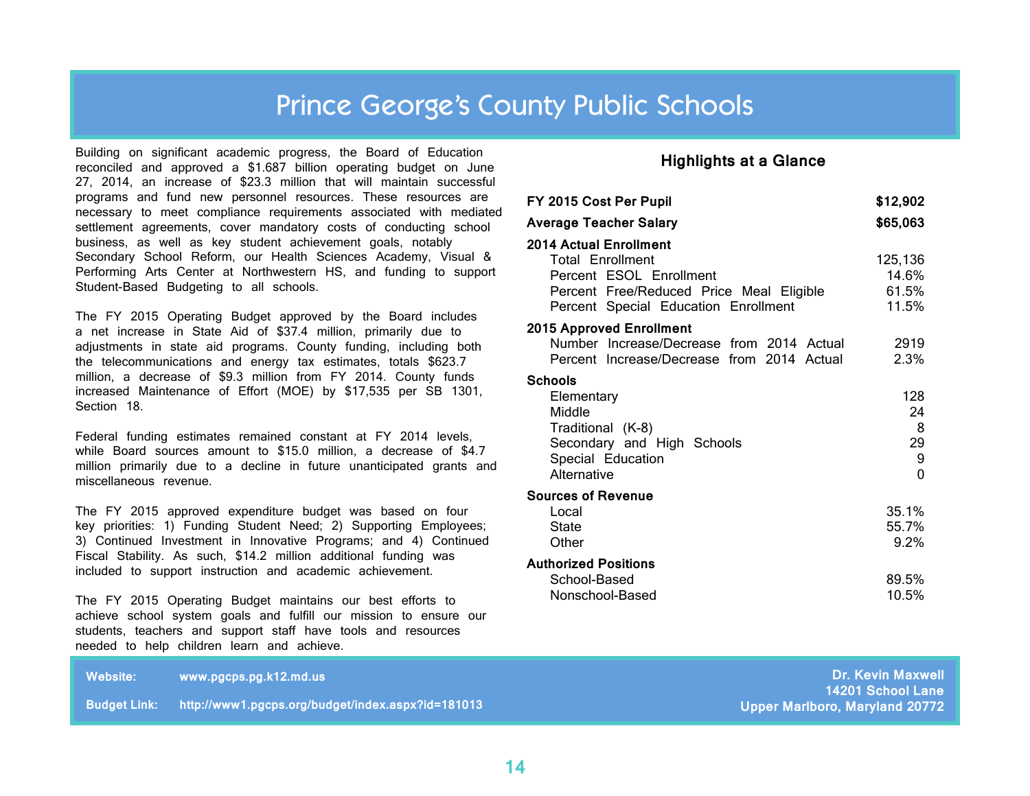# Prince George's County Public Schools

Building on significant academic progress, the Board of Education reconciled and approved a $1.687 billion operating budget on June 27, 2014, an increase of $23.3 million that will maintain successful programs and fund new personnel resources. These resources are necessary to meet compliance requirements associated with mediated settlement agreements, cover mandatory costs of conducting school business, as well as key student achievement goals, notably Secondary School Reform, our Health Sciences Academy, Visual & Performing Arts Center at Northwestern HS, and funding to support Student-Based Budgeting to all schools.

The FY 2015 Operating Budget approved by the Board includes a net increase in State Aid of $37.4 million, primarily due to adjustments in state aid programs. County funding, including both the telecommunications and energy tax estimates, totals $623.7 million, a decrease of $9.3 million from FY 2014. County funds increased Maintenance of Effort (MOE) by $17,535 per SB 1301, Section 18.

Federal funding estimates remained constant at FY 2014 levels, while Board sources amount to $15.0 million, a decrease of $4.7 million primarily due to a decline in future unanticipated grants and miscellaneous revenue.

The FY 2015 approved expenditure budget was based on four key priorities: 1) Funding Student Need; 2) Supporting Employees; 3) Continued Investment in Innovative Programs; and 4) Continued Fiscal Stability. As such, $14.2 million additional funding was included to support instruction and academic achievement.

The FY 2015 Operating Budget maintains our best efforts to achieve school system goals and fulfill our mission to ensure our students, teachers and support staff have tools and resources needed to help children learn and achieve.

## Highlights at a Glance

| | |
|---|---|
| **FY 2015 Cost Per Pupil** | **$12,902** |
| **Average Teacher Salary** | **$65,063** |
| **2014 Actual Enrollment** | |
| Total Enrollment | 125,136 |
| Percent ESOL Enrollment | 14.6% |
| Percent Free/Reduced Price Meal Eligible | 61.5% |
| Percent Special Education Enrollment | 11.5% |
| **2015 Approved Enrollment** | |
| Number Increase/Decrease from 2014 Actual | 2919 |
| Percent Increase/Decrease from 2014 Actual | 2.3% |
| **Schools** | |
| Elementary | 128 |
| Middle | 24 |
| Traditional (K-8) | 8 |
| Secondary and High Schools | 29 |
| Special Education | 9 |
| Alternative | 0 |
| **Sources of Revenue** | |
| Local | 35.1% |
| State | 55.7% |
| Other | 9.2% |
| **Authorized Positions** | |
| School-Based | 89.5% |
| Nonschool-Based | 10.5% |

**Website:** www.pgcps.pg.k12.md.us

**Budget Link:** http://www1.pgcps.org/budget/index.aspx?id=181013

**Dr. Kevin Maxwell**
**14201 School Lane**
**Upper Marlboro, Maryland 20772**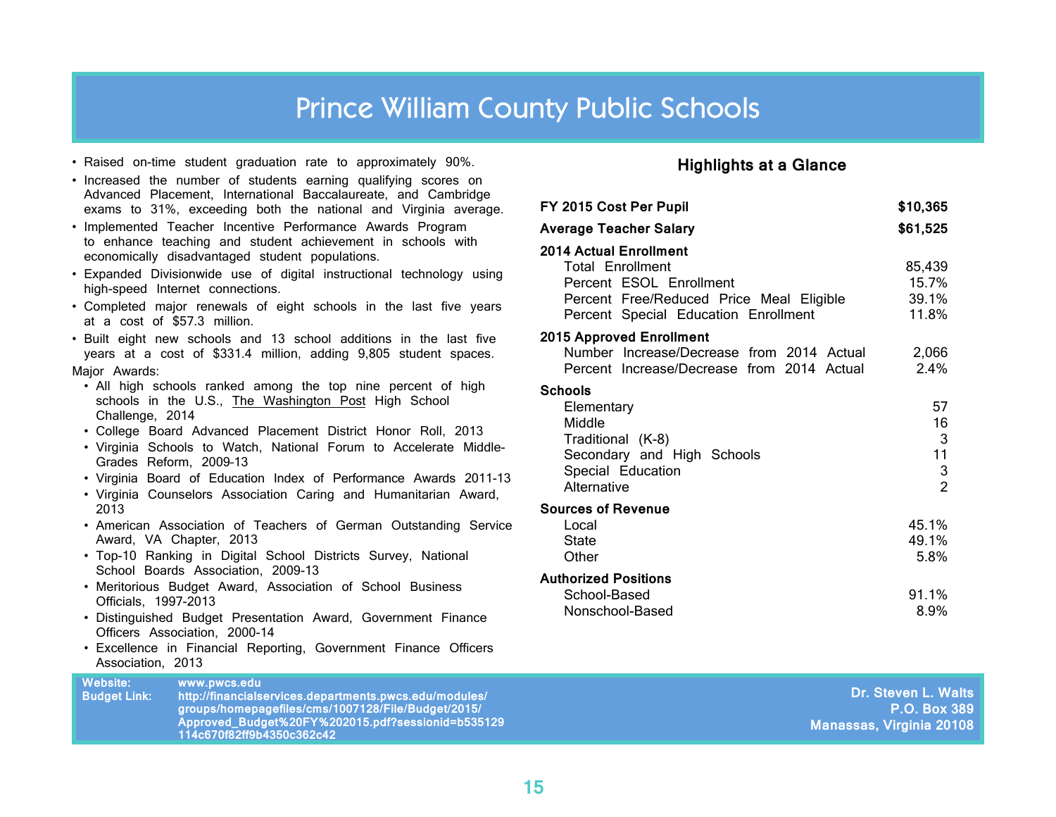# Prince William County Public Schools

- Raised on-time student graduation rate to approximately 90%.
- Increased the number of students earning qualifying scores on Advanced Placement, International Baccalaureate, and Cambridge exams to 31%, exceeding both the national and Virginia average.
- Implemented Teacher Incentive Performance Awards Program to enhance teaching and student achievement in schools with economically disadvantaged student populations.
- Expanded Divisionwide use of digital instructional technology using high-speed Internet connections.
- Completed major renewals of eight schools in the last five years at a cost of $57.3 million.
- Built eight new schools and 13 school additions in the last five years at a cost of $331.4 million, adding 9,805 student spaces.

Major Awards:

- All high schools ranked among the top nine percent of high schools in the U.S., The Washington Post High School Challenge, 2014
- College Board Advanced Placement District Honor Roll, 2013
- Virginia Schools to Watch, National Forum to Accelerate Middle-Grades Reform, 2009-13
- Virginia Board of Education Index of Performance Awards 2011-13
- Virginia Counselors Association Caring and Humanitarian Award, 2013
- American Association of Teachers of German Outstanding Service Award, VA Chapter, 2013
- Top-10 Ranking in Digital School Districts Survey, National School Boards Association, 2009-13
- Meritorious Budget Award, Association of School Business Officials, 1997-2013
- Distinguished Budget Presentation Award, Government Finance Officers Association, 2000-14
- Excellence in Financial Reporting, Government Finance Officers Association, 2013

## Highlights at a Glance

| | |
|---|---|
| **FY 2015 Cost Per Pupil** | **$10,365** |
| **Average Teacher Salary** | **$61,525** |
| **2014 Actual Enrollment** | |
| Total Enrollment | 85,439 |
| Percent ESOL Enrollment | 15.7% |
| Percent Free/Reduced Price Meal Eligible | 39.1% |
| Percent Special Education Enrollment | 11.8% |
| **2015 Approved Enrollment** | |
| Number Increase/Decrease from 2014 Actual | 2,066 |
| Percent Increase/Decrease from 2014 Actual | 2.4% |
| **Schools** | |
| Elementary | 57 |
| Middle | 16 |
| Traditional (K-8) | 3 |
| Secondary and High Schools | 11 |
| Special Education | 3 |
| Alternative | 2 |
| **Sources of Revenue** | |
| Local | 45.1% |
| State | 49.1% |
| Other | 5.8% |
| **Authorized Positions** | |
| School-Based | 91.1% |
| Nonschool-Based | 8.9% |

**Website:** www.pwcs.edu
**Budget Link:** http://financialservices.departments.pwcs.edu/modules/groups/homepagefiles/cms/1007128/File/Budget/2015/Approved_Budget%20FY%202015.pdf?sessionid=b535129114c670f82ff9b4350c362c42

**Dr. Steven L. Walts**
**P.O. Box 389**
**Manassas, Virginia 20108**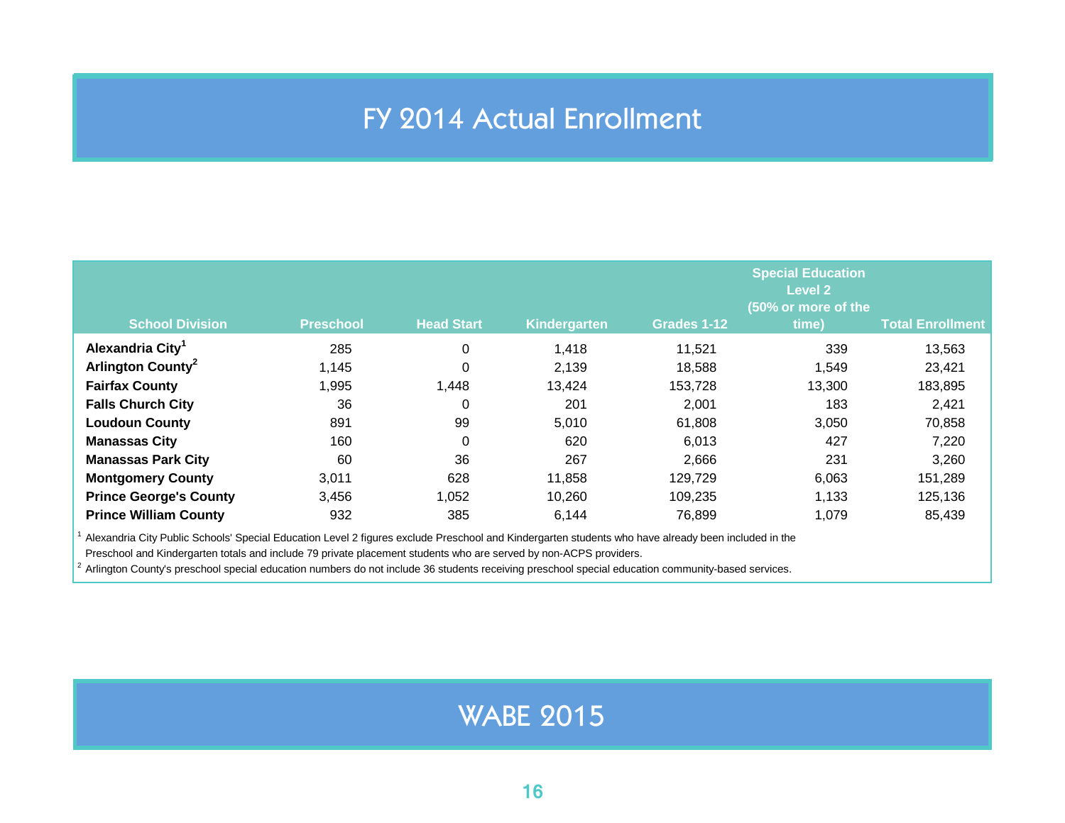# FY 2014 Actual Enrollment

| School Division | Preschool | Head Start | Kindergarten | Grades 1-12 | Special Education Level 2 (50% or more of the time) | Total Enrollment |
|---|---|---|---|---|---|---|
| **Alexandria City[1]** | 285 | 0 | 1,418 | 11,521 | 339 | 13,563 |
| **Arlington County[2]** | 1,145 | 0 | 2,139 | 18,588 | 1,549 | 23,421 |
| **Fairfax County** | 1,995 | 1,448 | 13,424 | 153,728 | 13,300 | 183,895 |
| **Falls Church City** | 36 | 0 | 201 | 2,001 | 183 | 2,421 |
| **Loudoun County** | 891 | 99 | 5,010 | 61,808 | 3,050 | 70,858 |
| **Manassas City** | 160 | 0 | 620 | 6,013 | 427 | 7,220 |
| **Manassas Park City** | 60 | 36 | 267 | 2,666 | 231 | 3,260 |
| **Montgomery County** | 3,011 | 628 | 11,858 | 129,729 | 6,063 | 151,289 |
| **Prince George's County** | 3,456 | 1,052 | 10,260 | 109,235 | 1,133 | 125,136 |
| **Prince William County** | 932 | 385 | 6,144 | 76,899 | 1,079 | 85,439 |

[1] Alexandria City Public Schools' Special Education Level 2 figures exclude Preschool and Kindergarten students who have already been included in the Preschool and Kindergarten totals and include 79 private placement students who are served by non-ACPS providers.

[2] Arlington County's preschool special education numbers do not include 36 students receiving preschool special education community-based services.

WABE 2015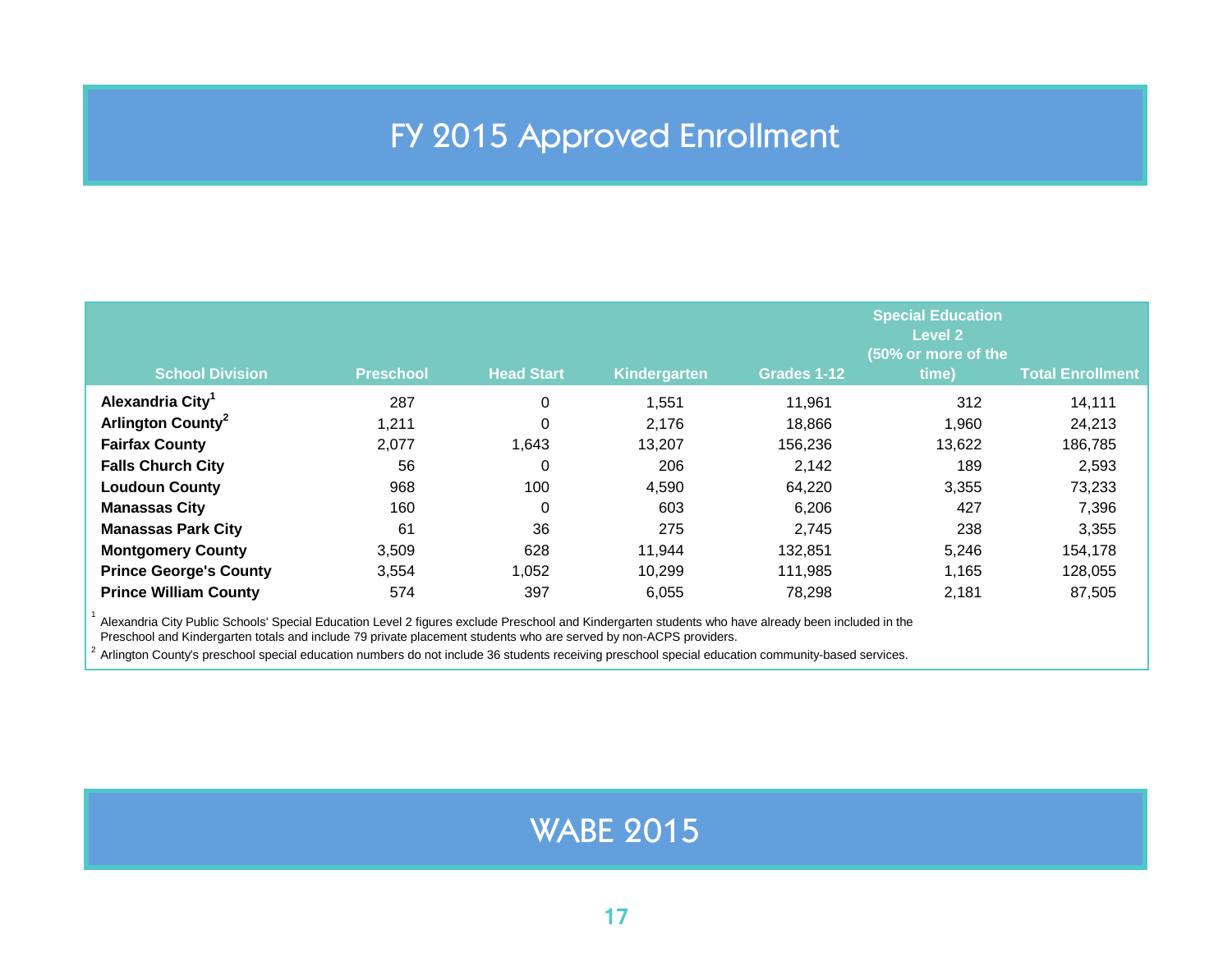# FY 2015 Approved Enrollment

| School Division | Preschool | Head Start | Kindergarten | Grades 1-12 | Special Education Level 2 (50% or more of the time) | Total Enrollment |
|---|---|---|---|---|---|---|
| **Alexandria City**[1] | 287 | 0 | 1,551 | 11,961 | 312 | 14,111 |
| **Arlington County**[2] | 1,211 | 0 | 2,176 | 18,866 | 1,960 | 24,213 |
| **Fairfax County** | 2,077 | 1,643 | 13,207 | 156,236 | 13,622 | 186,785 |
| **Falls Church City** | 56 | 0 | 206 | 2,142 | 189 | 2,593 |
| **Loudoun County** | 968 | 100 | 4,590 | 64,220 | 3,355 | 73,233 |
| **Manassas City** | 160 | 0 | 603 | 6,206 | 427 | 7,396 |
| **Manassas Park City** | 61 | 36 | 275 | 2,745 | 238 | 3,355 |
| **Montgomery County** | 3,509 | 628 | 11,944 | 132,851 | 5,246 | 154,178 |
| **Prince George's County** | 3,554 | 1,052 | 10,299 | 111,985 | 1,165 | 128,055 |
| **Prince William County** | 574 | 397 | 6,055 | 78,298 | 2,181 | 87,505 |

[1] Alexandria City Public Schools' Special Education Level 2 figures exclude Preschool and Kindergarten students who have already been included in the Preschool and Kindergarten totals and include 79 private placement students who are served by non-ACPS providers.

[2] Arlington County's preschool special education numbers do not include 36 students receiving preschool special education community-based services.

WABE 2015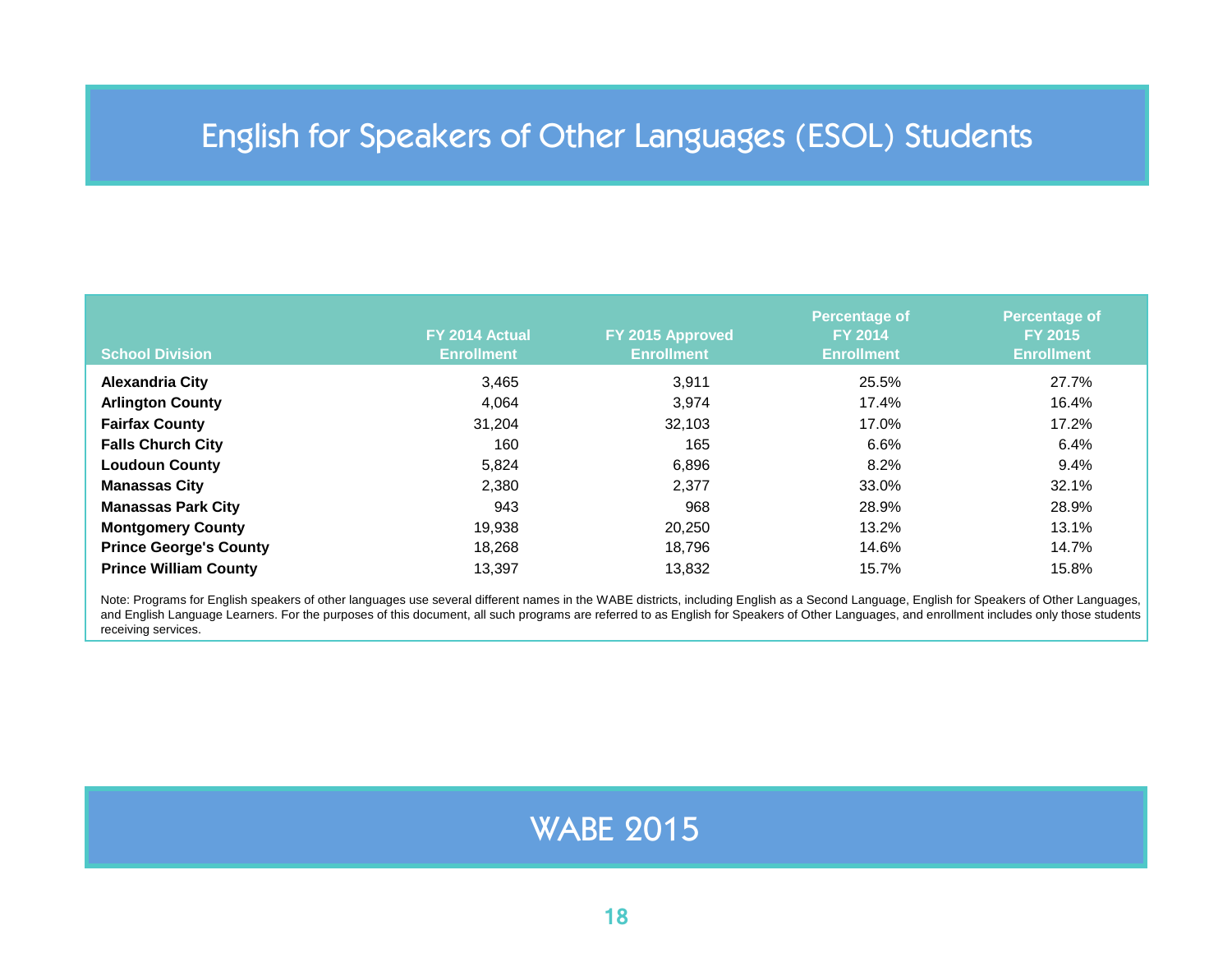# English for Speakers of Other Languages (ESOL) Students

| School Division | FY 2014 Actual Enrollment | FY 2015 Approved Enrollment | Percentage of FY 2014 Enrollment | Percentage of FY 2015 Enrollment |
|---|---|---|---|---|
| **Alexandria City** | 3,465 | 3,911 | 25.5% | 27.7% |
| **Arlington County** | 4,064 | 3,974 | 17.4% | 16.4% |
| **Fairfax County** | 31,204 | 32,103 | 17.0% | 17.2% |
| **Falls Church City** | 160 | 165 | 6.6% | 6.4% |
| **Loudoun County** | 5,824 | 6,896 | 8.2% | 9.4% |
| **Manassas City** | 2,380 | 2,377 | 33.0% | 32.1% |
| **Manassas Park City** | 943 | 968 | 28.9% | 28.9% |
| **Montgomery County** | 19,938 | 20,250 | 13.2% | 13.1% |
| **Prince George's County** | 18,268 | 18,796 | 14.6% | 14.7% |
| **Prince William County** | 13,397 | 13,832 | 15.7% | 15.8% |

Note: Programs for English speakers of other languages use several different names in the WABE districts, including English as a Second Language, English for Speakers of Other Languages, and English Language Learners. For the purposes of this document, all such programs are referred to as English for Speakers of Other Languages, and enrollment includes only those students receiving services.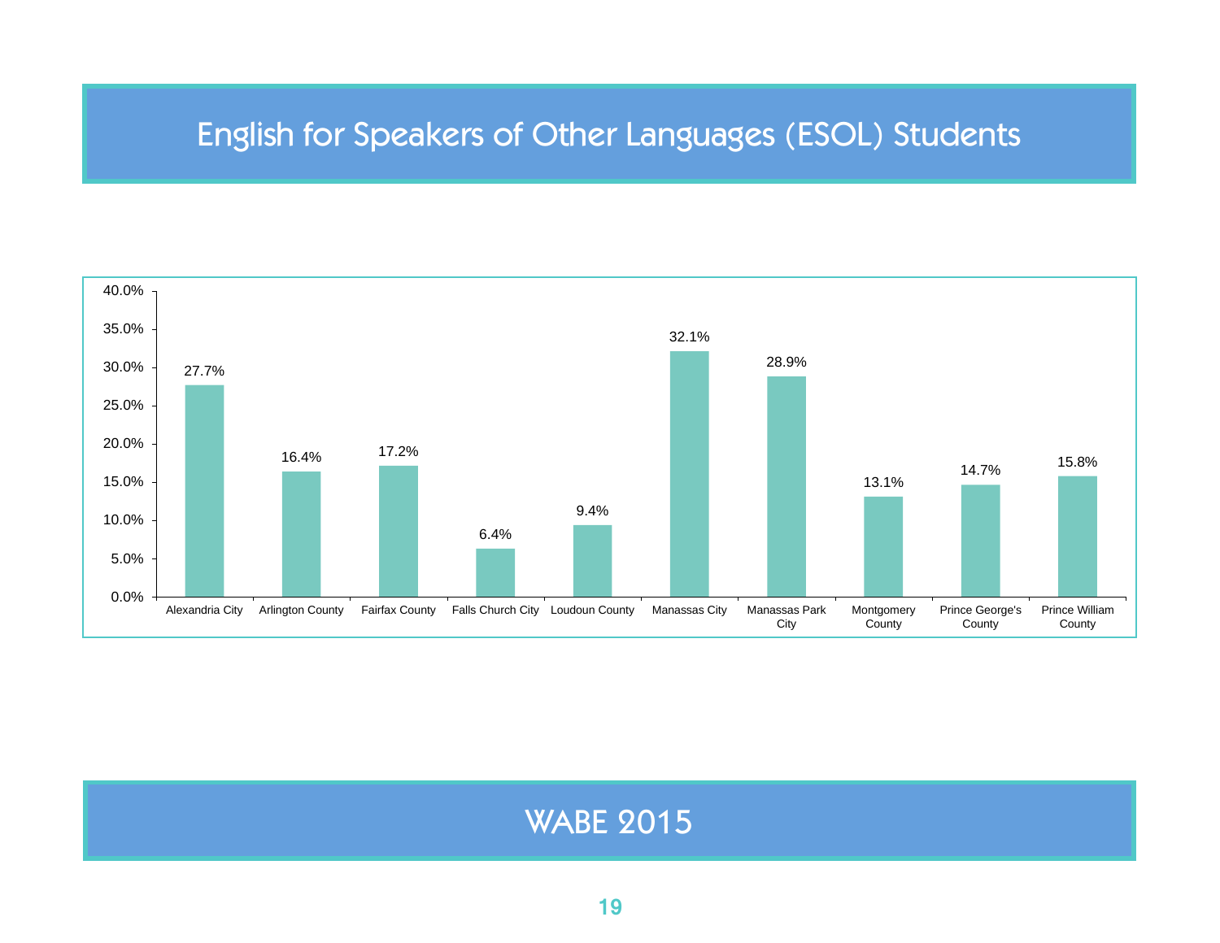# English for Speakers of Other Languages (ESOL) Students

| Jurisdiction | ESOL Students |
|---|---|
| Alexandria City | 27.7% |
| Arlington County | 16.4% |
| Fairfax County | 17.2% |
| Falls Church City | 6.4% |
| Loudoun County | 9.4% |
| Manassas City | 32.1% |
| Manassas Park City | 28.9% |
| Montgomery County | 13.1% |
| Prince George's County | 14.7% |
| Prince William County | 15.8% |

## WABE 2015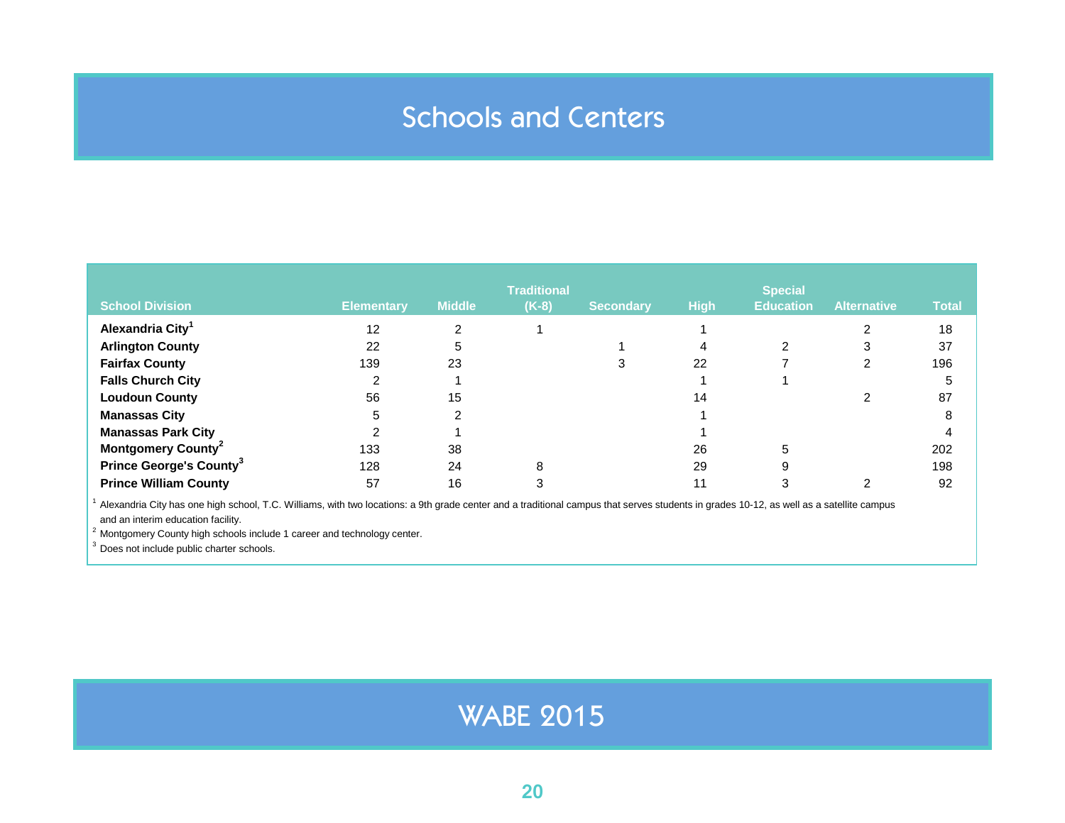# Schools and Centers

| School Division | Elementary | Middle | Traditional (K-8) | Secondary | High | Special Education | Alternative | Total |
|---|---|---|---|---|---|---|---|---|
| Alexandria City[1] | 12 | 2 | 1 | | 1 | | 2 | 18 |
| Arlington County | 22 | 5 | | 1 | 4 | 2 | 3 | 37 |
| Fairfax County | 139 | 23 | | 3 | 22 | 7 | 2 | 196 |
| Falls Church City | 2 | 1 | | | 1 | 1 | | 5 |
| Loudoun County | 56 | 15 | | | 14 | | 2 | 87 |
| Manassas City | 5 | 2 | | | 1 | | | 8 |
| Manassas Park City | 2 | 1 | | | 1 | | | 4 |
| Montgomery County[2] | 133 | 38 | | | 26 | 5 | | 202 |
| Prince George's County[3] | 128 | 24 | 8 | | 29 | 9 | | 198 |
| Prince William County | 57 | 16 | 3 | | 11 | 3 | 2 | 92 |

[1] Alexandria City has one high school, T.C. Williams, with two locations: a 9th grade center and a traditional campus that serves students in grades 10-12, as well as a satellite campus and an interim education facility.

[2] Montgomery County high schools include 1 career and technology center.

[3] Does not include public charter schools.

WABE 2015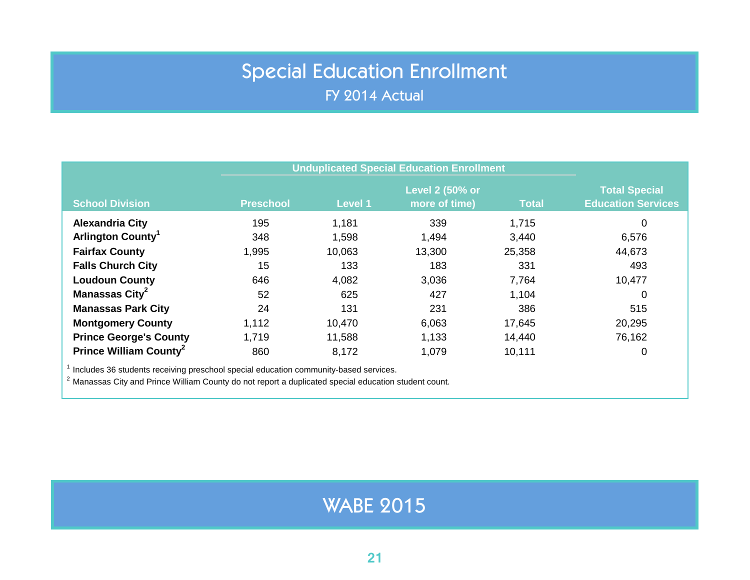# Special Education Enrollment

## FY 2014 Actual

| School Division | Unduplicated Special Education Enrollment | | | | Total Special Education Services |
|---|---|---|---|---|---|
| | Preschool | Level 1 | Level 2 (50% or more of time) | Total | |
| **Alexandria City** | 195 | 1,181 | 339 | 1,715 | 0 |
| **Arlington County**[1] | 348 | 1,598 | 1,494 | 3,440 | 6,576 |
| **Fairfax County** | 1,995 | 10,063 | 13,300 | 25,358 | 44,673 |
| **Falls Church City** | 15 | 133 | 183 | 331 | 493 |
| **Loudoun County** | 646 | 4,082 | 3,036 | 7,764 | 10,477 |
| **Manassas City**[2] | 52 | 625 | 427 | 1,104 | 0 |
| **Manassas Park City** | 24 | 131 | 231 | 386 | 515 |
| **Montgomery County** | 1,112 | 10,470 | 6,063 | 17,645 | 20,295 |
| **Prince George's County** | 1,719 | 11,588 | 1,133 | 14,440 | 76,162 |
| **Prince William County**[2] | 860 | 8,172 | 1,079 | 10,111 | 0 |

[1] Includes 36 students receiving preschool special education community-based services.

[2] Manassas City and Prince William County do not report a duplicated special education student count.

WABE 2015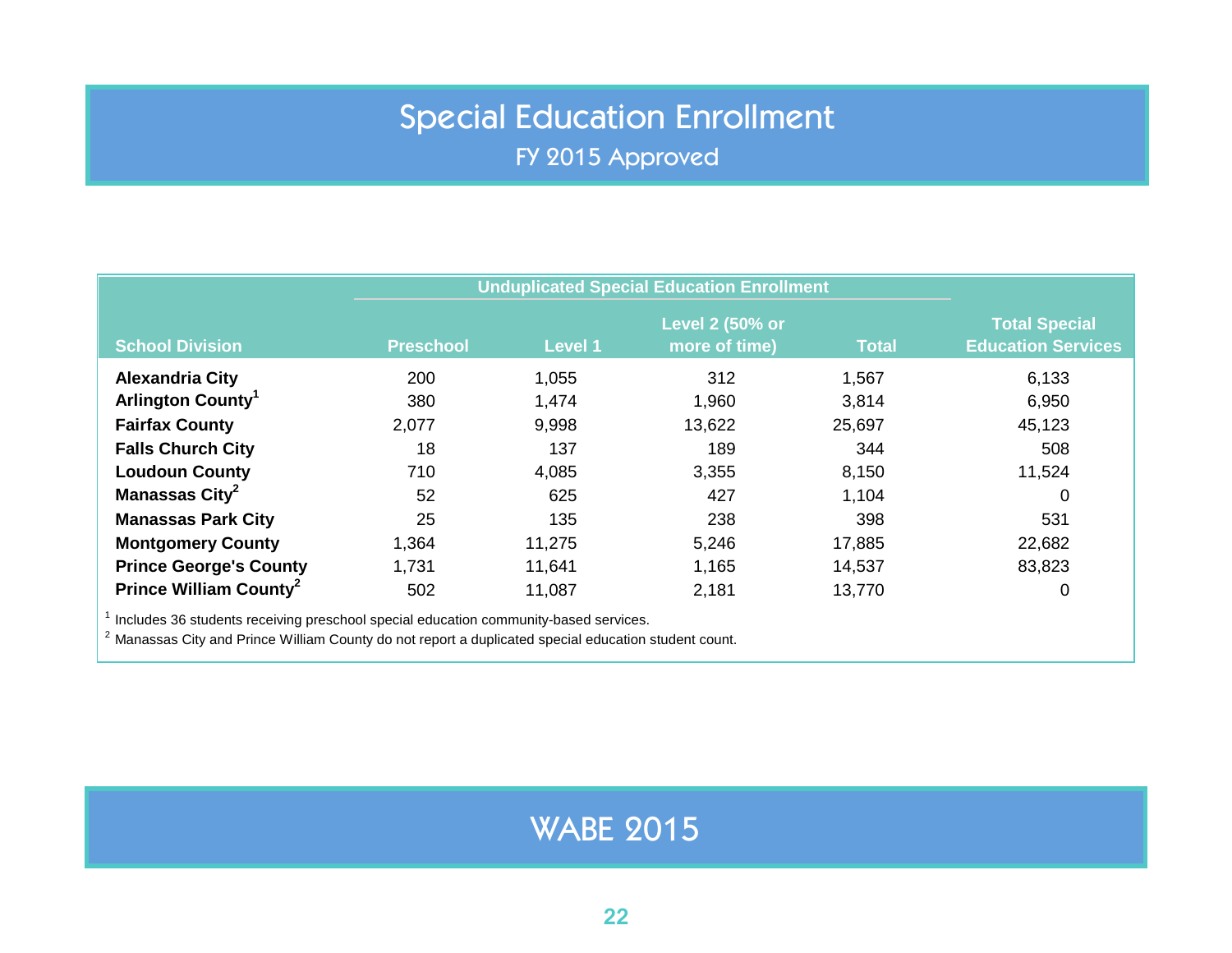# Special Education Enrollment

## FY 2015 Approved

| School Division | Unduplicated Special Education Enrollment | | | | Total Special Education Services |
|---|---|---|---|---|---|
| | Preschool | Level 1 | Level 2 (50% or more of time) | Total | |
| Alexandria City | 200 | 1,055 | 312 | 1,567 | 6,133 |
| Arlington County[1] | 380 | 1,474 | 1,960 | 3,814 | 6,950 |
| Fairfax County | 2,077 | 9,998 | 13,622 | 25,697 | 45,123 |
| Falls Church City | 18 | 137 | 189 | 344 | 508 |
| Loudoun County | 710 | 4,085 | 3,355 | 8,150 | 11,524 |
| Manassas City[2] | 52 | 625 | 427 | 1,104 | 0 |
| Manassas Park City | 25 | 135 | 238 | 398 | 531 |
| Montgomery County | 1,364 | 11,275 | 5,246 | 17,885 | 22,682 |
| Prince George's County | 1,731 | 11,641 | 1,165 | 14,537 | 83,823 |
| Prince William County[2] | 502 | 11,087 | 2,181 | 13,770 | 0 |

[1] Includes 36 students receiving preschool special education community-based services.

[2] Manassas City and Prince William County do not report a duplicated special education student count.

WABE 2015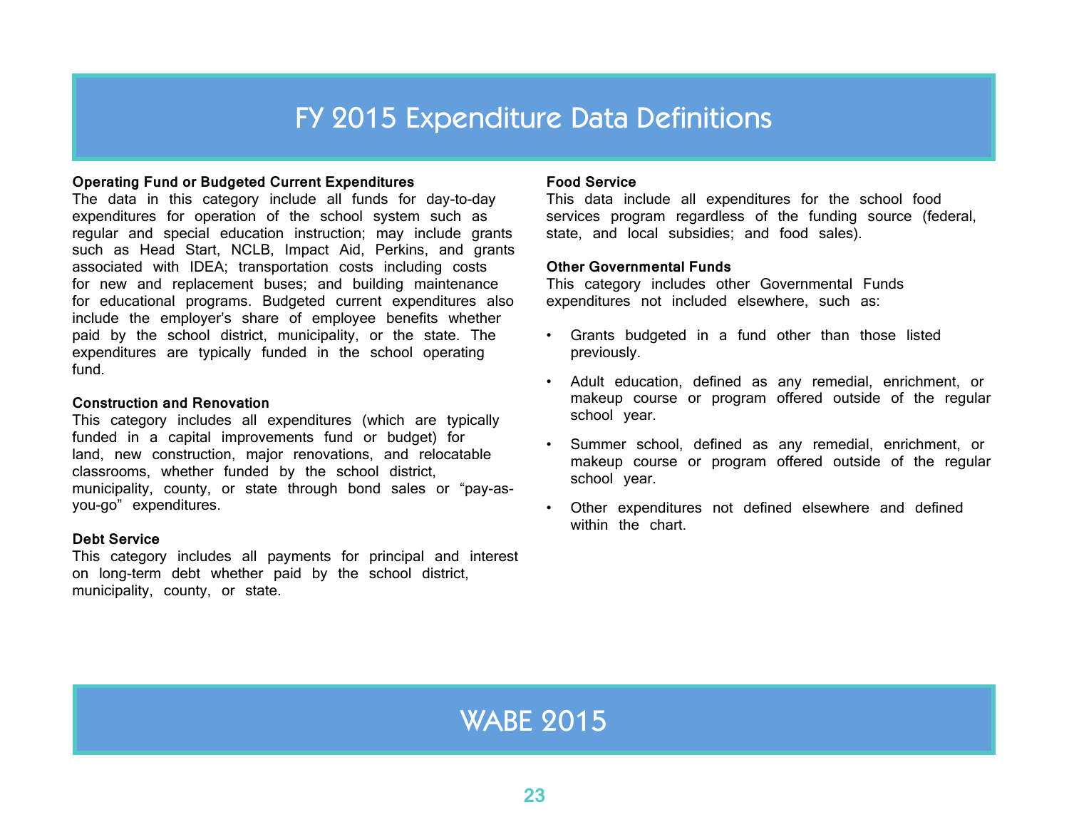# FY 2015 Expenditure Data Definitions

**Operating Fund or Budgeted Current Expenditures**
The data in this category include all funds for day-to-day expenditures for operation of the school system such as regular and special education instruction; may include grants such as Head Start, NCLB, Impact Aid, Perkins, and grants associated with IDEA; transportation costs including costs for new and replacement buses; and building maintenance for educational programs. Budgeted current expenditures also include the employer's share of employee benefits whether paid by the school district, municipality, or the state. The expenditures are typically funded in the school operating fund.

**Construction and Renovation**
This category includes all expenditures (which are typically funded in a capital improvements fund or budget) for land, new construction, major renovations, and relocatable classrooms, whether funded by the school district, municipality, county, or state through bond sales or "pay-as-you-go" expenditures.

**Debt Service**
This category includes all payments for principal and interest on long-term debt whether paid by the school district, municipality, county, or state.

**Food Service**
This data include all expenditures for the school food services program regardless of the funding source (federal, state, and local subsidies; and food sales).

**Other Governmental Funds**
This category includes other Governmental Funds expenditures not included elsewhere, such as:

- Grants budgeted in a fund other than those listed previously.
- Adult education, defined as any remedial, enrichment, or makeup course or program offered outside of the regular school year.
- Summer school, defined as any remedial, enrichment, or makeup course or program offered outside of the regular school year.
- Other expenditures not defined elsewhere and defined within the chart.

WABE 2015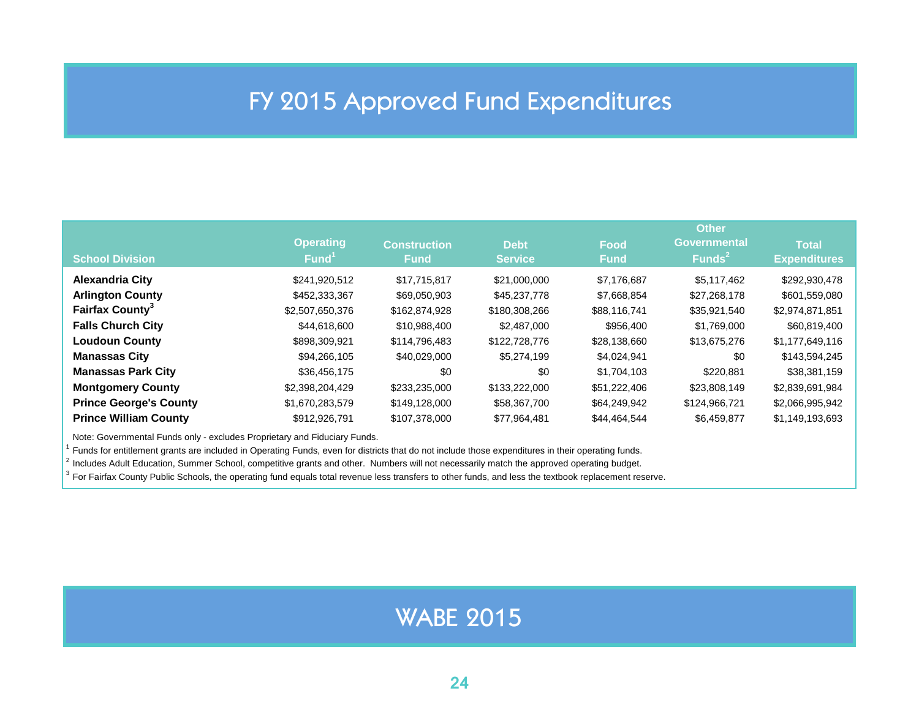# FY 2015 Approved Fund Expenditures

| School Division | Operating Fund[1] | Construction Fund | Debt Service | Food Fund | Other Governmental Funds[2] | Total Expenditures |
|---|---|---|---|---|---|---|
| **Alexandria City** | $241,920,512 | $17,715,817 | $21,000,000 | $7,176,687 | $5,117,462 | $292,930,478 |
| **Arlington County** | $452,333,367 | $69,050,903 | $45,237,778 | $7,668,854 | $27,268,178 | $601,559,080 |
| **Fairfax County[3]** | $2,507,650,376 | $162,874,928 | $180,308,266 | $88,116,741 | $35,921,540 | $2,974,871,851 |
| **Falls Church City** | $44,618,600 | $10,988,400 | $2,487,000 | $956,400 | $1,769,000 | $60,819,400 |
| **Loudoun County** | $898,309,921 | $114,796,483 | $122,728,776 | $28,138,660 | $13,675,276 | $1,177,649,116 |
| **Manassas City** | $94,266,105 | $40,029,000 | $5,274,199 | $4,024,941 | $0 | $143,594,245 |
| **Manassas Park City** | $36,456,175 | $0 | $0 | $1,704,103 | $220,881 | $38,381,159 |
| **Montgomery County** | $2,398,204,429 | $233,235,000 | $133,222,000 | $51,222,406 | $23,808,149 | $2,839,691,984 |
| **Prince George's County** | $1,670,283,579 | $149,128,000 | $58,367,700 | $64,249,942 | $124,966,721 | $2,066,995,942 |
| **Prince William County** | $912,926,791 | $107,378,000 | $77,964,481 | $44,464,544 | $6,459,877 | $1,149,193,693 |

Note: Governmental Funds only - excludes Proprietary and Fiduciary Funds.

[1] Funds for entitlement grants are included in Operating Funds, even for districts that do not include those expenditures in their operating funds.

[2] Includes Adult Education, Summer School, competitive grants and other. Numbers will not necessarily match the approved operating budget.

[3] For Fairfax County Public Schools, the operating fund equals total revenue less transfers to other funds, and less the textbook replacement reserve.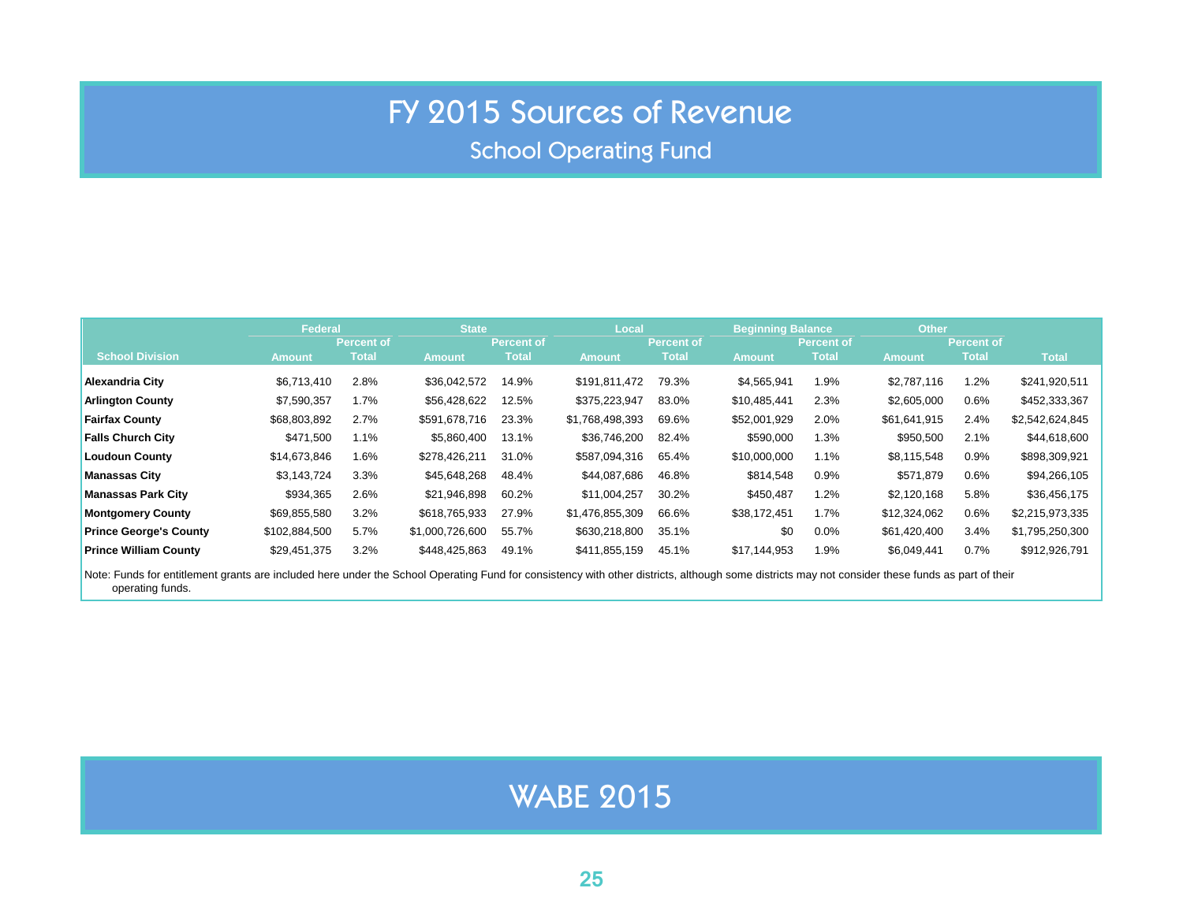# FY 2015 Sources of Revenue

## School Operating Fund

| School Division | Federal | | State | | Local | | Beginning Balance | | Other | | Total |
|---|---|---|---|---|---|---|---|---|---|---|---|
| | Amount | Percent of Total | Amount | Percent of Total | Amount | Percent of Total | Amount | Percent of Total | Amount | Percent of Total | |
| **Alexandria City** | $6,713,410 | 2.8% | $36,042,572 | 14.9% | $191,811,472 | 79.3% | $4,565,941 | 1.9% | $2,787,116 | 1.2% | $241,920,511 |
| **Arlington County** | $7,590,357 | 1.7% | $56,428,622 | 12.5% | $375,223,947 | 83.0% | $10,485,441 | 2.3% | $2,605,000 | 0.6% | $452,333,367 |
| **Fairfax County** | $68,803,892 | 2.7% | $591,678,716 | 23.3% | $1,768,498,393 | 69.6% | $52,001,929 | 2.0% | $61,641,915 | 2.4% | $2,542,624,845 |
| **Falls Church City** | $471,500 | 1.1% | $5,860,400 | 13.1% | $36,746,200 | 82.4% | $590,000 | 1.3% | $950,500 | 2.1% | $44,618,600 |
| **Loudoun County** | $14,673,846 | 1.6% | $278,426,211 | 31.0% | $587,094,316 | 65.4% | $10,000,000 | 1.1% | $8,115,548 | 0.9% | $898,309,921 |
| **Manassas City** | $3,143,724 | 3.3% | $45,648,268 | 48.4% | $44,087,686 | 46.8% | $814,548 | 0.9% | $571,879 | 0.6% | $94,266,105 |
| **Manassas Park City** | $934,365 | 2.6% | $21,946,898 | 60.2% | $11,004,257 | 30.2% | $450,487 | 1.2% | $2,120,168 | 5.8% | $36,456,175 |
| **Montgomery County** | $69,855,580 | 3.2% | $618,765,933 | 27.9% | $1,476,855,309 | 66.6% | $38,172,451 | 1.7% | $12,324,062 | 0.6% | $2,215,973,335 |
| **Prince George's County** | $102,884,500 | 5.7% | $1,000,726,600 | 55.7% | $630,218,800 | 35.1% | $0 | 0.0% | $61,420,400 | 3.4% | $1,795,250,300 |
| **Prince William County** | $29,451,375 | 3.2% | $448,425,863 | 49.1% | $411,855,159 | 45.1% | $17,144,953 | 1.9% | $6,049,441 | 0.7% | $912,926,791 |

Note: Funds for entitlement grants are included here under the School Operating Fund for consistency with other districts, although some districts may not consider these funds as part of their operating funds.

WABE 2015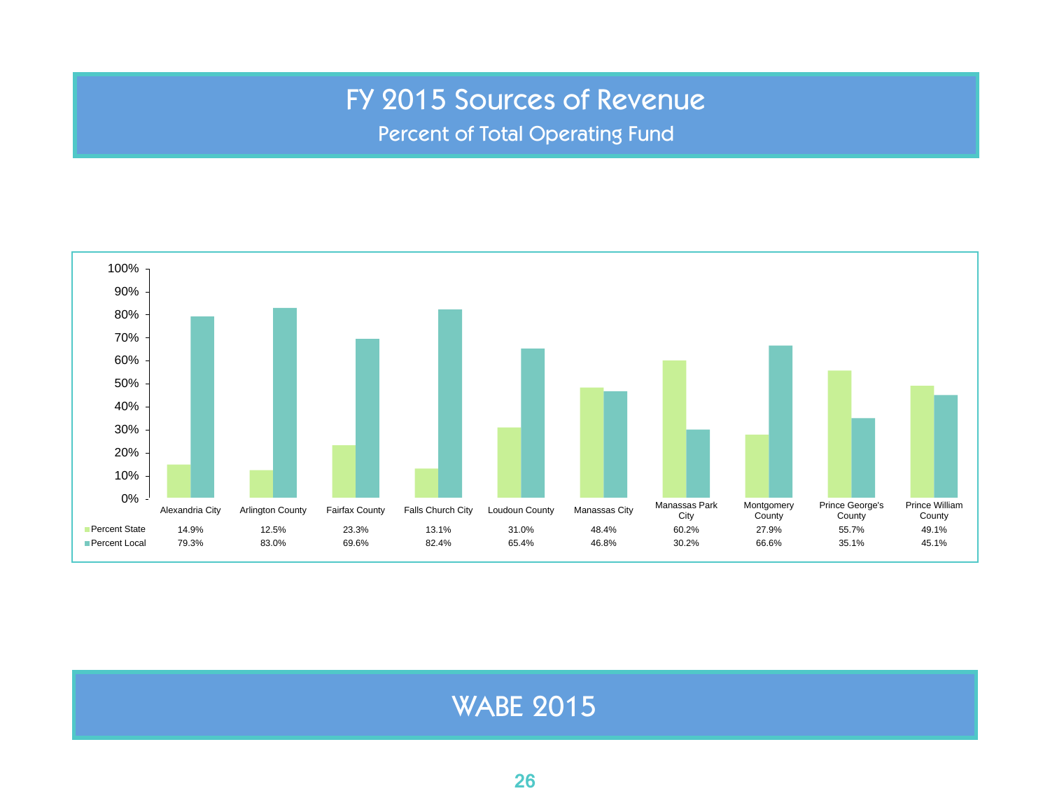# FY 2015 Sources of Revenue

## Percent of Total Operating Fund

| | Alexandria City | Arlington County | Fairfax County | Falls Church City | Loudoun County | Manassas City | Manassas Park City | Montgomery County | Prince George's County | Prince William County |
|---|---|---|---|---|---|---|---|---|---|---|
| Percent State | 14.9% | 12.5% | 23.3% | 13.1% | 31.0% | 48.4% | 60.2% | 27.9% | 55.7% | 49.1% |
| Percent Local | 79.3% | 83.0% | 69.6% | 82.4% | 65.4% | 46.8% | 30.2% | 66.6% | 35.1% | 45.1% |

WABE 2015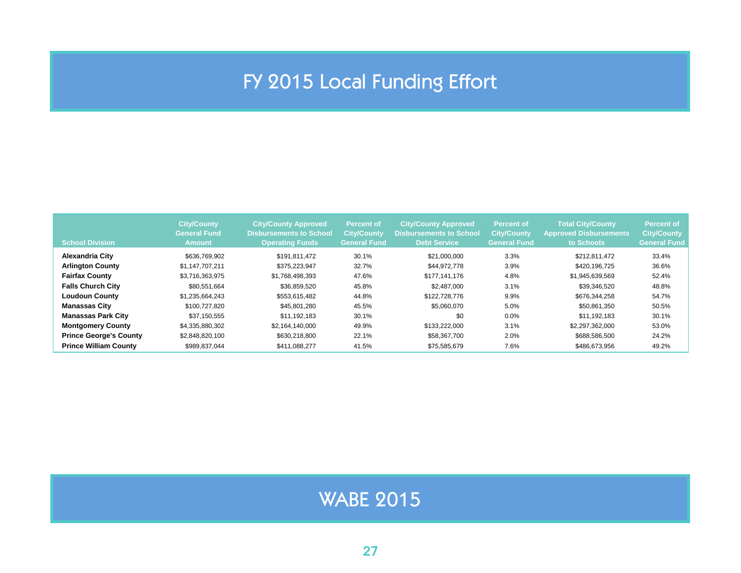# FY 2015 Local Funding Effort

| School Division | City/County General Fund Amount | City/County Approved Disbursements to School Operating Funds | Percent of City/County General Fund | City/County Approved Disbursements to School Debt Service | Percent of City/County General Fund | Total City/County Approved Disbursements to Schools | Percent of City/County General Fund |
|---|---|---|---|---|---|---|---|
| **Alexandria City** | $636,769,902 | $191,811,472 | 30.1% | $21,000,000 | 3.3% | $212,811,472 | 33.4% |
| **Arlington County** | $1,147,707,211 | $375,223,947 | 32.7% | $44,972,778 | 3.9% | $420,196,725 | 36.6% |
| **Fairfax County** | $3,716,363,975 | $1,768,498,393 | 47.6% | $177,141,176 | 4.8% | $1,945,639,569 | 52.4% |
| **Falls Church City** | $80,551,664 | $36,859,520 | 45.8% | $2,487,000 | 3.1% | $39,346,520 | 48.8% |
| **Loudoun County** | $1,235,664,243 | $553,615,482 | 44.8% | $122,728,776 | 9.9% | $676,344,258 | 54.7% |
| **Manassas City** | $100,727,820 | $45,801,280 | 45.5% | $5,060,070 | 5.0% | $50,861,350 | 50.5% |
| **Manassas Park City** | $37,150,555 | $11,192,183 | 30.1% | $0 | 0.0% | $11,192,183 | 30.1% |
| **Montgomery County** | $4,335,880,302 | $2,164,140,000 | 49.9% | $133,222,000 | 3.1% | $2,297,362,000 | 53.0% |
| **Prince George's County** | $2,848,820,100 | $630,218,800 | 22.1% | $58,367,700 | 2.0% | $688,586,500 | 24.2% |
| **Prince William County** | $989,837,044 | $411,088,277 | 41.5% | $75,585,679 | 7.6% | $486,673,956 | 49.2% |

WABE 2015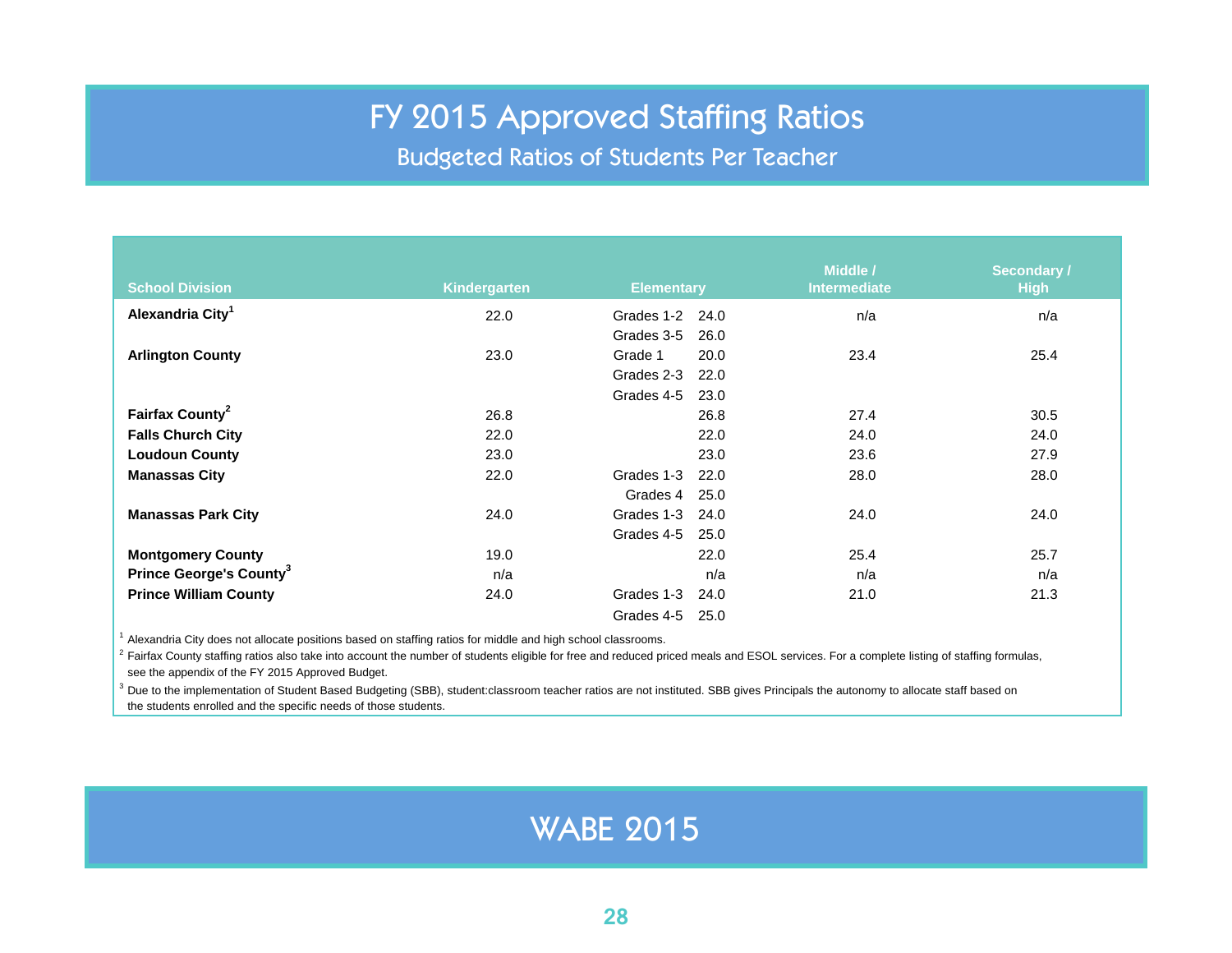# FY 2015 Approved Staffing Ratios

## Budgeted Ratios of Students Per Teacher

| School Division | Kindergarten | Elementary | | Middle / Intermediate | Secondary / High |
|---|---|---|---|---|---|
| **Alexandria City**[1] | 22.0 | Grades 1-2 | 24.0 | n/a | n/a |
| | | Grades 3-5 | 26.0 | | |
| **Arlington County** | 23.0 | Grade 1 | 20.0 | 23.4 | 25.4 |
| | | Grades 2-3 | 22.0 | | |
| | | Grades 4-5 | 23.0 | | |
| **Fairfax County**[2] | 26.8 | | 26.8 | 27.4 | 30.5 |
| **Falls Church City** | 22.0 | | 22.0 | 24.0 | 24.0 |
| **Loudoun County** | 23.0 | | 23.0 | 23.6 | 27.9 |
| **Manassas City** | 22.0 | Grades 1-3 | 22.0 | 28.0 | 28.0 |
| | | Grades 4 | 25.0 | | |
| **Manassas Park City** | 24.0 | Grades 1-3 | 24.0 | 24.0 | 24.0 |
| | | Grades 4-5 | 25.0 | | |
| **Montgomery County** | 19.0 | | 22.0 | 25.4 | 25.7 |
| **Prince George's County**[3] | n/a | | n/a | n/a | n/a |
| **Prince William County** | 24.0 | Grades 1-3 | 24.0 | 21.0 | 21.3 |
| | | Grades 4-5 | 25.0 | | |

[1] Alexandria City does not allocate positions based on staffing ratios for middle and high school classrooms.

[2] Fairfax County staffing ratios also take into account the number of students eligible for free and reduced priced meals and ESOL services. For a complete listing of staffing formulas, see the appendix of the FY 2015 Approved Budget.

[3] Due to the implementation of Student Based Budgeting (SBB), student:classroom teacher ratios are not instituted. SBB gives Principals the autonomy to allocate staff based on the students enrolled and the specific needs of those students.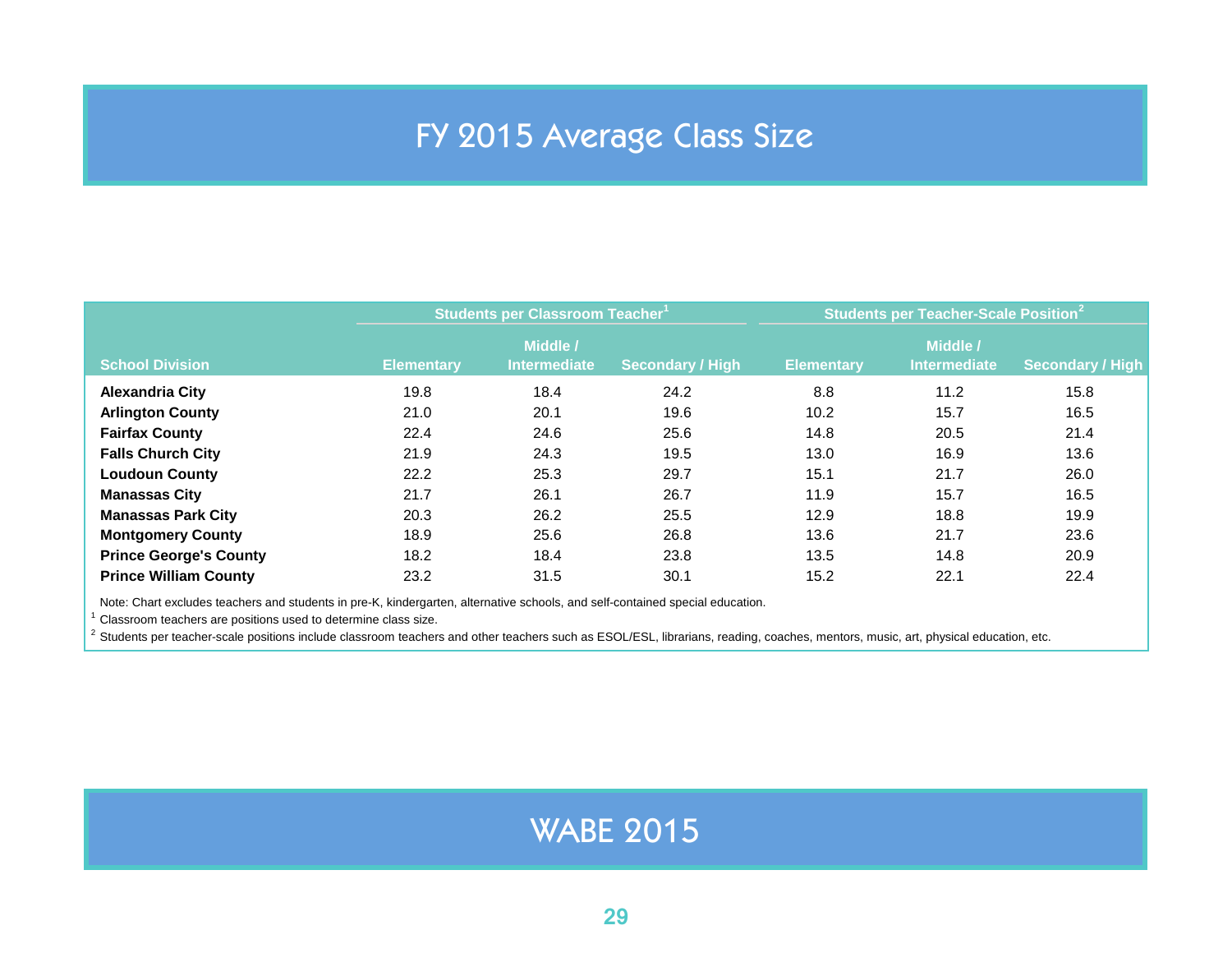# FY 2015 Average Class Size

| School Division | Students per Classroom Teacher[1] | | | Students per Teacher-Scale Position[2] | | |
|---|---|---|---|---|---|---|
| | Elementary | Middle / Intermediate | Secondary / High | Elementary | Middle / Intermediate | Secondary / High |
| **Alexandria City** | 19.8 | 18.4 | 24.2 | 8.8 | 11.2 | 15.8 |
| **Arlington County** | 21.0 | 20.1 | 19.6 | 10.2 | 15.7 | 16.5 |
| **Fairfax County** | 22.4 | 24.6 | 25.6 | 14.8 | 20.5 | 21.4 |
| **Falls Church City** | 21.9 | 24.3 | 19.5 | 13.0 | 16.9 | 13.6 |
| **Loudoun County** | 22.2 | 25.3 | 29.7 | 15.1 | 21.7 | 26.0 |
| **Manassas City** | 21.7 | 26.1 | 26.7 | 11.9 | 15.7 | 16.5 |
| **Manassas Park City** | 20.3 | 26.2 | 25.5 | 12.9 | 18.8 | 19.9 |
| **Montgomery County** | 18.9 | 25.6 | 26.8 | 13.6 | 21.7 | 23.6 |
| **Prince George's County** | 18.2 | 18.4 | 23.8 | 13.5 | 14.8 | 20.9 |
| **Prince William County** | 23.2 | 31.5 | 30.1 | 15.2 | 22.1 | 22.4 |

Note: Chart excludes teachers and students in pre-K, kindergarten, alternative schools, and self-contained special education.

[1] Classroom teachers are positions used to determine class size.

[2] Students per teacher-scale positions include classroom teachers and other teachers such as ESOL/ESL, librarians, reading, coaches, mentors, music, art, physical education, etc.

WABE 2015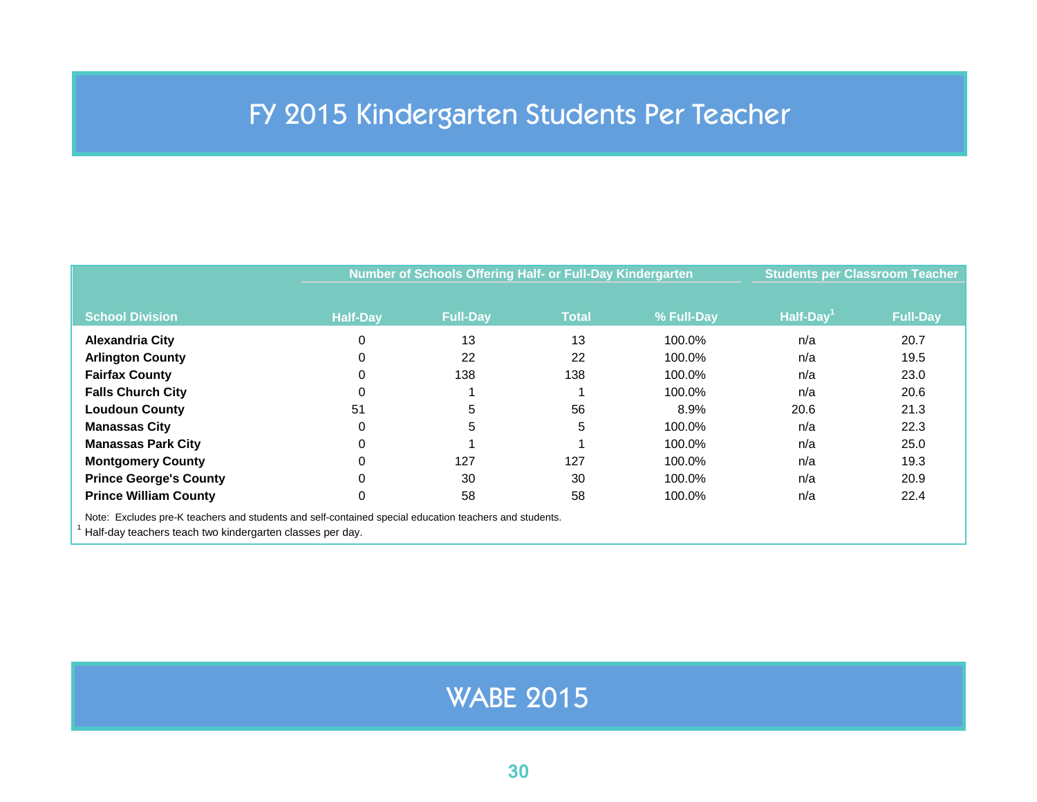# FY 2015 Kindergarten Students Per Teacher

| School Division | Number of Schools Offering Half- or Full-Day Kindergarten | | | | Students per Classroom Teacher | |
|---|---|---|---|---|---|---|
| | Half-Day | Full-Day | Total | % Full-Day | Half-Day[1] | Full-Day |
| **Alexandria City** | 0 | 13 | 13 | 100.0% | n/a | 20.7 |
| **Arlington County** | 0 | 22 | 22 | 100.0% | n/a | 19.5 |
| **Fairfax County** | 0 | 138 | 138 | 100.0% | n/a | 23.0 |
| **Falls Church City** | 0 | 1 | 1 | 100.0% | n/a | 20.6 |
| **Loudoun County** | 51 | 5 | 56 | 8.9% | 20.6 | 21.3 |
| **Manassas City** | 0 | 5 | 5 | 100.0% | n/a | 22.3 |
| **Manassas Park City** | 0 | 1 | 1 | 100.0% | n/a | 25.0 |
| **Montgomery County** | 0 | 127 | 127 | 100.0% | n/a | 19.3 |
| **Prince George's County** | 0 | 30 | 30 | 100.0% | n/a | 20.9 |
| **Prince William County** | 0 | 58 | 58 | 100.0% | n/a | 22.4 |

Note: Excludes pre-K teachers and students and self-contained special education teachers and students.

[1] Half-day teachers teach two kindergarten classes per day.

WABE 2015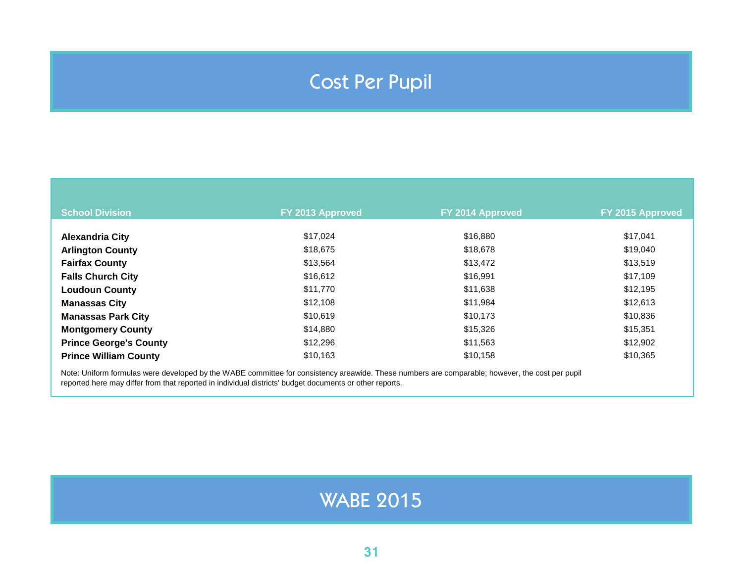# Cost Per Pupil

| School Division | FY 2013 Approved | FY 2014 Approved | FY 2015 Approved |
|---|---|---|---|
| **Alexandria City** | $17,024 | $16,880 | $17,041 |
| **Arlington County** | $18,675 | $18,678 | $19,040 |
| **Fairfax County** | $13,564 | $13,472 | $13,519 |
| **Falls Church City** | $16,612 | $16,991 | $17,109 |
| **Loudoun County** | $11,770 | $11,638 | $12,195 |
| **Manassas City** | $12,108 | $11,984 | $12,613 |
| **Manassas Park City** | $10,619 | $10,173 | $10,836 |
| **Montgomery County** | $14,880 | $15,326 | $15,351 |
| **Prince George's County** | $12,296 | $11,563 | $12,902 |
| **Prince William County** | $10,163 | $10,158 | $10,365 |

Note: Uniform formulas were developed by the WABE committee for consistency areawide. These numbers are comparable; however, the cost per pupil reported here may differ from that reported in individual districts' budget documents or other reports.

WABE 2015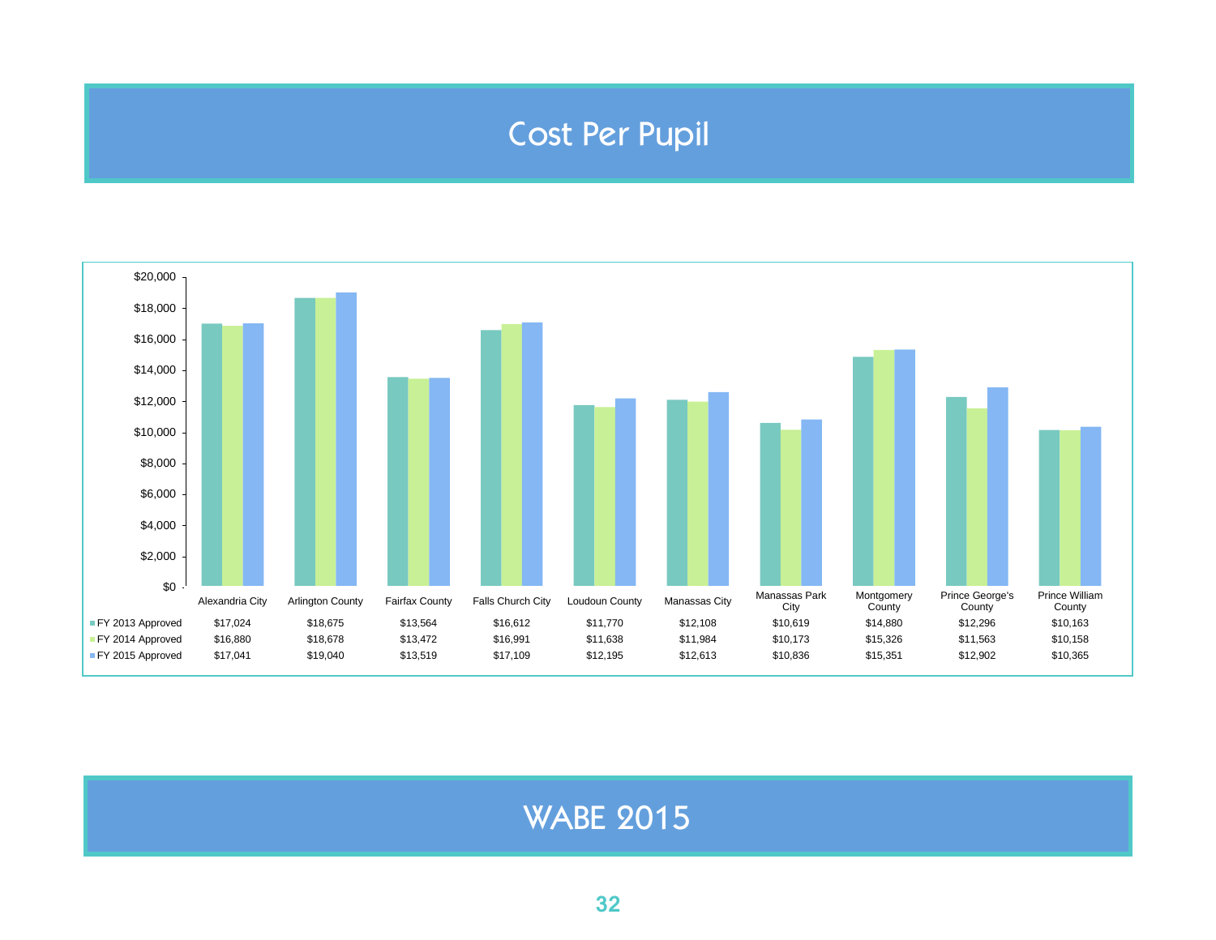# Cost Per Pupil

| | Alexandria City | Arlington County | Fairfax County | Falls Church City | Loudoun County | Manassas City | Manassas Park City | Montgomery County | Prince George's County | Prince William County |
|---|---|---|---|---|---|---|---|---|---|---|
| FY 2013 Approved | $17,024 | $18,675 | $13,564 | $16,612 | $11,770 | $12,108 | $10,619 | $14,880 | $12,296 | $10,163 |
| FY 2014 Approved | $16,880 | $18,678 | $13,472 | $16,991 | $11,638 | $11,984 | $10,173 | $15,326 | $11,563 | $10,158 |
| FY 2015 Approved | $17,041 | $19,040 | $13,519 | $17,109 | $12,195 | $12,613 | $10,836 | $15,351 | $12,902 | $10,365 |

WABE 2015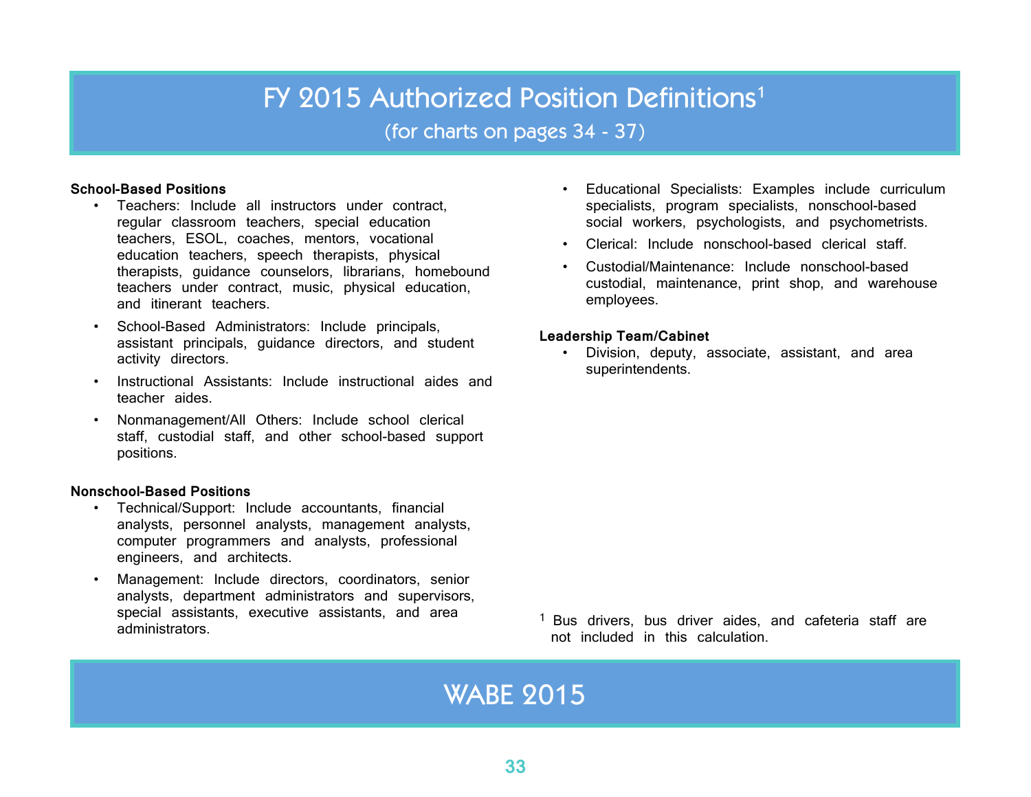# FY 2015 Authorized Position Definitions[1]

(for charts on pages 34 - 37)

**School-Based Positions**

- Teachers: Include all instructors under contract, regular classroom teachers, special education teachers, ESOL, coaches, mentors, vocational education teachers, speech therapists, physical therapists, guidance counselors, librarians, homebound teachers under contract, music, physical education, and itinerant teachers.
- School-Based Administrators: Include principals, assistant principals, guidance directors, and student activity directors.
- Instructional Assistants: Include instructional aides and teacher aides.
- Nonmanagement/All Others: Include school clerical staff, custodial staff, and other school-based support positions.

**Nonschool-Based Positions**

- Technical/Support: Include accountants, financial analysts, personnel analysts, management analysts, computer programmers and analysts, professional engineers, and architects.
- Management: Include directors, coordinators, senior analysts, department administrators and supervisors, special assistants, executive assistants, and area administrators.
- Educational Specialists: Examples include curriculum specialists, program specialists, nonschool-based social workers, psychologists, and psychometrists.
- Clerical: Include nonschool-based clerical staff.
- Custodial/Maintenance: Include nonschool-based custodial, maintenance, print shop, and warehouse employees.

**Leadership Team/Cabinet**

- Division, deputy, associate, assistant, and area superintendents.

[1] Bus drivers, bus driver aides, and cafeteria staff are not included in this calculation.

WABE 2015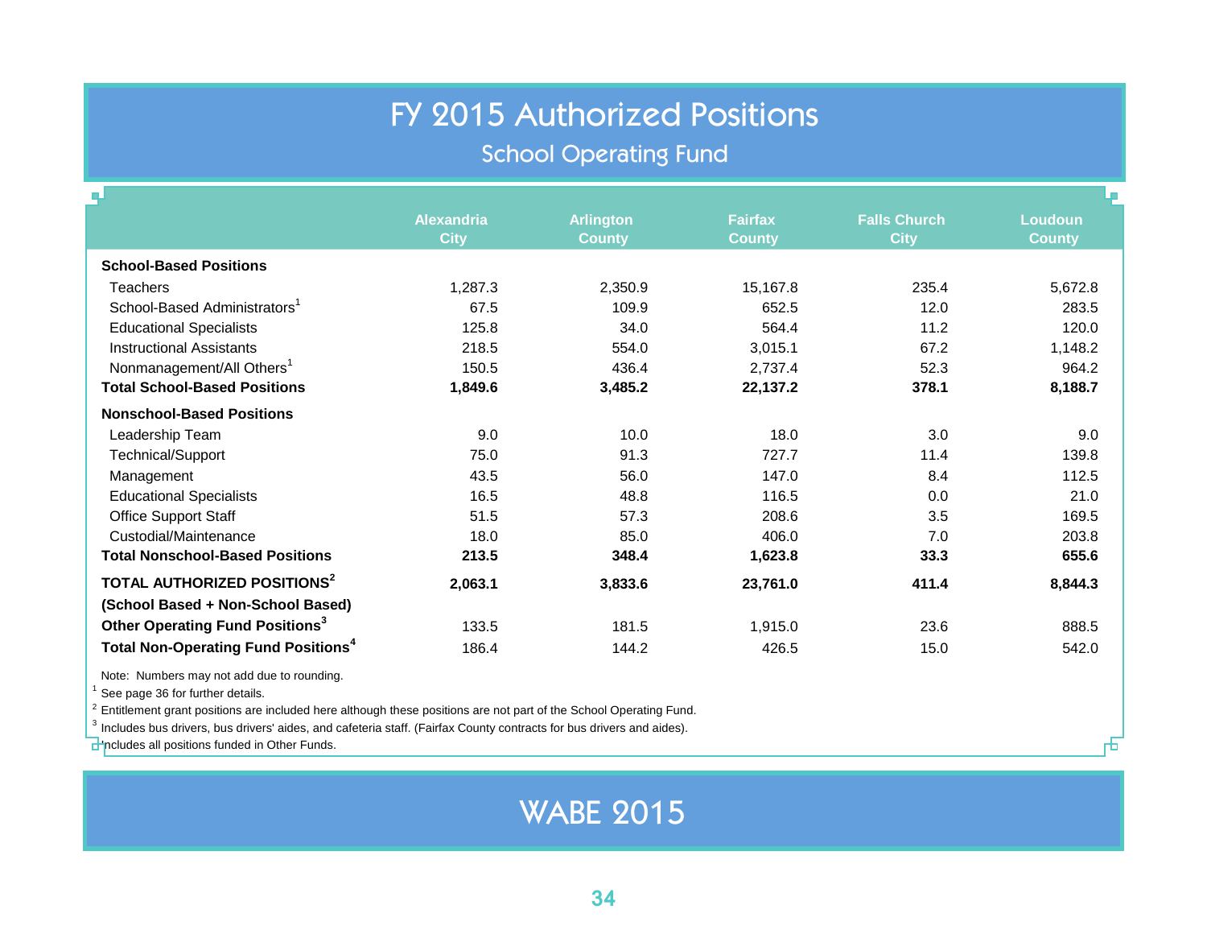# FY 2015 Authorized Positions

## School Operating Fund

| | Alexandria City | Arlington County | Fairfax County | Falls Church City | Loudoun County |
|---|---|---|---|---|---|
| **School-Based Positions** | | | | | |
| Teachers | 1,287.3 | 2,350.9 | 15,167.8 | 235.4 | 5,672.8 |
| School-Based Administrators[1] | 67.5 | 109.9 | 652.5 | 12.0 | 283.5 |
| Educational Specialists | 125.8 | 34.0 | 564.4 | 11.2 | 120.0 |
| Instructional Assistants | 218.5 | 554.0 | 3,015.1 | 67.2 | 1,148.2 |
| Nonmanagement/All Others[1] | 150.5 | 436.4 | 2,737.4 | 52.3 | 964.2 |
| **Total School-Based Positions** | **1,849.6** | **3,485.2** | **22,137.2** | **378.1** | **8,188.7** |
| **Nonschool-Based Positions** | | | | | |
| Leadership Team | 9.0 | 10.0 | 18.0 | 3.0 | 9.0 |
| Technical/Support | 75.0 | 91.3 | 727.7 | 11.4 | 139.8 |
| Management | 43.5 | 56.0 | 147.0 | 8.4 | 112.5 |
| Educational Specialists | 16.5 | 48.8 | 116.5 | 0.0 | 21.0 |
| Office Support Staff | 51.5 | 57.3 | 208.6 | 3.5 | 169.5 |
| Custodial/Maintenance | 18.0 | 85.0 | 406.0 | 7.0 | 203.8 |
| **Total Nonschool-Based Positions** | **213.5** | **348.4** | **1,623.8** | **33.3** | **655.6** |
| **TOTAL AUTHORIZED POSITIONS[2] (School Based + Non-School Based)** | **2,063.1** | **3,833.6** | **23,761.0** | **411.4** | **8,844.3** |
| **Other Operating Fund Positions[3]** | 133.5 | 181.5 | 1,915.0 | 23.6 | 888.5 |
| **Total Non-Operating Fund Positions[4]** | 186.4 | 144.2 | 426.5 | 15.0 | 542.0 |

Note: Numbers may not add due to rounding.

[1] See page 36 for further details.

[2] Entitlement grant positions are included here although these positions are not part of the School Operating Fund.

[3] Includes bus drivers, bus drivers' aides, and cafeteria staff. (Fairfax County contracts for bus drivers and aides).

[4] Includes all positions funded in Other Funds.

WABE 2015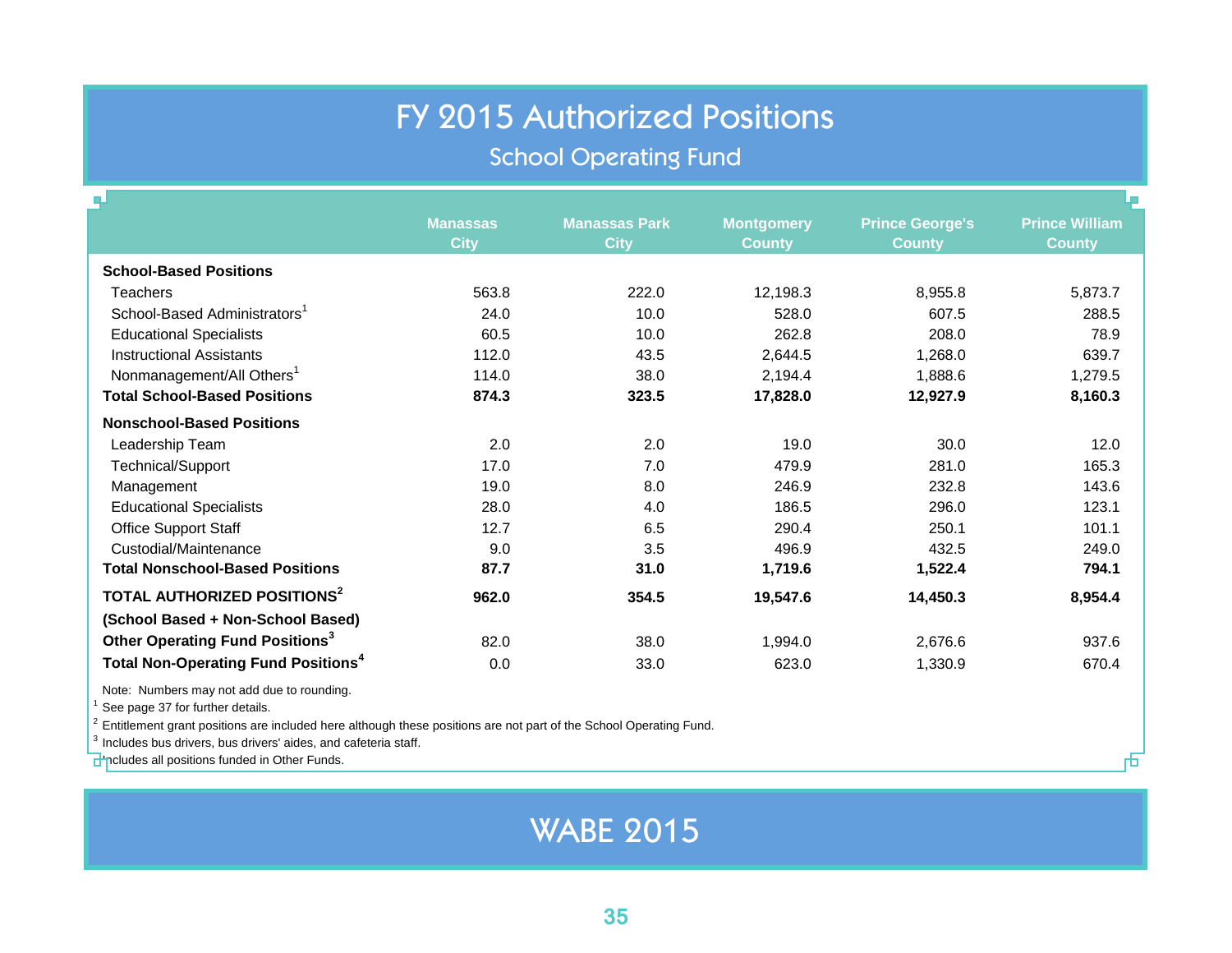# FY 2015 Authorized Positions

## School Operating Fund

| | Manassas City | Manassas Park City | Montgomery County | Prince George's County | Prince William County |
|---|---|---|---|---|---|
| **School-Based Positions** | | | | | |
| Teachers | 563.8 | 222.0 | 12,198.3 | 8,955.8 | 5,873.7 |
| School-Based Administrators[1] | 24.0 | 10.0 | 528.0 | 607.5 | 288.5 |
| Educational Specialists | 60.5 | 10.0 | 262.8 | 208.0 | 78.9 |
| Instructional Assistants | 112.0 | 43.5 | 2,644.5 | 1,268.0 | 639.7 |
| Nonmanagement/All Others[1] | 114.0 | 38.0 | 2,194.4 | 1,888.6 | 1,279.5 |
| **Total School-Based Positions** | **874.3** | **323.5** | **17,828.0** | **12,927.9** | **8,160.3** |
| **Nonschool-Based Positions** | | | | | |
| Leadership Team | 2.0 | 2.0 | 19.0 | 30.0 | 12.0 |
| Technical/Support | 17.0 | 7.0 | 479.9 | 281.0 | 165.3 |
| Management | 19.0 | 8.0 | 246.9 | 232.8 | 143.6 |
| Educational Specialists | 28.0 | 4.0 | 186.5 | 296.0 | 123.1 |
| Office Support Staff | 12.7 | 6.5 | 290.4 | 250.1 | 101.1 |
| Custodial/Maintenance | 9.0 | 3.5 | 496.9 | 432.5 | 249.0 |
| **Total Nonschool-Based Positions** | **87.7** | **31.0** | **1,719.6** | **1,522.4** | **794.1** |
| **TOTAL AUTHORIZED POSITIONS[2] (School Based + Non-School Based)** | **962.0** | **354.5** | **19,547.6** | **14,450.3** | **8,954.4** |
| **Other Operating Fund Positions[3]** | 82.0 | 38.0 | 1,994.0 | 2,676.6 | 937.6 |
| **Total Non-Operating Fund Positions[4]** | 0.0 | 33.0 | 623.0 | 1,330.9 | 670.4 |

Note: Numbers may not add due to rounding.

[1] See page 37 for further details.

[2] Entitlement grant positions are included here although these positions are not part of the School Operating Fund.

[3] Includes bus drivers, bus drivers' aides, and cafeteria staff.

[4] Includes all positions funded in Other Funds.

WABE 2015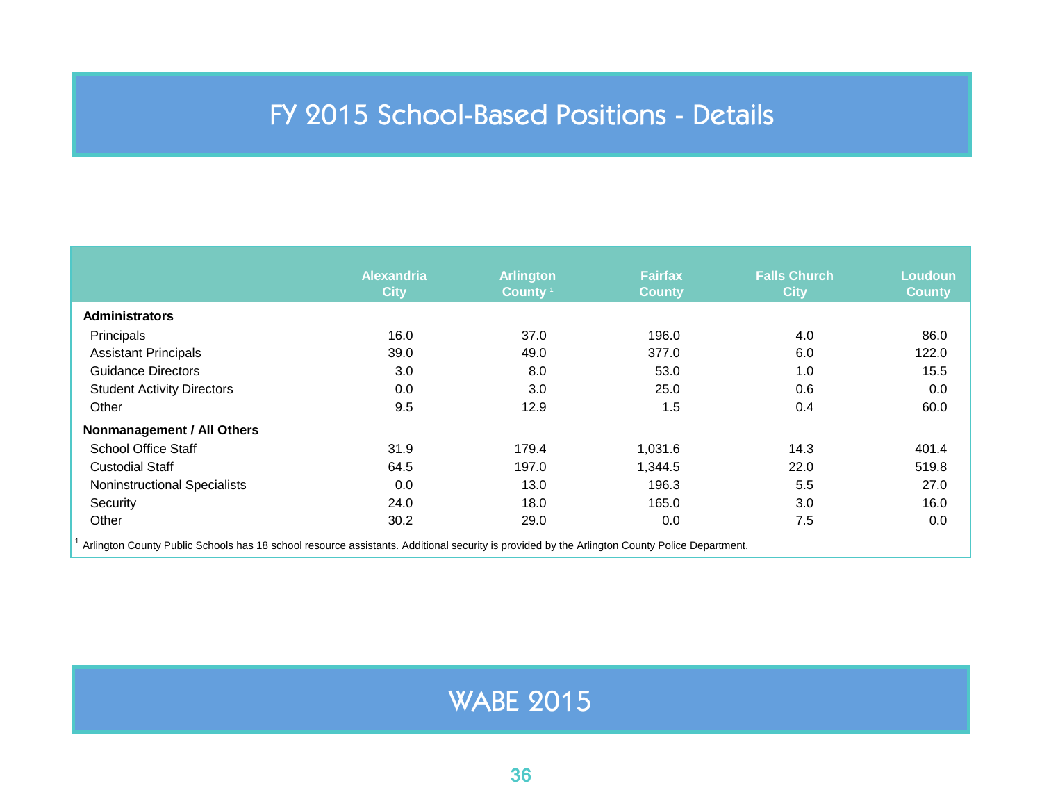# FY 2015 School-Based Positions - Details

| | Alexandria City | Arlington County [1] | Fairfax County | Falls Church City | Loudoun County |
|---|---|---|---|---|---|
| **Administrators** | | | | | |
| Principals | 16.0 | 37.0 | 196.0 | 4.0 | 86.0 |
| Assistant Principals | 39.0 | 49.0 | 377.0 | 6.0 | 122.0 |
| Guidance Directors | 3.0 | 8.0 | 53.0 | 1.0 | 15.5 |
| Student Activity Directors | 0.0 | 3.0 | 25.0 | 0.6 | 0.0 |
| Other | 9.5 | 12.9 | 1.5 | 0.4 | 60.0 |
| **Nonmanagement / All Others** | | | | | |
| School Office Staff | 31.9 | 179.4 | 1,031.6 | 14.3 | 401.4 |
| Custodial Staff | 64.5 | 197.0 | 1,344.5 | 22.0 | 519.8 |
| Noninstructional Specialists | 0.0 | 13.0 | 196.3 | 5.5 | 27.0 |
| Security | 24.0 | 18.0 | 165.0 | 3.0 | 16.0 |
| Other | 30.2 | 29.0 | 0.0 | 7.5 | 0.0 |

[1] Arlington County Public Schools has 18 school resource assistants. Additional security is provided by the Arlington County Police Department.

WABE 2015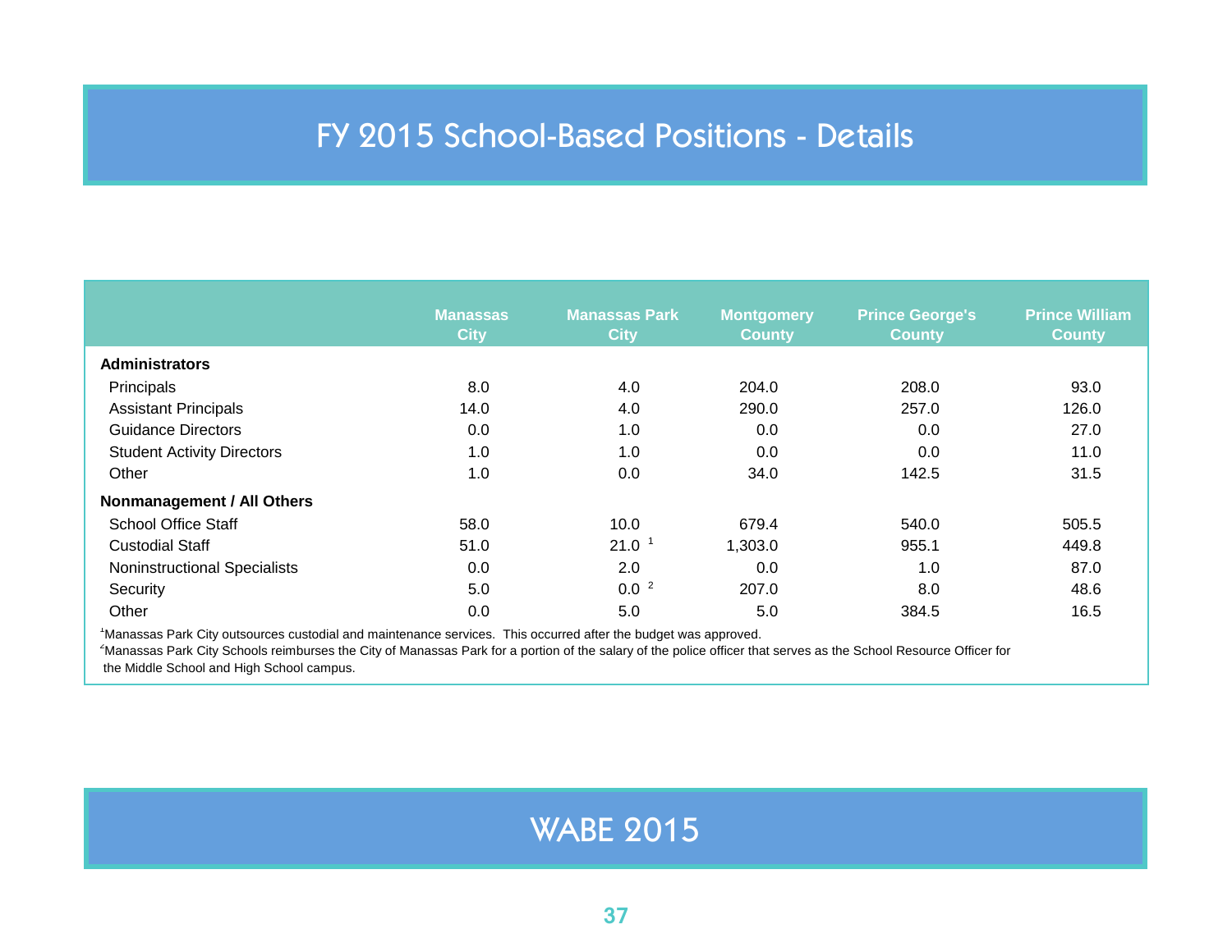# FY 2015 School-Based Positions - Details

| | Manassas City | Manassas Park City | Montgomery County | Prince George's County | Prince William County |
|---|---|---|---|---|---|
| **Administrators** | | | | | |
| Principals | 8.0 | 4.0 | 204.0 | 208.0 | 93.0 |
| Assistant Principals | 14.0 | 4.0 | 290.0 | 257.0 | 126.0 |
| Guidance Directors | 0.0 | 1.0 | 0.0 | 0.0 | 27.0 |
| Student Activity Directors | 1.0 | 1.0 | 0.0 | 0.0 | 11.0 |
| Other | 1.0 | 0.0 | 34.0 | 142.5 | 31.5 |
| **Nonmanagement / All Others** | | | | | |
| School Office Staff | 58.0 | 10.0 | 679.4 | 540.0 | 505.5 |
| Custodial Staff | 51.0 | 21.0 [1] | 1,303.0 | 955.1 | 449.8 |
| Noninstructional Specialists | 0.0 | 2.0 | 0.0 | 1.0 | 87.0 |
| Security | 5.0 | 0.0 [2] | 207.0 | 8.0 | 48.6 |
| Other | 0.0 | 5.0 | 5.0 | 384.5 | 16.5 |

[1]Manassas Park City outsources custodial and maintenance services. This occurred after the budget was approved.

[2]Manassas Park City Schools reimburses the City of Manassas Park for a portion of the salary of the police officer that serves as the School Resource Officer for the Middle School and High School campus.

WABE 2015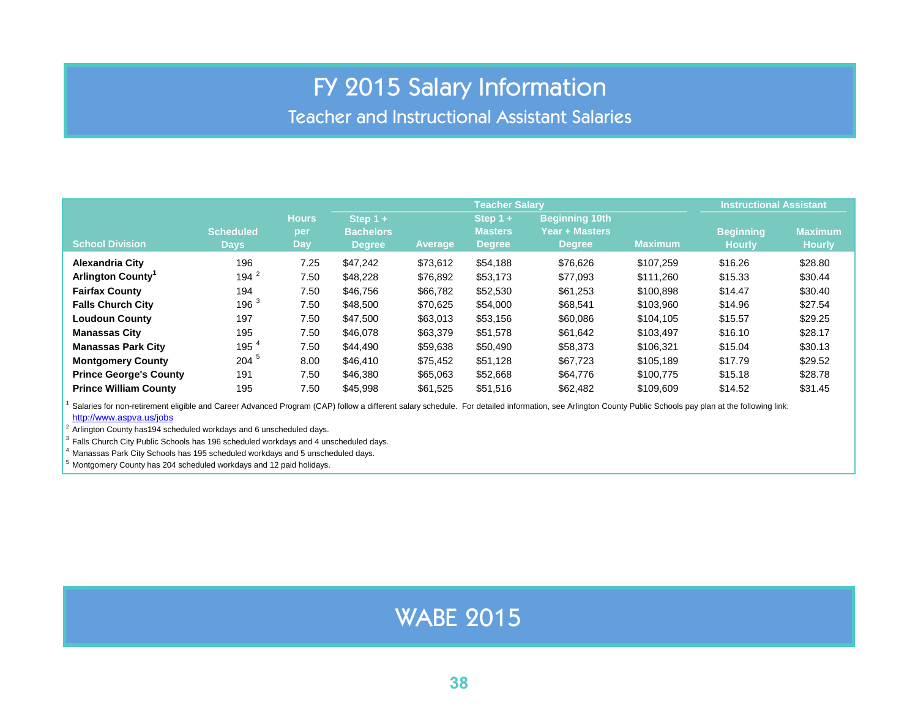# FY 2015 Salary Information

## Teacher and Instructional Assistant Salaries

| School Division | Scheduled Days | Hours per Day | Teacher Salary: Step 1 + Bachelors Degree | Teacher Salary: Average | Teacher Salary: Step 1 + Masters Degree | Teacher Salary: Beginning 10th Year + Masters Degree | Teacher Salary: Maximum | Instructional Assistant: Beginning Hourly | Instructional Assistant: Maximum Hourly |
|---|---|---|---|---|---|---|---|---|---|
| **Alexandria City** | 196 | 7.25 | $47,242 | $73,612 | $54,188 | $76,626 | $107,259 | $16.26 | $28.80 |
| **Arlington County**[1] | 194 [2] | 7.50 | $48,228 | $76,892 | $53,173 | $77,093 | $111,260 | $15.33 | $30.44 |
| **Fairfax County** | 194 | 7.50 | $46,756 | $66,782 | $52,530 | $61,253 | $100,898 | $14.47 | $30.40 |
| **Falls Church City** | 196 [3] | 7.50 | $48,500 | $70,625 | $54,000 | $68,541 | $103,960 | $14.96 | $27.54 |
| **Loudoun County** | 197 | 7.50 | $47,500 | $63,013 | $53,156 | $60,086 | $104,105 | $15.57 | $29.25 |
| **Manassas City** | 195 | 7.50 | $46,078 | $63,379 | $51,578 | $61,642 | $103,497 | $16.10 | $28.17 |
| **Manassas Park City** | 195 [4] | 7.50 | $44,490 | $59,638 | $50,490 | $58,373 | $106,321 | $15.04 | $30.13 |
| **Montgomery County** | 204 [5] | 8.00 | $46,410 | $75,452 | $51,128 | $67,723 | $105,189 | $17.79 | $29.52 |
| **Prince George's County** | 191 | 7.50 | $46,380 | $65,063 | $52,668 | $64,776 | $100,775 | $15.18 | $28.78 |
| **Prince William County** | 195 | 7.50 | $45,998 | $61,525 | $51,516 | $62,482 | $109,609 | $14.52 | $31.45 |

[1] Salaries for non-retirement eligible and Career Advanced Program (CAP) follow a different salary schedule. For detailed information, see Arlington County Public Schools pay plan at the following link: http://www.aspva.us/jobs

[2] Arlington County has194 scheduled workdays and 6 unscheduled days.

[3] Falls Church City Public Schools has 196 scheduled workdays and 4 unscheduled days.

[4] Manassas Park City Schools has 195 scheduled workdays and 5 unscheduled days.

[5] Montgomery County has 204 scheduled workdays and 12 paid holidays.

WABE 2015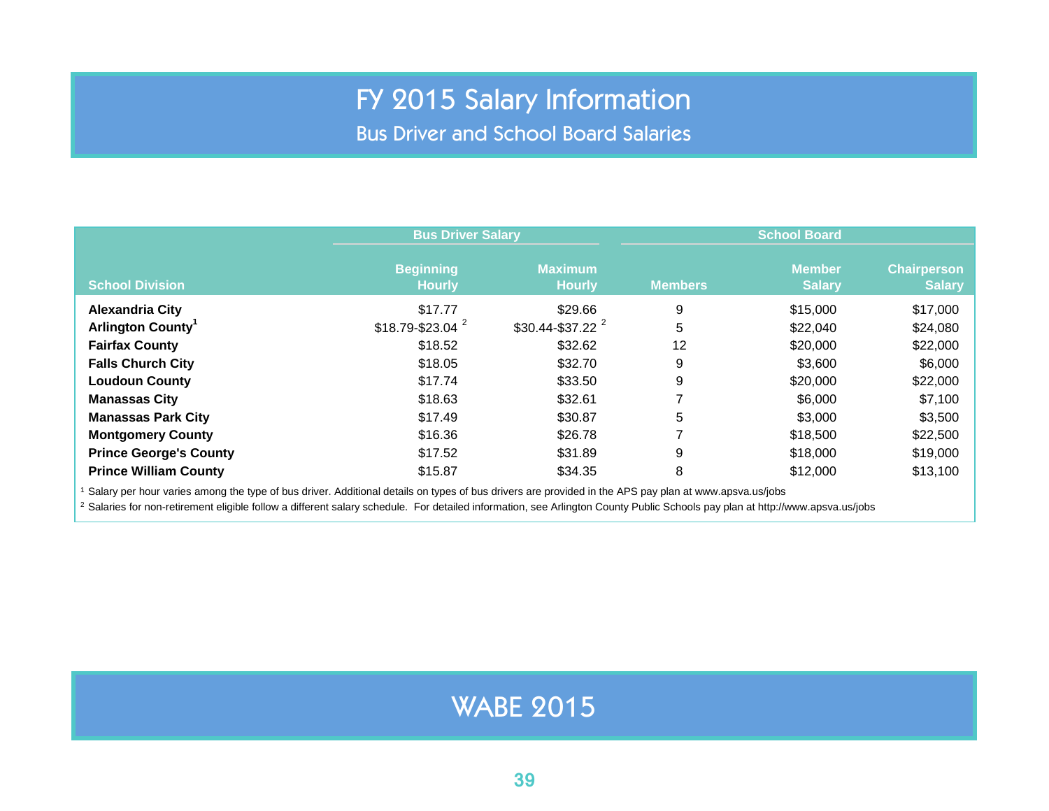# FY 2015 Salary Information

## Bus Driver and School Board Salaries

| School Division | Bus Driver Salary | | School Board | | |
|---|---|---|---|---|---|
| | Beginning Hourly | Maximum Hourly | Members | Member Salary | Chairperson Salary |
| **Alexandria City** | $17.77 | $29.66 | 9 | $15,000 | $17,000 |
| **Arlington County**[1] | $18.79-$23.04 [2] | $30.44-$37.22 [2] | 5 | $22,040 | $24,080 |
| **Fairfax County** | $18.52 | $32.62 | 12 | $20,000 | $22,000 |
| **Falls Church City** | $18.05 | $32.70 | 9 | $3,600 | $6,000 |
| **Loudoun County** | $17.74 | $33.50 | 9 | $20,000 | $22,000 |
| **Manassas City** | $18.63 | $32.61 | 7 | $6,000 | $7,100 |
| **Manassas Park City** | $17.49 | $30.87 | 5 | $3,000 | $3,500 |
| **Montgomery County** | $16.36 | $26.78 | 7 | $18,500 | $22,500 |
| **Prince George's County** | $17.52 | $31.89 | 9 | $18,000 | $19,000 |
| **Prince William County** | $15.87 | $34.35 | 8 | $12,000 | $13,100 |

[1] Salary per hour varies among the type of bus driver. Additional details on types of bus drivers are provided in the APS pay plan at www.apsva.us/jobs

[2] Salaries for non-retirement eligible follow a different salary schedule. For detailed information, see Arlington County Public Schools pay plan at http://www.apsva.us/jobs

WABE 2015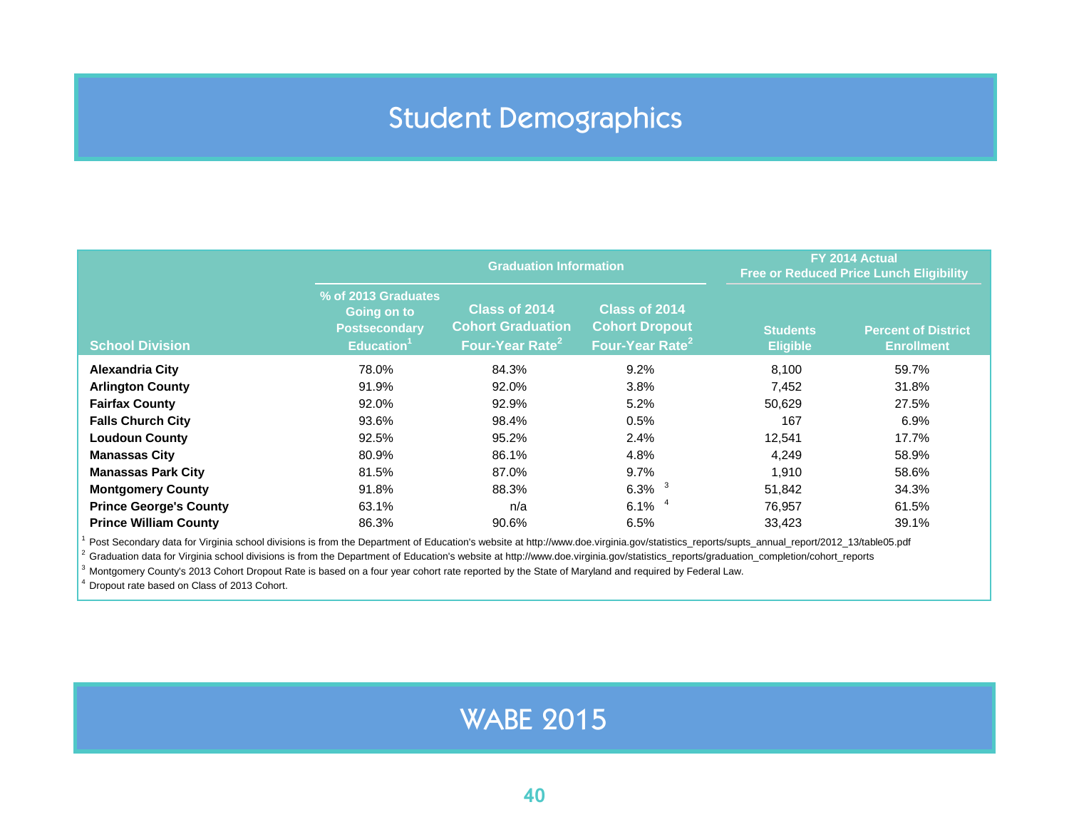# Student Demographics

| School Division | Graduation Information | | | FY 2014 Actual Free or Reduced Price Lunch Eligibility | |
|---|---|---|---|---|---|
| | % of 2013 Graduates Going on to Postsecondary Education[1] | Class of 2014 Cohort Graduation Four-Year Rate[2] | Class of 2014 Cohort Dropout Four-Year Rate[2] | Students Eligible | Percent of District Enrollment |
| **Alexandria City** | 78.0% | 84.3% | 9.2% | 8,100 | 59.7% |
| **Arlington County** | 91.9% | 92.0% | 3.8% | 7,452 | 31.8% |
| **Fairfax County** | 92.0% | 92.9% | 5.2% | 50,629 | 27.5% |
| **Falls Church City** | 93.6% | 98.4% | 0.5% | 167 | 6.9% |
| **Loudoun County** | 92.5% | 95.2% | 2.4% | 12,541 | 17.7% |
| **Manassas City** | 80.9% | 86.1% | 4.8% | 4,249 | 58.9% |
| **Manassas Park City** | 81.5% | 87.0% | 9.7% | 1,910 | 58.6% |
| **Montgomery County** | 91.8% | 88.3% | 6.3% [3] | 51,842 | 34.3% |
| **Prince George's County** | 63.1% | n/a | 6.1% [4] | 76,957 | 61.5% |
| **Prince William County** | 86.3% | 90.6% | 6.5% | 33,423 | 39.1% |

[1] Post Secondary data for Virginia school divisions is from the Department of Education's website at http://www.doe.virginia.gov/statistics_reports/supts_annual_report/2012_13/table05.pdf

[2] Graduation data for Virginia school divisions is from the Department of Education's website at http://www.doe.virginia.gov/statistics_reports/graduation_completion/cohort_reports

[3] Montgomery County's 2013 Cohort Dropout Rate is based on a four year cohort rate reported by the State of Maryland and required by Federal Law.

[4] Dropout rate based on Class of 2013 Cohort.

WABE 2015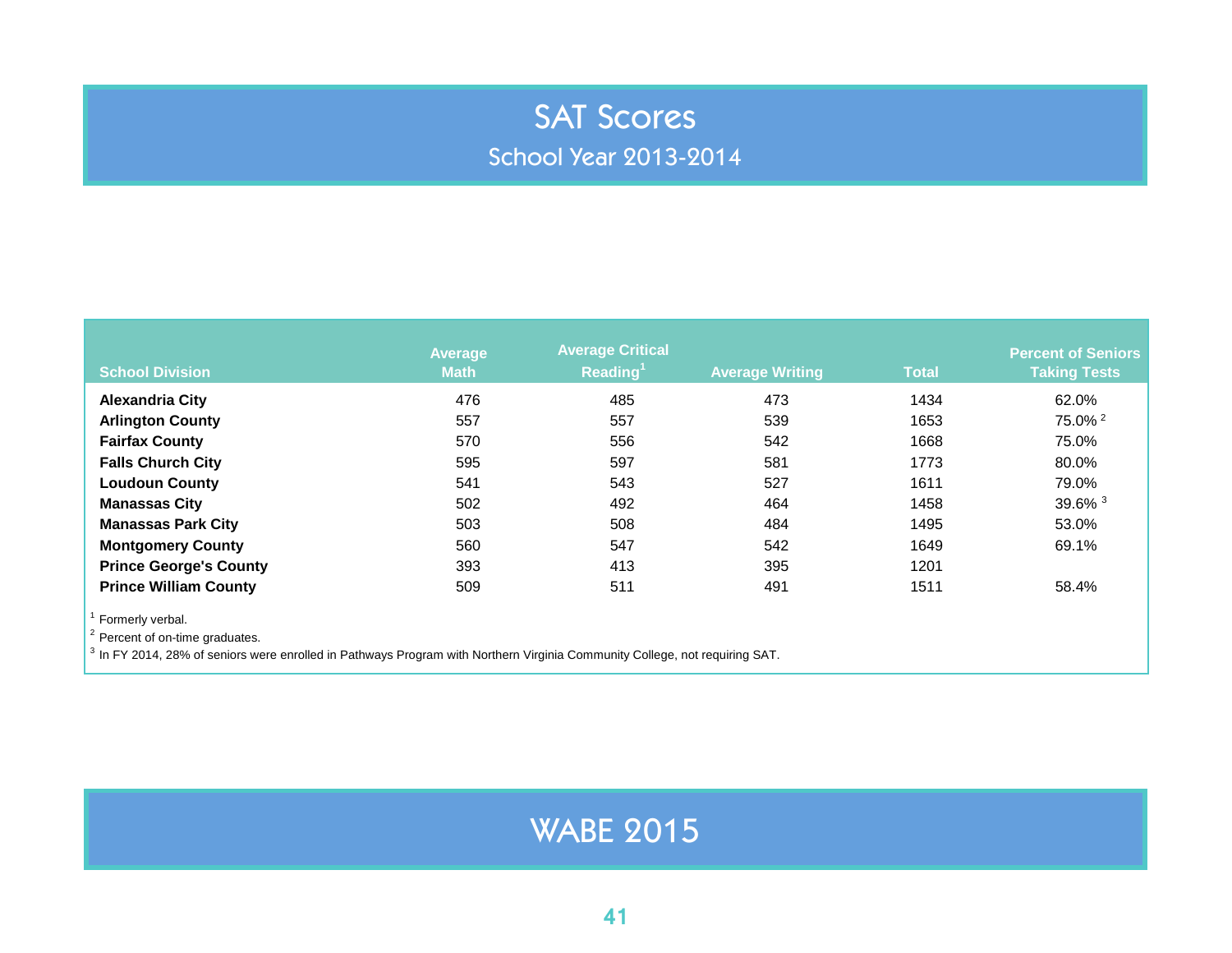# SAT Scores

## School Year 2013-2014

| School Division | Average Math | Average Critical Reading[1] | Average Writing | Total | Percent of Seniors Taking Tests |
|---|---|---|---|---|---|
| **Alexandria City** | 476 | 485 | 473 | 1434 | 62.0% |
| **Arlington County** | 557 | 557 | 539 | 1653 | 75.0% [2] |
| **Fairfax County** | 570 | 556 | 542 | 1668 | 75.0% |
| **Falls Church City** | 595 | 597 | 581 | 1773 | 80.0% |
| **Loudoun County** | 541 | 543 | 527 | 1611 | 79.0% |
| **Manassas City** | 502 | 492 | 464 | 1458 | 39.6% [3] |
| **Manassas Park City** | 503 | 508 | 484 | 1495 | 53.0% |
| **Montgomery County** | 560 | 547 | 542 | 1649 | 69.1% |
| **Prince George's County** | 393 | 413 | 395 | 1201 | |
| **Prince William County** | 509 | 511 | 491 | 1511 | 58.4% |

[1] Formerly verbal.

[2] Percent of on-time graduates.

[3] In FY 2014, 28% of seniors were enrolled in Pathways Program with Northern Virginia Community College, not requiring SAT.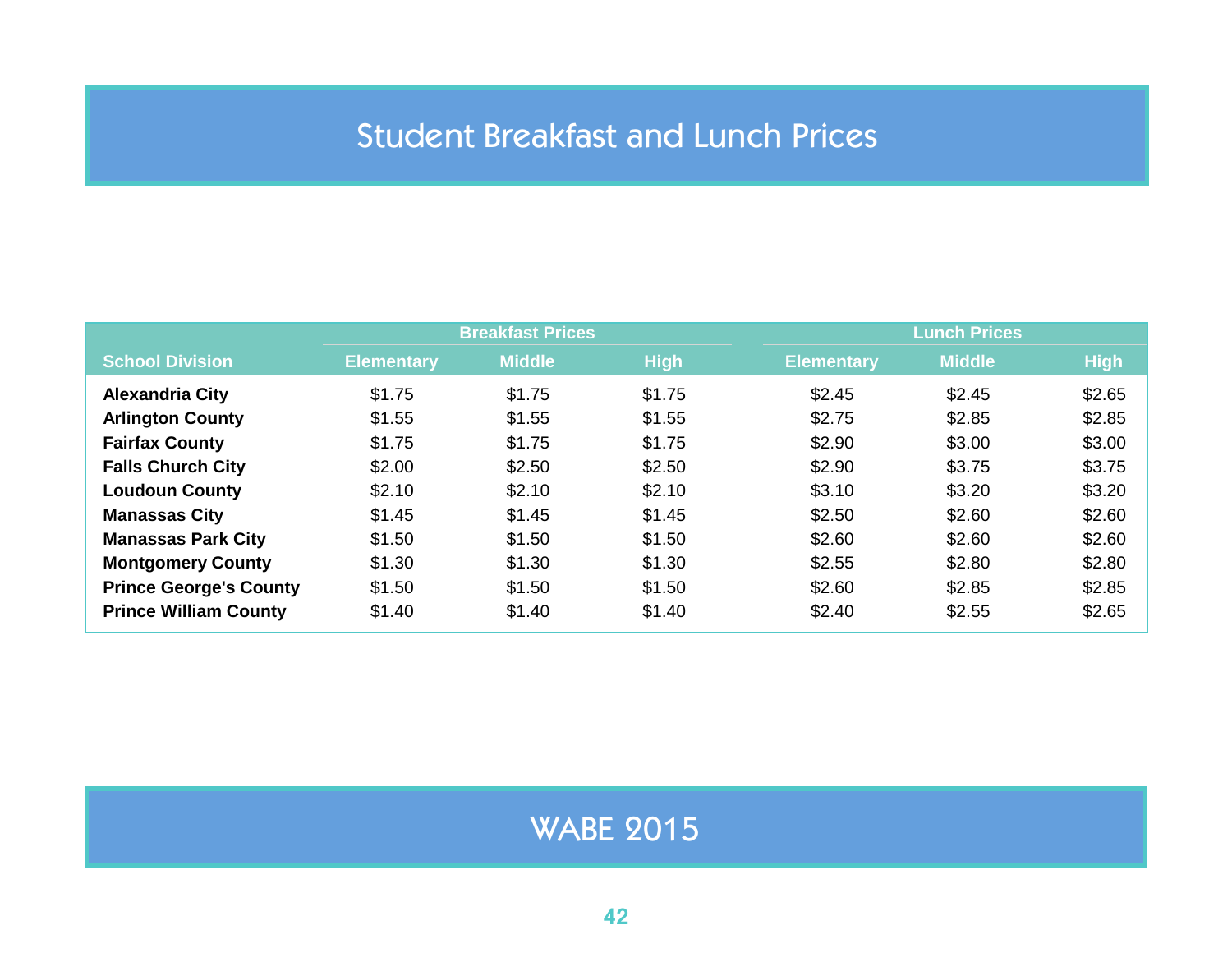# Student Breakfast and Lunch Prices

| School Division | Breakfast Prices | | | Lunch Prices | | |
|---|---|---|---|---|---|---|
| | Elementary | Middle | High | Elementary | Middle | High |
| **Alexandria City** | $1.75 | $1.75 | $1.75 | $2.45 | $2.45 | $2.65 |
| **Arlington County** | $1.55 | $1.55 | $1.55 | $2.75 | $2.85 | $2.85 |
| **Fairfax County** | $1.75 | $1.75 | $1.75 | $2.90 | $3.00 | $3.00 |
| **Falls Church City** | $2.00 | $2.50 | $2.50 | $2.90 | $3.75 | $3.75 |
| **Loudoun County** | $2.10 | $2.10 | $2.10 | $3.10 | $3.20 | $3.20 |
| **Manassas City** | $1.45 | $1.45 | $1.45 | $2.50 | $2.60 | $2.60 |
| **Manassas Park City** | $1.50 | $1.50 | $1.50 | $2.60 | $2.60 | $2.60 |
| **Montgomery County** | $1.30 | $1.30 | $1.30 | $2.55 | $2.80 | $2.80 |
| **Prince George's County** | $1.50 | $1.50 | $1.50 | $2.60 | $2.85 | $2.85 |
| **Prince William County** | $1.40 | $1.40 | $1.40 | $2.40 | $2.55 | $2.65 |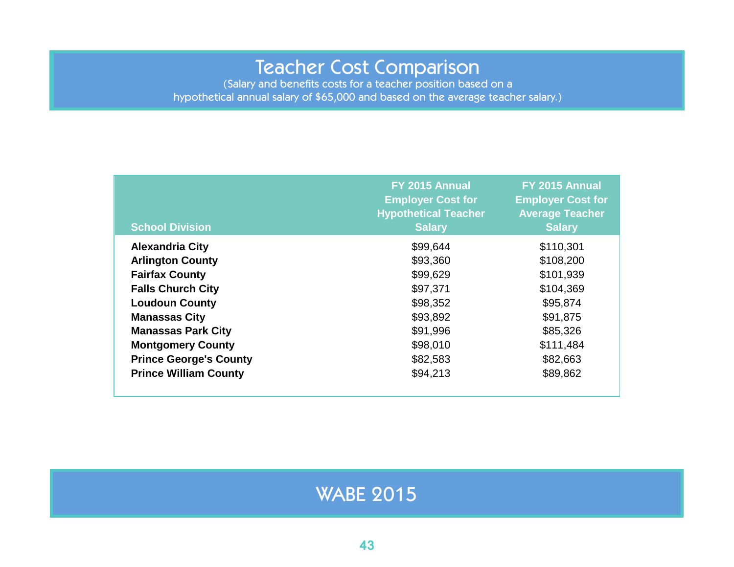# Teacher Cost Comparison

(Salary and benefits costs for a teacher position based on a hypothetical annual salary of $65,000 and based on the average teacher salary.)

| School Division | FY 2015 Annual Employer Cost for Hypothetical Teacher Salary | FY 2015 Annual Employer Cost for Average Teacher Salary |
|---|---|---|
| **Alexandria City** | $99,644 | $110,301 |
| **Arlington County** | $93,360 | $108,200 |
| **Fairfax County** | $99,629 | $101,939 |
| **Falls Church City** | $97,371 | $104,369 |
| **Loudoun County** | $98,352 | $95,874 |
| **Manassas City** | $93,892 | $91,875 |
| **Manassas Park City** | $91,996 | $85,326 |
| **Montgomery County** | $98,010 | $111,484 |
| **Prince George's County** | $82,583 | $82,663 |
| **Prince William County** | $94,213 | $89,862 |

WABE 2015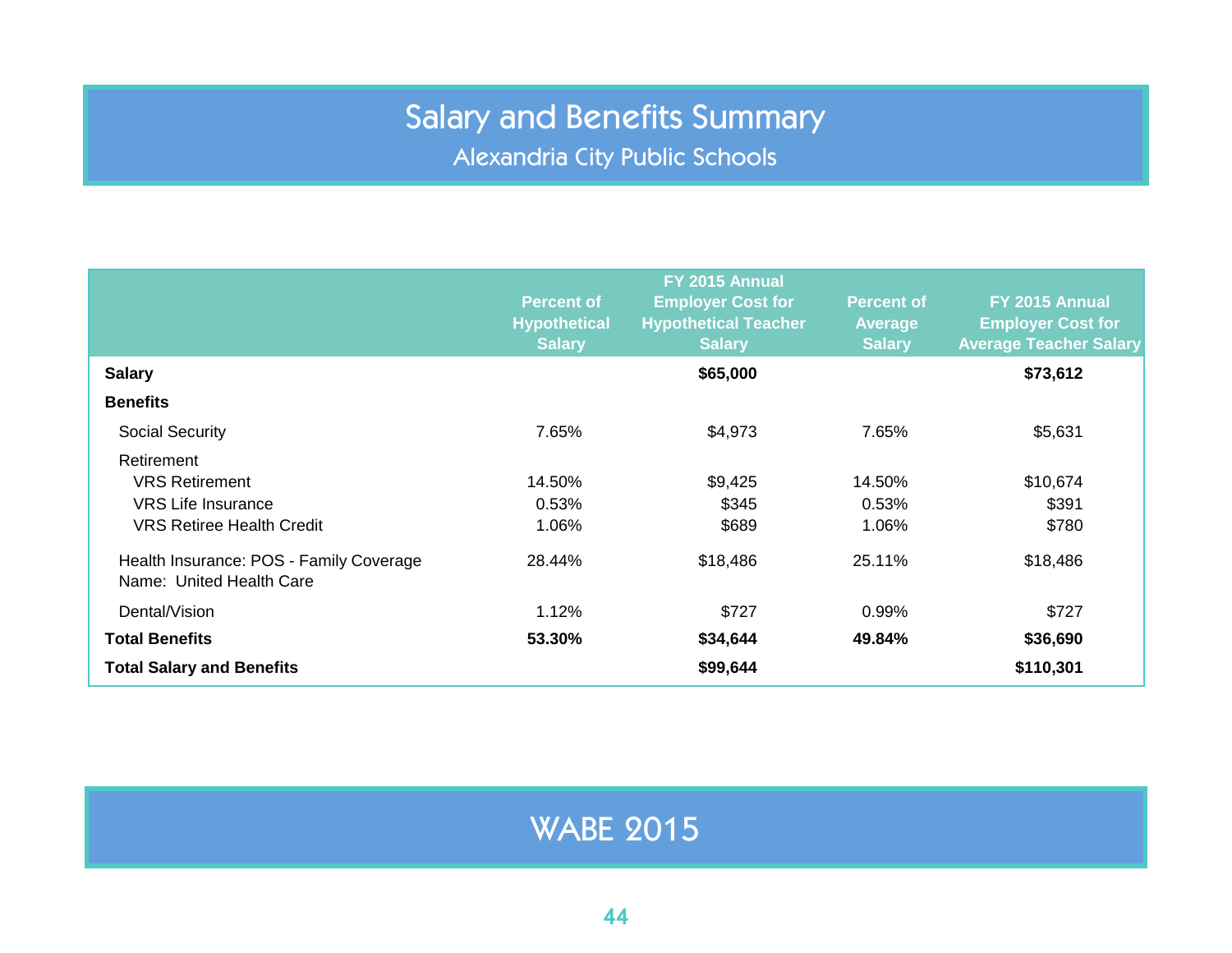# Salary and Benefits Summary

## Alexandria City Public Schools

| | Percent of Hypothetical Salary | FY 2015 Annual Employer Cost for Hypothetical Teacher Salary | Percent of Average Salary | FY 2015 Annual Employer Cost for Average Teacher Salary |
|---|---|---|---|---|
| **Salary** | | **$65,000** | | **$73,612** |
| **Benefits** | | | | |
| Social Security | 7.65% | $4,973 | 7.65% | $5,631 |
| Retirement | | | | |
| VRS Retirement | 14.50% | $9,425 | 14.50% | $10,674 |
| VRS Life Insurance | 0.53% | $345 | 0.53% | $391 |
| VRS Retiree Health Credit | 1.06% | $689 | 1.06% | $780 |
| Health Insurance: POS - Family Coverage Name: United Health Care | 28.44% | $18,486 | 25.11% | $18,486 |
| Dental/Vision | 1.12% | $727 | 0.99% | $727 |
| **Total Benefits** | **53.30%** | **$34,644** | **49.84%** | **$36,690** |
| **Total Salary and Benefits** | | **$99,644** | | **$110,301** |

WABE 2015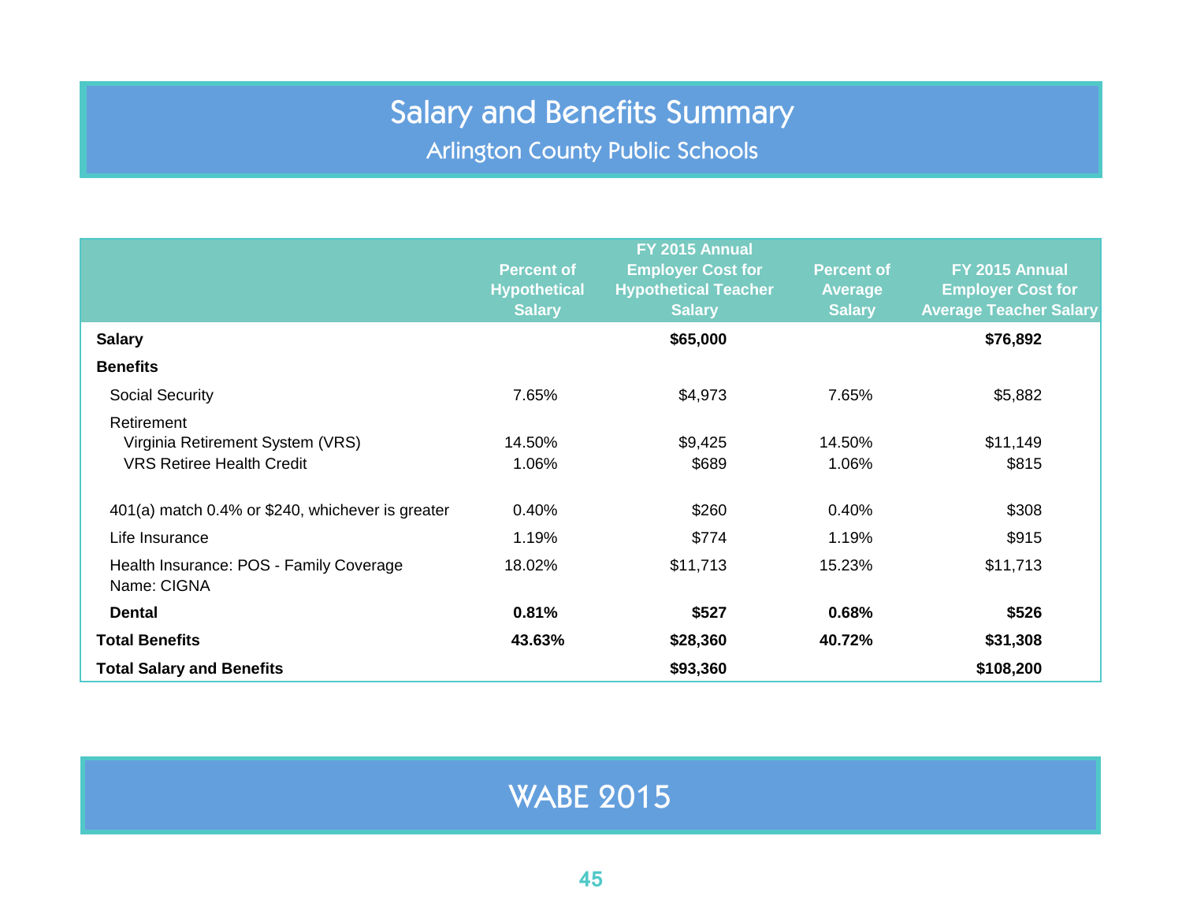# Salary and Benefits Summary

## Arlington County Public Schools

| | Percent of Hypothetical Salary | FY 2015 Annual Employer Cost for Hypothetical Teacher Salary | Percent of Average Salary | FY 2015 Annual Employer Cost for Average Teacher Salary |
|---|---|---|---|---|
| **Salary** | | **$65,000** | | **$76,892** |
| **Benefits** | | | | |
| Social Security | 7.65% | $4,973 | 7.65% | $5,882 |
| Retirement | | | | |
| Virginia Retirement System (VRS) | 14.50% | $9,425 | 14.50% | $11,149 |
| VRS Retiree Health Credit | 1.06% | $689 | 1.06% | $815 |
| 401(a) match 0.4% or $240, whichever is greater | 0.40% | $260 | 0.40% | $308 |
| Life Insurance | 1.19% | $774 | 1.19% | $915 |
| Health Insurance: POS - Family Coverage Name: CIGNA | 18.02% | $11,713 | 15.23% | $11,713 |
| **Dental** | **0.81%** | **$527** | **0.68%** | **$526** |
| **Total Benefits** | **43.63%** | **$28,360** | **40.72%** | **$31,308** |
| **Total Salary and Benefits** | | **$93,360** | | **$108,200** |

WABE 2015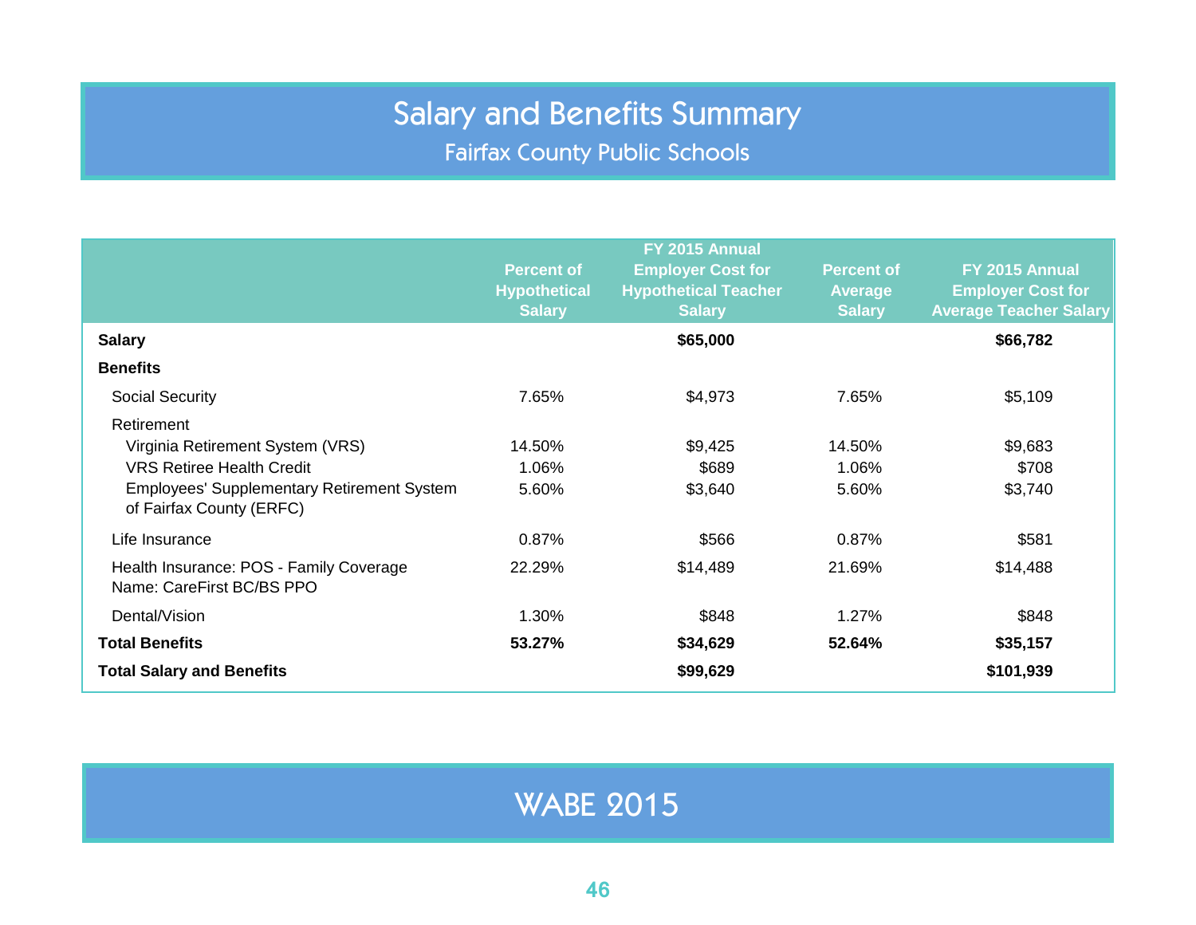# Salary and Benefits Summary

## Fairfax County Public Schools

| | Percent of Hypothetical Salary | FY 2015 Annual Employer Cost for Hypothetical Teacher Salary | Percent of Average Salary | FY 2015 Annual Employer Cost for Average Teacher Salary |
|---|---|---|---|---|
| **Salary** | | **$65,000** | | **$66,782** |
| **Benefits** | | | | |
| Social Security | 7.65% | $4,973 | 7.65% | $5,109 |
| Retirement | | | | |
| Virginia Retirement System (VRS) | 14.50% | $9,425 | 14.50% | $9,683 |
| VRS Retiree Health Credit | 1.06% | $689 | 1.06% | $708 |
| Employees' Supplementary Retirement System of Fairfax County (ERFC) | 5.60% | $3,640 | 5.60% | $3,740 |
| Life Insurance | 0.87% | $566 | 0.87% | $581 |
| Health Insurance: POS - Family Coverage Name: CareFirst BC/BS PPO | 22.29% | $14,489 | 21.69% | $14,488 |
| Dental/Vision | 1.30% | $848 | 1.27% | $848 |
| **Total Benefits** | **53.27%** | **$34,629** | **52.64%** | **$35,157** |
| **Total Salary and Benefits** | | **$99,629** | | **$101,939** |

WABE 2015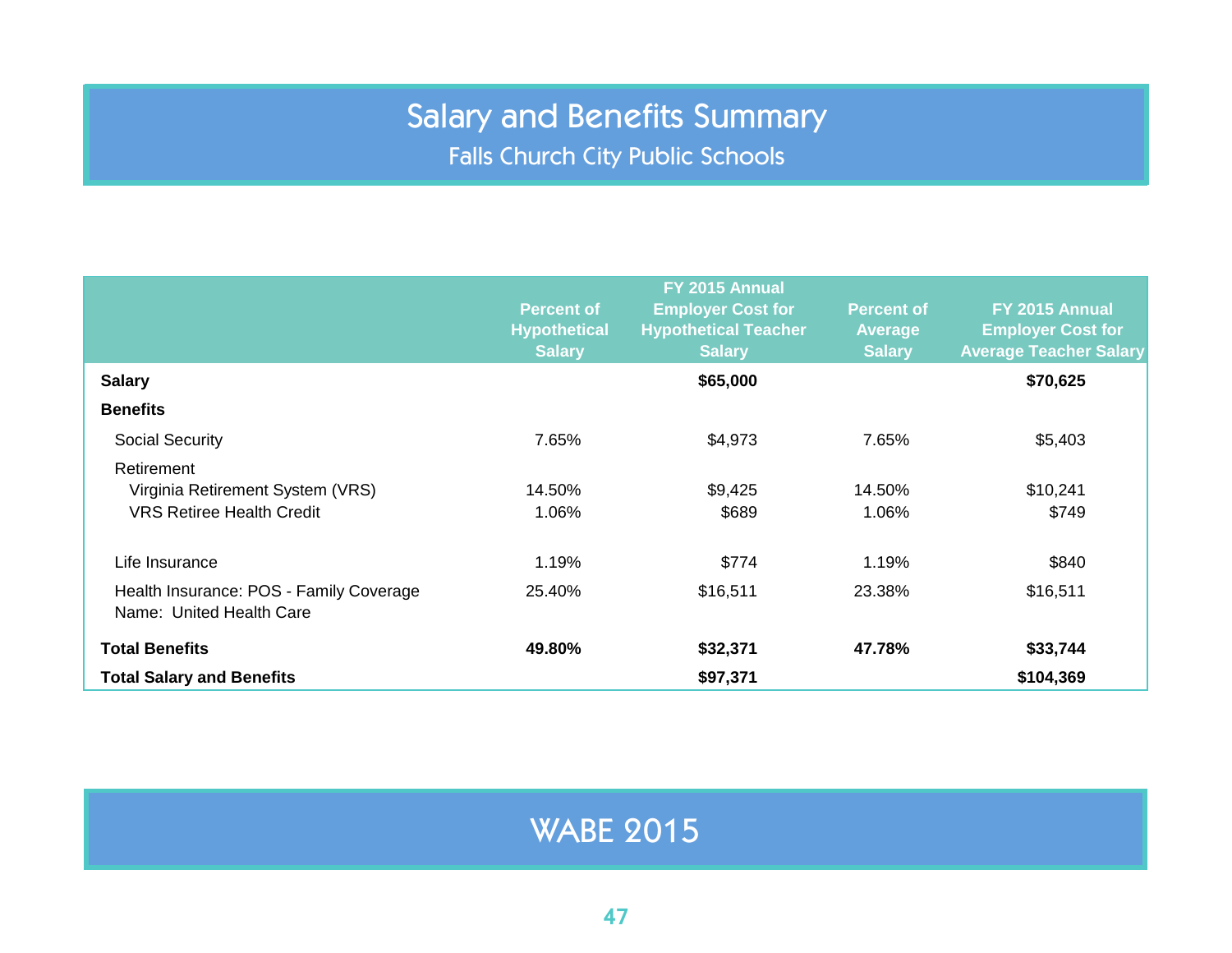# Salary and Benefits Summary

## Falls Church City Public Schools

| | Percent of Hypothetical Salary | FY 2015 Annual Employer Cost for Hypothetical Teacher Salary | Percent of Average Salary | FY 2015 Annual Employer Cost for Average Teacher Salary |
|---|---|---|---|---|
| **Salary** | | **$65,000** | | **$70,625** |
| **Benefits** | | | | |
| Social Security | 7.65% | $4,973 | 7.65% | $5,403 |
| Retirement | | | | |
| Virginia Retirement System (VRS) | 14.50% | $9,425 | 14.50% | $10,241 |
| VRS Retiree Health Credit | 1.06% | $689 | 1.06% | $749 |
| Life Insurance | 1.19% | $774 | 1.19% | $840 |
| Health Insurance: POS - Family Coverage Name: United Health Care | 25.40% | $16,511 | 23.38% | $16,511 |
| **Total Benefits** | **49.80%** | **$32,371** | **47.78%** | **$33,744** |
| **Total Salary and Benefits** | | **$97,371** | | **$104,369** |

WABE 2015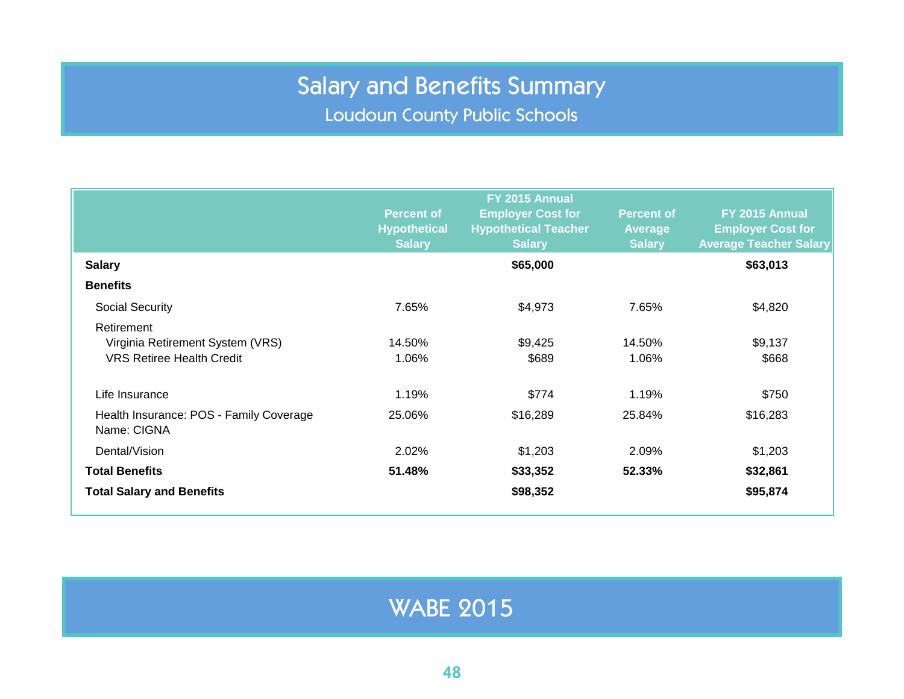# Salary and Benefits Summary

## Loudoun County Public Schools

| | Percent of Hypothetical Salary | FY 2015 Annual Employer Cost for Hypothetical Teacher Salary | Percent of Average Salary | FY 2015 Annual Employer Cost for Average Teacher Salary |
|---|---|---|---|---|
| **Salary** | | **$65,000** | | **$63,013** |
| **Benefits** | | | | |
| Social Security | 7.65% | $4,973 | 7.65% | $4,820 |
| Retirement | | | | |
| Virginia Retirement System (VRS) | 14.50% | $9,425 | 14.50% | $9,137 |
| VRS Retiree Health Credit | 1.06% | $689 | 1.06% | $668 |
| Life Insurance | 1.19% | $774 | 1.19% | $750 |
| Health Insurance: POS - Family Coverage Name: CIGNA | 25.06% | $16,289 | 25.84% | $16,283 |
| Dental/Vision | 2.02% | $1,203 | 2.09% | $1,203 |
| **Total Benefits** | **51.48%** | **$33,352** | **52.33%** | **$32,861** |
| **Total Salary and Benefits** | | **$98,352** | | **$95,874** |

WABE 2015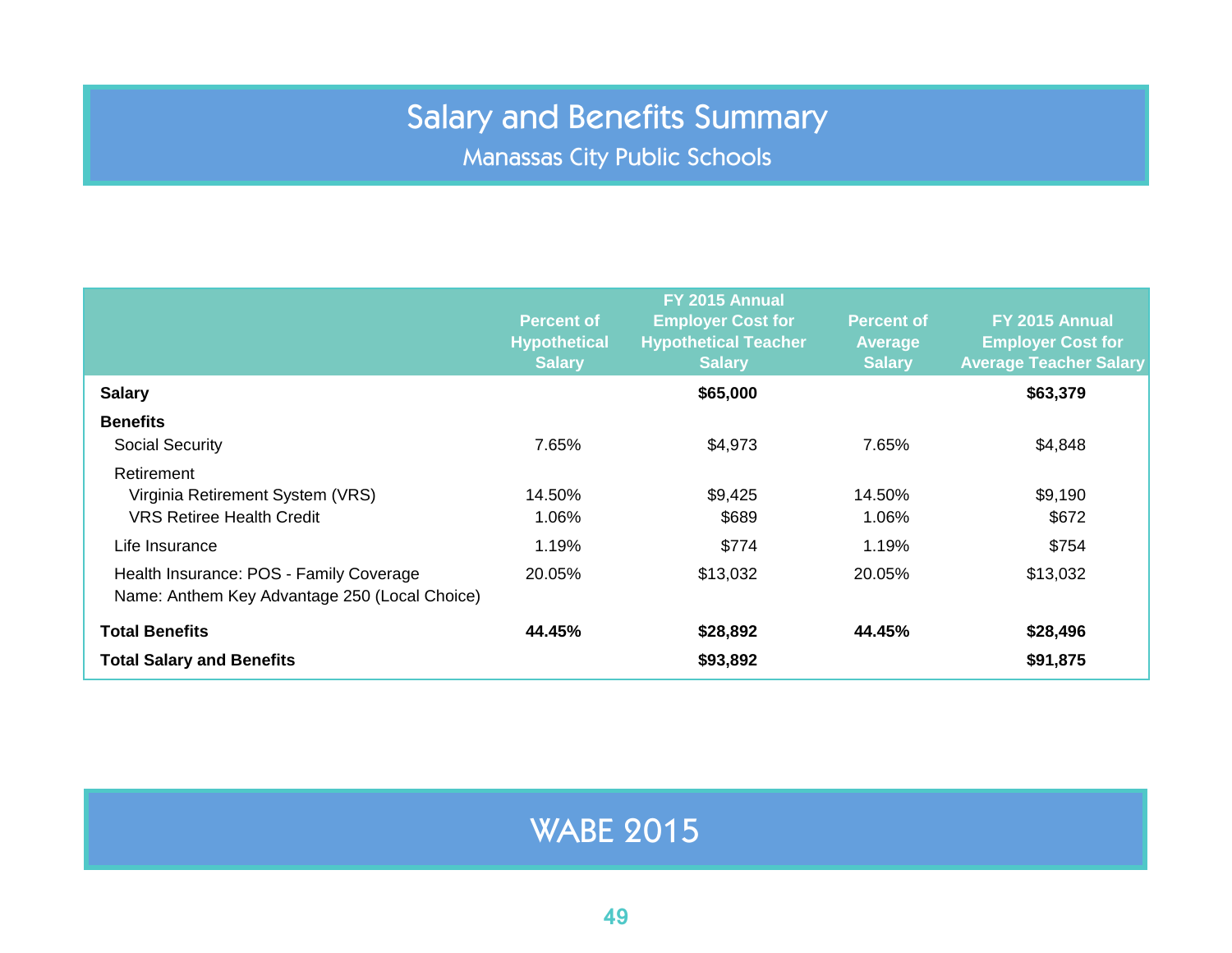# Salary and Benefits Summary

## Manassas City Public Schools

| | Percent of Hypothetical Salary | FY 2015 Annual Employer Cost for Hypothetical Teacher Salary | Percent of Average Salary | FY 2015 Annual Employer Cost for Average Teacher Salary |
|---|---|---|---|---|
| **Salary** | | **$65,000** | | **$63,379** |
| **Benefits** | | | | |
| Social Security | 7.65% | $4,973 | 7.65% | $4,848 |
| Retirement | | | | |
| Virginia Retirement System (VRS) | 14.50% | $9,425 | 14.50% | $9,190 |
| VRS Retiree Health Credit | 1.06% | $689 | 1.06% | $672 |
| Life Insurance | 1.19% | $774 | 1.19% | $754 |
| Health Insurance: POS - Family Coverage Name: Anthem Key Advantage 250 (Local Choice) | 20.05% | $13,032 | 20.05% | $13,032 |
| **Total Benefits** | **44.45%** | **$28,892** | **44.45%** | **$28,496** |
| **Total Salary and Benefits** | | **$93,892** | | **$91,875** |

WABE 2015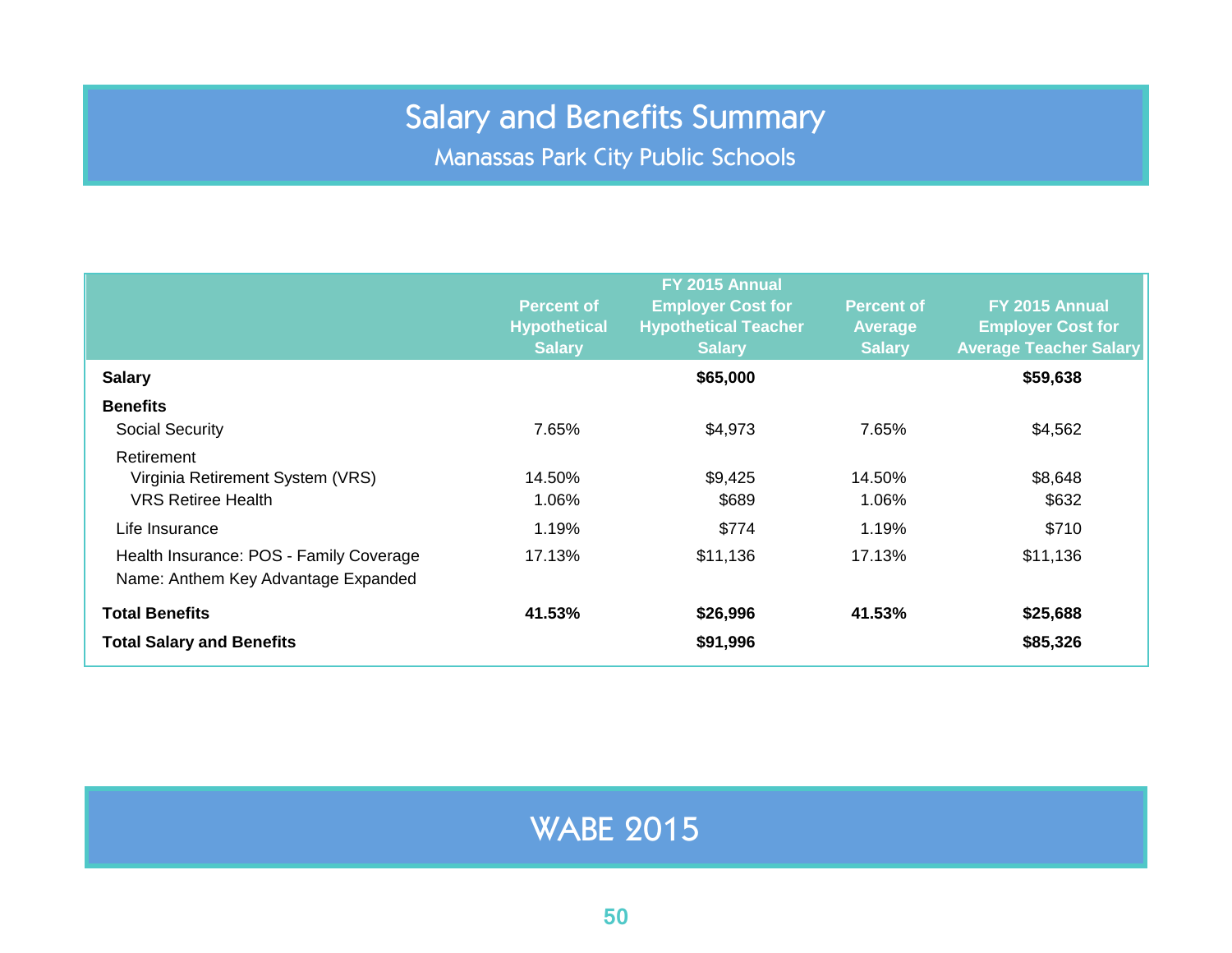# Salary and Benefits Summary

## Manassas Park City Public Schools

| | Percent of Hypothetical Salary | FY 2015 Annual Employer Cost for Hypothetical Teacher Salary | Percent of Average Salary | FY 2015 Annual Employer Cost for Average Teacher Salary |
|---|---|---|---|---|
| **Salary** | | **$65,000** | | **$59,638** |
| **Benefits** | | | | |
| Social Security | 7.65% | $4,973 | 7.65% | $4,562 |
| Retirement | | | | |
| Virginia Retirement System (VRS) | 14.50% | $9,425 | 14.50% | $8,648 |
| VRS Retiree Health | 1.06% | $689 | 1.06% | $632 |
| Life Insurance | 1.19% | $774 | 1.19% | $710 |
| Health Insurance: POS - Family Coverage<br>Name: Anthem Key Advantage Expanded | 17.13% | $11,136 | 17.13% | $11,136 |
| **Total Benefits** | **41.53%** | **$26,996** | **41.53%** | **$25,688** |
| **Total Salary and Benefits** | | **$91,996** | | **$85,326** |

WABE 2015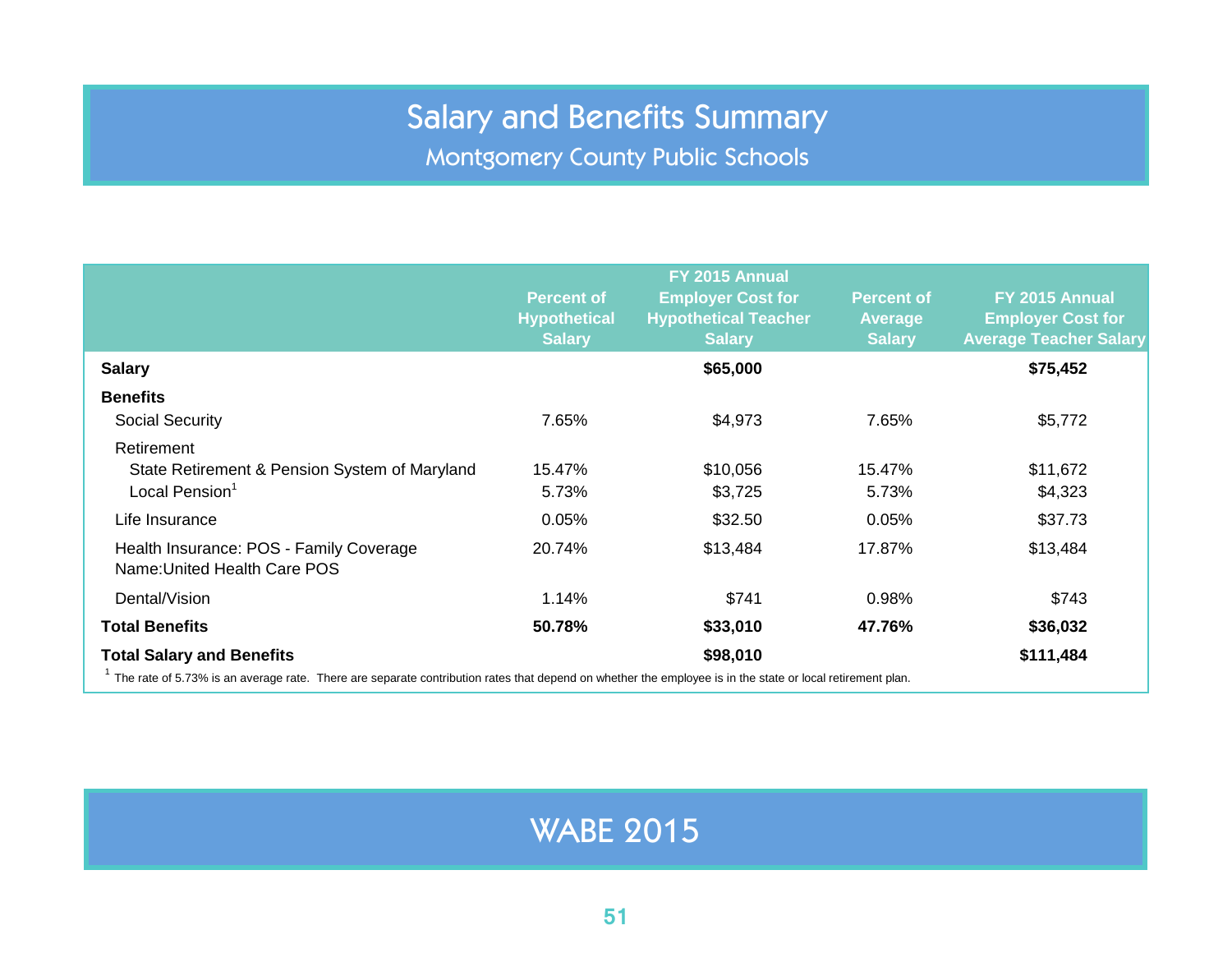# Salary and Benefits Summary

## Montgomery County Public Schools

| | Percent of Hypothetical Salary | FY 2015 Annual Employer Cost for Hypothetical Teacher Salary | Percent of Average Salary | FY 2015 Annual Employer Cost for Average Teacher Salary |
|---|---|---|---|---|
| **Salary** | | **$65,000** | | **$75,452** |
| **Benefits** | | | | |
| Social Security | 7.65% | $4,973 | 7.65% | $5,772 |
| Retirement | | | | |
| State Retirement & Pension System of Maryland | 15.47% | $10,056 | 15.47% | $11,672 |
| Local Pension[1] | 5.73% | $3,725 | 5.73% | $4,323 |
| Life Insurance | 0.05% | $32.50 | 0.05% | $37.73 |
| Health Insurance: POS - Family Coverage Name:United Health Care POS | 20.74% | $13,484 | 17.87% | $13,484 |
| Dental/Vision | 1.14% | $741 | 0.98% | $743 |
| **Total Benefits** | **50.78%** | **$33,010** | **47.76%** | **$36,032** |
| **Total Salary and Benefits** | | **$98,010** | | **$111,484** |

[1] The rate of 5.73% is an average rate. There are separate contribution rates that depend on whether the employee is in the state or local retirement plan.

WABE 2015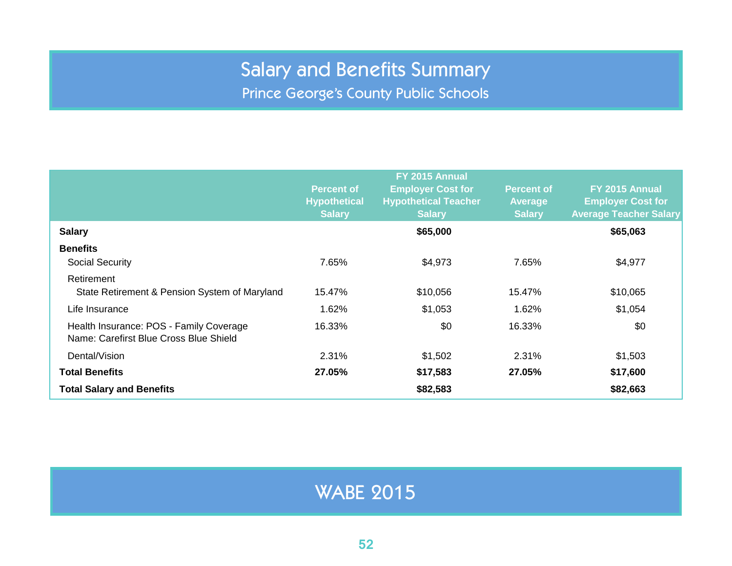# Salary and Benefits Summary

## Prince George's County Public Schools

| | Percent of Hypothetical Salary | FY 2015 Annual Employer Cost for Hypothetical Teacher Salary | Percent of Average Salary | FY 2015 Annual Employer Cost for Average Teacher Salary |
|---|---|---|---|---|
| **Salary** | | **$65,000** | | **$65,063** |
| **Benefits** | | | | |
| Social Security | 7.65% | $4,973 | 7.65% | $4,977 |
| Retirement | | | | |
| State Retirement & Pension System of Maryland | 15.47% | $10,056 | 15.47% | $10,065 |
| Life Insurance | 1.62% | $1,053 | 1.62% | $1,054 |
| Health Insurance: POS - Family Coverage Name: Carefirst Blue Cross Blue Shield | 16.33% | $0 | 16.33% | $0 |
| Dental/Vision | 2.31% | $1,502 | 2.31% | $1,503 |
| **Total Benefits** | **27.05%** | **$17,583** | **27.05%** | **$17,600** |
| **Total Salary and Benefits** | | **$82,583** | | **$82,663** |

WABE 2015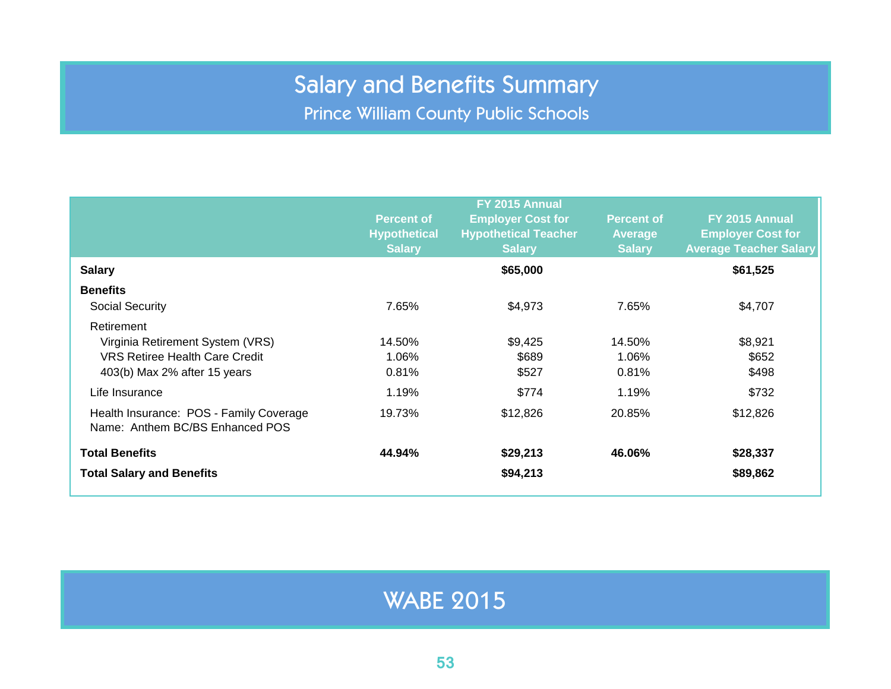# Salary and Benefits Summary

## Prince William County Public Schools

| | Percent of Hypothetical Salary | FY 2015 Annual Employer Cost for Hypothetical Teacher Salary | Percent of Average Salary | FY 2015 Annual Employer Cost for Average Teacher Salary |
|---|---|---|---|---|
| **Salary** | | **$65,000** | | **$61,525** |
| **Benefits** | | | | |
| Social Security | 7.65% | $4,973 | 7.65% | $4,707 |
| Retirement | | | | |
| Virginia Retirement System (VRS) | 14.50% | $9,425 | 14.50% | $8,921 |
| VRS Retiree Health Care Credit | 1.06% | $689 | 1.06% | $652 |
| 403(b) Max 2% after 15 years | 0.81% | $527 | 0.81% | $498 |
| Life Insurance | 1.19% | $774 | 1.19% | $732 |
| Health Insurance: POS - Family Coverage Name: Anthem BC/BS Enhanced POS | 19.73% | $12,826 | 20.85% | $12,826 |
| **Total Benefits** | **44.94%** | **$29,213** | **46.06%** | **$28,337** |
| **Total Salary and Benefits** | | **$94,213** | | **$89,862** |

WABE 2015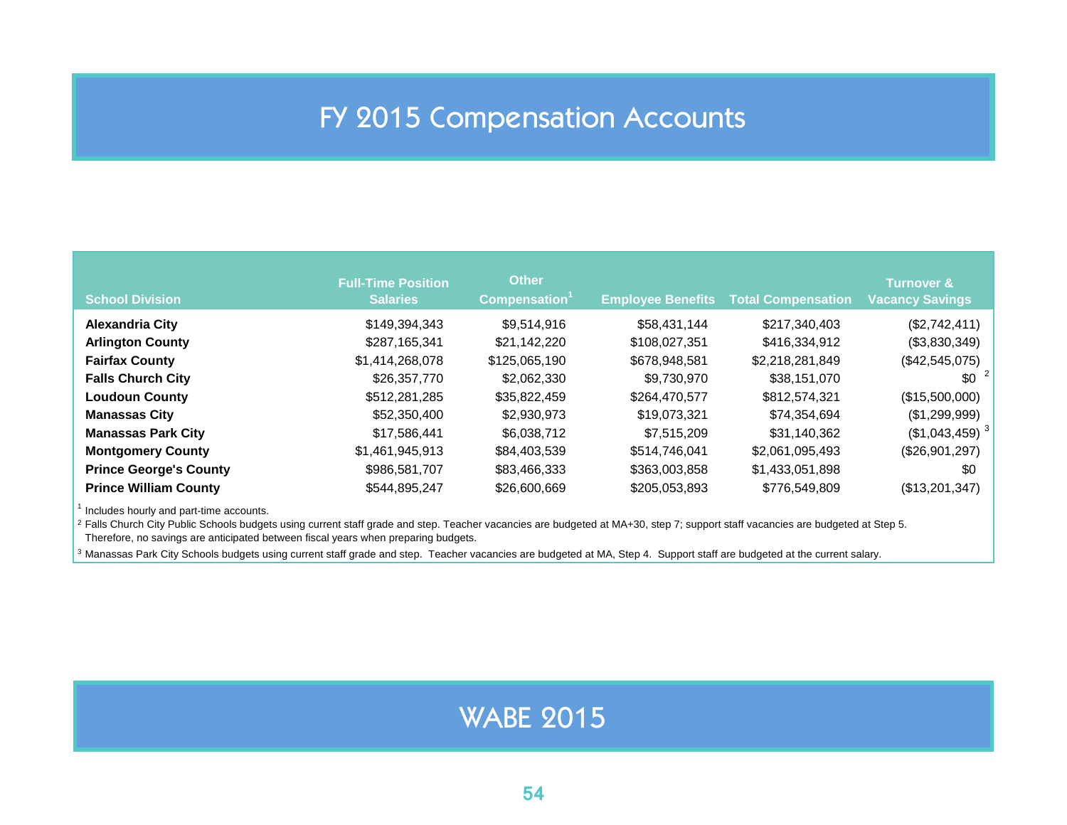# FY 2015 Compensation Accounts

| School Division | Full-Time Position Salaries | Other Compensation[1] | Employee Benefits | Total Compensation | Turnover & Vacancy Savings |
|---|---|---|---|---|---|
| **Alexandria City** | $149,394,343 | $9,514,916 | $58,431,144 | $217,340,403 | ($2,742,411) |
| **Arlington County** | $287,165,341 | $21,142,220 | $108,027,351 | $416,334,912 | ($3,830,349) |
| **Fairfax County** | $1,414,268,078 | $125,065,190 | $678,948,581 | $2,218,281,849 | ($42,545,075) |
| **Falls Church City** | $26,357,770 | $2,062,330 | $9,730,970 | $38,151,070 | $0 [2] |
| **Loudoun County** | $512,281,285 | $35,822,459 | $264,470,577 | $812,574,321 | ($15,500,000) |
| **Manassas City** | $52,350,400 | $2,930,973 | $19,073,321 | $74,354,694 | ($1,299,999) |
| **Manassas Park City** | $17,586,441 | $6,038,712 | $7,515,209 | $31,140,362 | ($1,043,459) [3] |
| **Montgomery County** | $1,461,945,913 | $84,403,539 | $514,746,041 | $2,061,095,493 | ($26,901,297) |
| **Prince George's County** | $986,581,707 | $83,466,333 | $363,003,858 | $1,433,051,898 | $0 |
| **Prince William County** | $544,895,247 | $26,600,669 | $205,053,893 | $776,549,809 | ($13,201,347) |

[1] Includes hourly and part-time accounts.

[2] Falls Church City Public Schools budgets using current staff grade and step. Teacher vacancies are budgeted at MA+30, step 7; support staff vacancies are budgeted at Step 5. Therefore, no savings are anticipated between fiscal years when preparing budgets.

[3] Manassas Park City Schools budgets using current staff grade and step. Teacher vacancies are budgeted at MA, Step 4. Support staff are budgeted at the current salary.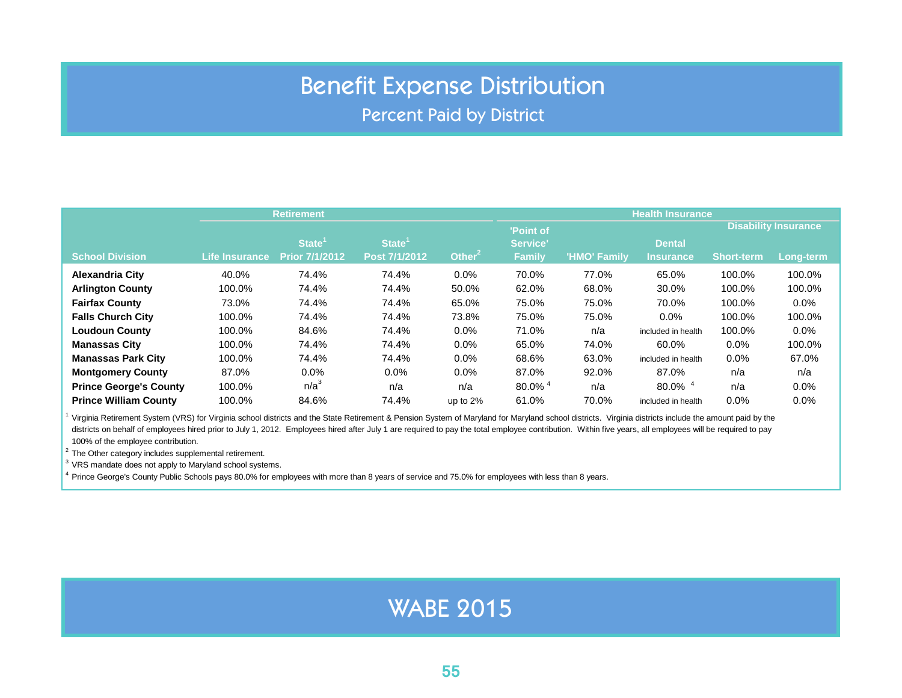# Benefit Expense Distribution

## Percent Paid by District

| School Division | Life Insurance | Retirement | | | Health Insurance | | | | |
|---|---|---|---|---|---|---|---|---|---|
| | | State[1] Prior 7/1/2012 | State[1] Post 7/1/2012 | Other[2] | 'Point of Service' Family | 'HMO' Family | Dental Insurance | Disability Insurance Short-term | Disability Insurance Long-term |
| **Alexandria City** | 40.0% | 74.4% | 74.4% | 0.0% | 70.0% | 77.0% | 65.0% | 100.0% | 100.0% |
| **Arlington County** | 100.0% | 74.4% | 74.4% | 50.0% | 62.0% | 68.0% | 30.0% | 100.0% | 100.0% |
| **Fairfax County** | 73.0% | 74.4% | 74.4% | 65.0% | 75.0% | 75.0% | 70.0% | 100.0% | 0.0% |
| **Falls Church City** | 100.0% | 74.4% | 74.4% | 73.8% | 75.0% | 75.0% | 0.0% | 100.0% | 100.0% |
| **Loudoun County** | 100.0% | 84.6% | 74.4% | 0.0% | 71.0% | n/a | included in health | 100.0% | 0.0% |
| **Manassas City** | 100.0% | 74.4% | 74.4% | 0.0% | 65.0% | 74.0% | 60.0% | 0.0% | 100.0% |
| **Manassas Park City** | 100.0% | 74.4% | 74.4% | 0.0% | 68.6% | 63.0% | included in health | 0.0% | 67.0% |
| **Montgomery County** | 87.0% | 0.0% | 0.0% | 0.0% | 87.0% | 92.0% | 87.0% | n/a | n/a |
| **Prince George's County** | 100.0% | n/a[3] | n/a | n/a | 80.0% [4] | n/a | 80.0% [4] | n/a | 0.0% |
| **Prince William County** | 100.0% | 84.6% | 74.4% | up to 2% | 61.0% | 70.0% | included in health | 0.0% | 0.0% |

[1] Virginia Retirement System (VRS) for Virginia school districts and the State Retirement & Pension System of Maryland for Maryland school districts. Virginia districts include the amount paid by the districts on behalf of employees hired prior to July 1, 2012. Employees hired after July 1 are required to pay the total employee contribution. Within five years, all employees will be required to pay 100% of the employee contribution.

[2] The Other category includes supplemental retirement.

[3] VRS mandate does not apply to Maryland school systems.

[4] Prince George's County Public Schools pays 80.0% for employees with more than 8 years of service and 75.0% for employees with less than 8 years.

WABE 2015